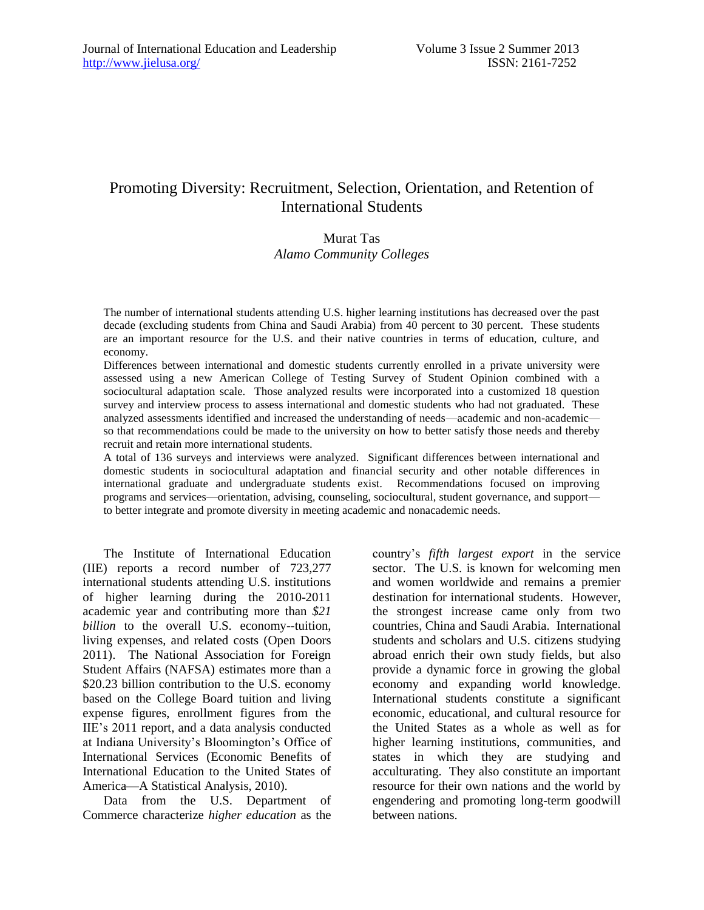# Promoting Diversity: Recruitment, Selection, Orientation, and Retention of International Students

Murat Tas
*Alamo Community Colleges*

The number of international students attending U.S. higher learning institutions has decreased over the past decade (excluding students from China and Saudi Arabia) from 40 percent to 30 percent. These students are an important resource for the U.S. and their native countries in terms of education, culture, and economy.

Differences between international and domestic students currently enrolled in a private university were assessed using a new American College of Testing Survey of Student Opinion combined with a sociocultural adaptation scale. Those analyzed results were incorporated into a customized 18 question survey and interview process to assess international and domestic students who had not graduated. These analyzed assessments identified and increased the understanding of needs—academic and non-academic—so that recommendations could be made to the university on how to better satisfy those needs and thereby recruit and retain more international students.

A total of 136 surveys and interviews were analyzed. Significant differences between international and domestic students in sociocultural adaptation and financial security and other notable differences in international graduate and undergraduate students exist. Recommendations focused on improving programs and services—orientation, advising, counseling, sociocultural, student governance, and support—to better integrate and promote diversity in meeting academic and nonacademic needs.

The Institute of International Education (IIE) reports a record number of 723,277 international students attending U.S. institutions of higher learning during the 2010-2011 academic year and contributing more than *$21 billion* to the overall U.S. economy--tuition, living expenses, and related costs (Open Doors 2011). The National Association for Foreign Student Affairs (NAFSA) estimates more than a $20.23 billion contribution to the U.S. economy based on the College Board tuition and living expense figures, enrollment figures from the IIE's 2011 report, and a data analysis conducted at Indiana University's Bloomington's Office of International Services (Economic Benefits of International Education to the United States of America—A Statistical Analysis, 2010).

Data from the U.S. Department of Commerce characterize *higher education* as the country's *fifth largest export* in the service sector. The U.S. is known for welcoming men and women worldwide and remains a premier destination for international students. However, the strongest increase came only from two countries, China and Saudi Arabia. International students and scholars and U.S. citizens studying abroad enrich their own study fields, but also provide a dynamic force in growing the global economy and expanding world knowledge. International students constitute a significant economic, educational, and cultural resource for the United States as a whole as well as for higher learning institutions, communities, and states in which they are studying and acculturating. They also constitute an important resource for their own nations and the world by engendering and promoting long-term goodwill between nations.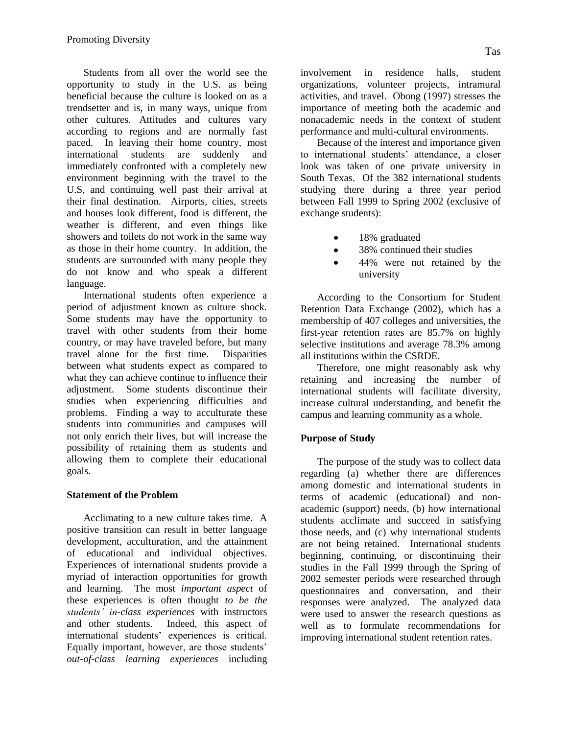Students from all over the world see the opportunity to study in the U.S. as being beneficial because the culture is looked on as a trendsetter and is, in many ways, unique from other cultures. Attitudes and cultures vary according to regions and are normally fast paced. In leaving their home country, most international students are suddenly and immediately confronted with a completely new environment beginning with the travel to the U.S, and continuing well past their arrival at their final destination. Airports, cities, streets and houses look different, food is different, the weather is different, and even things like showers and toilets do not work in the same way as those in their home country. In addition, the students are surrounded with many people they do not know and who speak a different language.

International students often experience a period of adjustment known as culture shock. Some students may have the opportunity to travel with other students from their home country, or may have traveled before, but many travel alone for the first time. Disparities between what students expect as compared to what they can achieve continue to influence their adjustment. Some students discontinue their studies when experiencing difficulties and problems. Finding a way to acculturate these students into communities and campuses will not only enrich their lives, but will increase the possibility of retaining them as students and allowing them to complete their educational goals.

## Statement of the Problem

Acclimating to a new culture takes time. A positive transition can result in better language development, acculturation, and the attainment of educational and individual objectives. Experiences of international students provide a myriad of interaction opportunities for growth and learning. The most *important aspect* of these experiences is often thought *to be the students' in-class experiences* with instructors and other students. Indeed, this aspect of international students' experiences is critical. Equally important, however, are those students' *out-of-class learning experiences* including involvement in residence halls, student organizations, volunteer projects, intramural activities, and travel. Obong (1997) stresses the importance of meeting both the academic and nonacademic needs in the context of student performance and multi-cultural environments.

Because of the interest and importance given to international students' attendance, a closer look was taken of one private university in South Texas. Of the 382 international students studying there during a three year period between Fall 1999 to Spring 2002 (exclusive of exchange students):

- 18% graduated
- 38% continued their studies
- 44% were not retained by the university

According to the Consortium for Student Retention Data Exchange (2002), which has a membership of 407 colleges and universities, the first-year retention rates are 85.7% on highly selective institutions and average 78.3% among all institutions within the CSRDE.

Therefore, one might reasonably ask why retaining and increasing the number of international students will facilitate diversity, increase cultural understanding, and benefit the campus and learning community as a whole.

## Purpose of Study

The purpose of the study was to collect data regarding (a) whether there are differences among domestic and international students in terms of academic (educational) and non-academic (support) needs, (b) how international students acclimate and succeed in satisfying those needs, and (c) why international students are not being retained. International students beginning, continuing, or discontinuing their studies in the Fall 1999 through the Spring of 2002 semester periods were researched through questionnaires and conversation, and their responses were analyzed. The analyzed data were used to answer the research questions as well as to formulate recommendations for improving international student retention rates.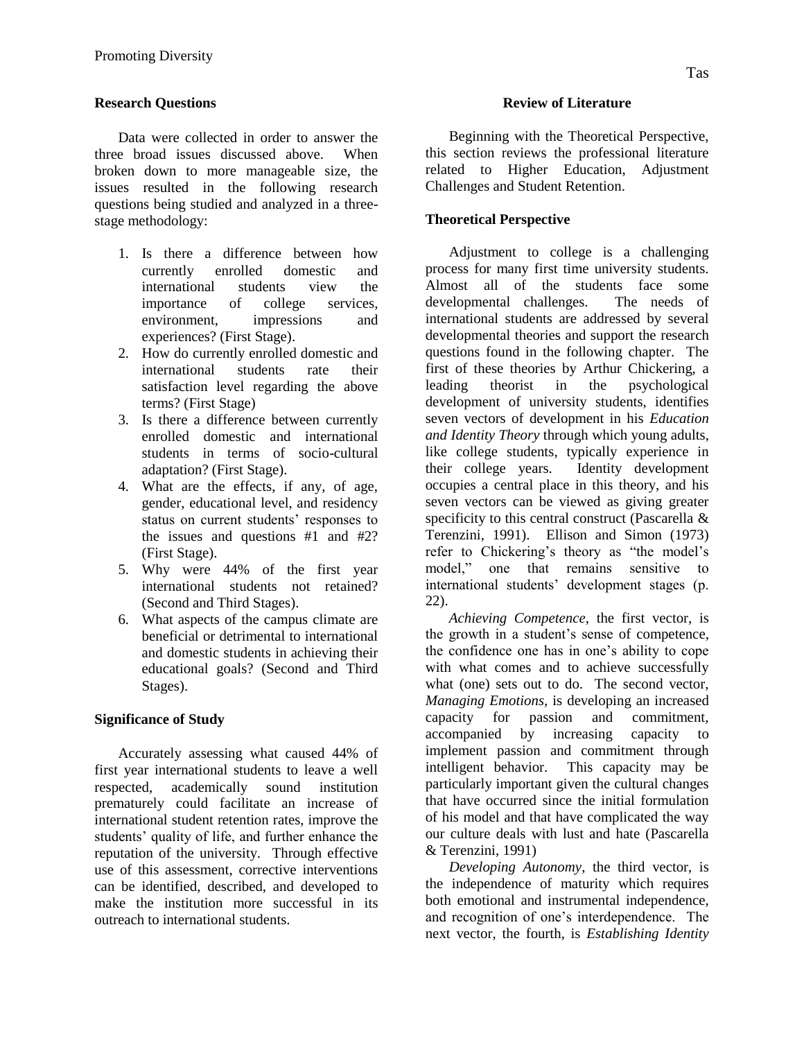## Research Questions

Data were collected in order to answer the three broad issues discussed above. When broken down to more manageable size, the issues resulted in the following research questions being studied and analyzed in a three-stage methodology:

1. Is there a difference between how currently enrolled domestic and international students view the importance of college services, environment, impressions and experiences? (First Stage).
2. How do currently enrolled domestic and international students rate their satisfaction level regarding the above terms? (First Stage)
3. Is there a difference between currently enrolled domestic and international students in terms of socio-cultural adaptation? (First Stage).
4. What are the effects, if any, of age, gender, educational level, and residency status on current students' responses to the issues and questions #1 and #2? (First Stage).
5. Why were 44% of the first year international students not retained? (Second and Third Stages).
6. What aspects of the campus climate are beneficial or detrimental to international and domestic students in achieving their educational goals? (Second and Third Stages).

## Significance of Study

Accurately assessing what caused 44% of first year international students to leave a well respected, academically sound institution prematurely could facilitate an increase of international student retention rates, improve the students' quality of life, and further enhance the reputation of the university. Through effective use of this assessment, corrective interventions can be identified, described, and developed to make the institution more successful in its outreach to international students.

## Review of Literature

Beginning with the Theoretical Perspective, this section reviews the professional literature related to Higher Education, Adjustment Challenges and Student Retention.

### Theoretical Perspective

Adjustment to college is a challenging process for many first time university students. Almost all of the students face some developmental challenges. The needs of international students are addressed by several developmental theories and support the research questions found in the following chapter. The first of these theories by Arthur Chickering, a leading theorist in the psychological development of university students, identifies seven vectors of development in his *Education and Identity Theory* through which young adults, like college students, typically experience in their college years. Identity development occupies a central place in this theory, and his seven vectors can be viewed as giving greater specificity to this central construct (Pascarella & Terenzini, 1991). Ellison and Simon (1973) refer to Chickering's theory as "the model's model," one that remains sensitive to international students' development stages (p. 22).

*Achieving Competence*, the first vector, is the growth in a student's sense of competence, the confidence one has in one's ability to cope with what comes and to achieve successfully what (one) sets out to do. The second vector, *Managing Emotions,* is developing an increased capacity for passion and commitment, accompanied by increasing capacity to implement passion and commitment through intelligent behavior. This capacity may be particularly important given the cultural changes that have occurred since the initial formulation of his model and that have complicated the way our culture deals with lust and hate (Pascarella & Terenzini, 1991)

*Developing Autonomy*, the third vector, is the independence of maturity which requires both emotional and instrumental independence, and recognition of one's interdependence. The next vector, the fourth, is *Establishing Identity*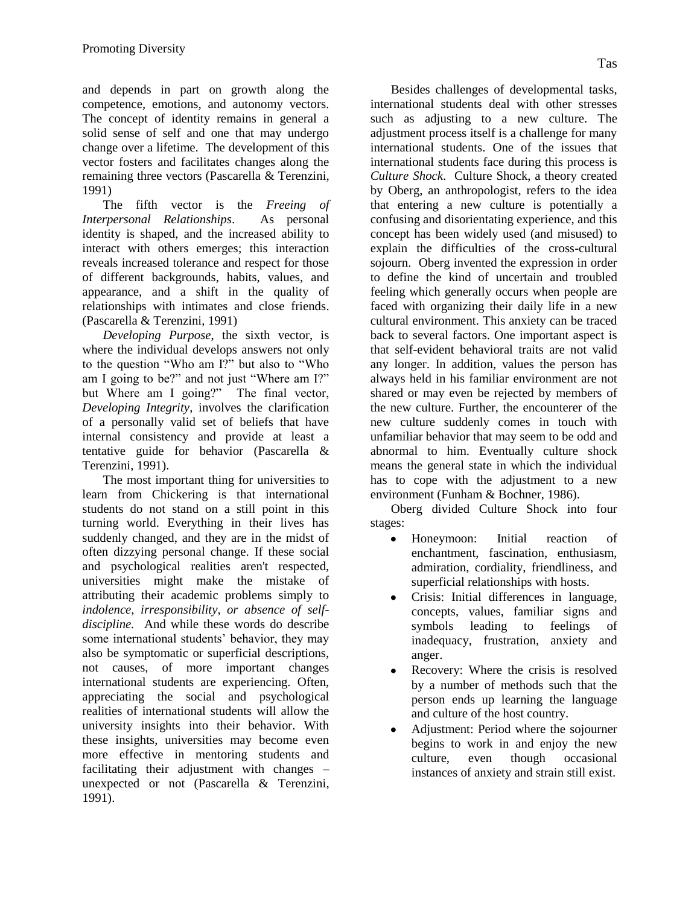and depends in part on growth along the competence, emotions, and autonomy vectors. The concept of identity remains in general a solid sense of self and one that may undergo change over a lifetime. The development of this vector fosters and facilitates changes along the remaining three vectors (Pascarella & Terenzini, 1991)

The fifth vector is the *Freeing of Interpersonal Relationships*. As personal identity is shaped, and the increased ability to interact with others emerges; this interaction reveals increased tolerance and respect for those of different backgrounds, habits, values, and appearance, and a shift in the quality of relationships with intimates and close friends. (Pascarella & Terenzini, 1991)

*Developing Purpose*, the sixth vector, is where the individual develops answers not only to the question "Who am I?" but also to "Who am I going to be?" and not just "Where am I?" but Where am I going?" The final vector, *Developing Integrity*, involves the clarification of a personally valid set of beliefs that have internal consistency and provide at least a tentative guide for behavior (Pascarella & Terenzini, 1991).

The most important thing for universities to learn from Chickering is that international students do not stand on a still point in this turning world. Everything in their lives has suddenly changed, and they are in the midst of often dizzying personal change. If these social and psychological realities aren't respected, universities might make the mistake of attributing their academic problems simply to *indolence, irresponsibility, or absence of self-discipline.* And while these words do describe some international students' behavior, they may also be symptomatic or superficial descriptions, not causes, of more important changes international students are experiencing. Often, appreciating the social and psychological realities of international students will allow the university insights into their behavior. With these insights, universities may become even more effective in mentoring students and facilitating their adjustment with changes – unexpected or not (Pascarella & Terenzini, 1991).

Besides challenges of developmental tasks, international students deal with other stresses such as adjusting to a new culture. The adjustment process itself is a challenge for many international students. One of the issues that international students face during this process is *Culture Shock*. Culture Shock, a theory created by Oberg, an anthropologist, refers to the idea that entering a new culture is potentially a confusing and disorientating experience, and this concept has been widely used (and misused) to explain the difficulties of the cross-cultural sojourn. Oberg invented the expression in order to define the kind of uncertain and troubled feeling which generally occurs when people are faced with organizing their daily life in a new cultural environment. This anxiety can be traced back to several factors. One important aspect is that self-evident behavioral traits are not valid any longer. In addition, values the person has always held in his familiar environment are not shared or may even be rejected by members of the new culture. Further, the encounterer of the new culture suddenly comes in touch with unfamiliar behavior that may seem to be odd and abnormal to him. Eventually culture shock means the general state in which the individual has to cope with the adjustment to a new environment (Funham & Bochner, 1986).

Oberg divided Culture Shock into four stages:

- Honeymoon: Initial reaction of enchantment, fascination, enthusiasm, admiration, cordiality, friendliness, and superficial relationships with hosts.
- Crisis: Initial differences in language, concepts, values, familiar signs and symbols leading to feelings of inadequacy, frustration, anxiety and anger.
- Recovery: Where the crisis is resolved by a number of methods such that the person ends up learning the language and culture of the host country.
- Adjustment: Period where the sojourner begins to work in and enjoy the new culture, even though occasional instances of anxiety and strain still exist.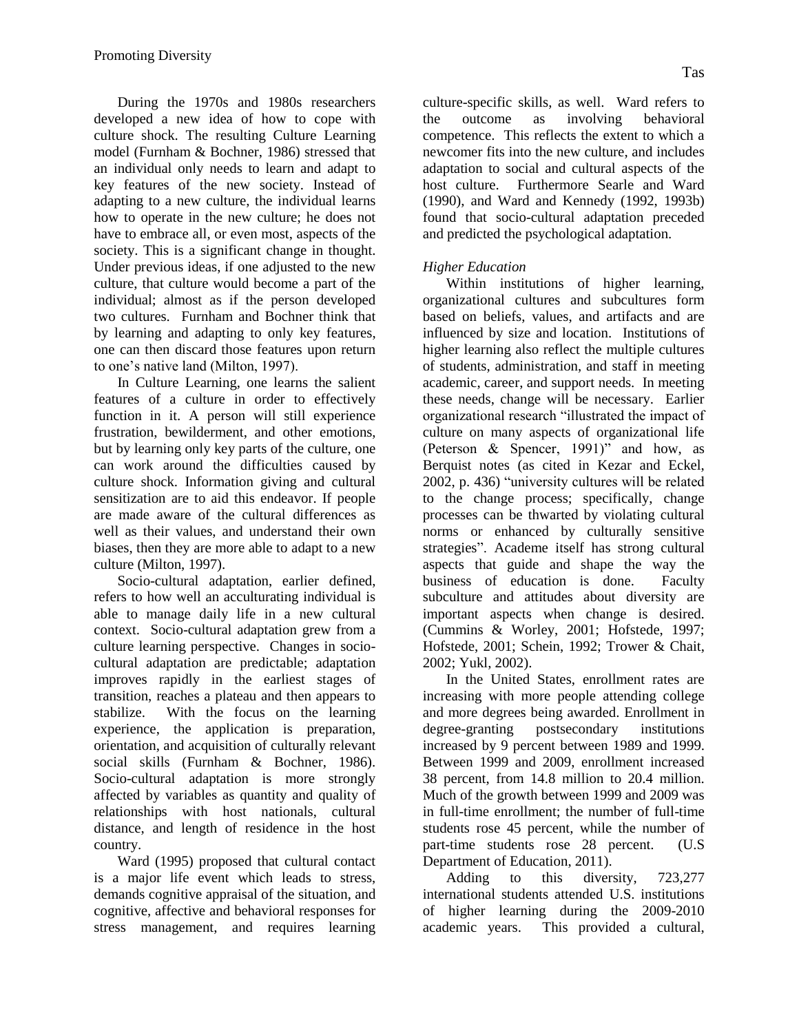During the 1970s and 1980s researchers developed a new idea of how to cope with culture shock. The resulting Culture Learning model (Furnham & Bochner, 1986) stressed that an individual only needs to learn and adapt to key features of the new society. Instead of adapting to a new culture, the individual learns how to operate in the new culture; he does not have to embrace all, or even most, aspects of the society. This is a significant change in thought. Under previous ideas, if one adjusted to the new culture, that culture would become a part of the individual; almost as if the person developed two cultures. Furnham and Bochner think that by learning and adapting to only key features, one can then discard those features upon return to one's native land (Milton, 1997).

In Culture Learning, one learns the salient features of a culture in order to effectively function in it. A person will still experience frustration, bewilderment, and other emotions, but by learning only key parts of the culture, one can work around the difficulties caused by culture shock. Information giving and cultural sensitization are to aid this endeavor. If people are made aware of the cultural differences as well as their values, and understand their own biases, then they are more able to adapt to a new culture (Milton, 1997).

Socio-cultural adaptation, earlier defined, refers to how well an acculturating individual is able to manage daily life in a new cultural context. Socio-cultural adaptation grew from a culture learning perspective. Changes in socio-cultural adaptation are predictable; adaptation improves rapidly in the earliest stages of transition, reaches a plateau and then appears to stabilize. With the focus on the learning experience, the application is preparation, orientation, and acquisition of culturally relevant social skills (Furnham & Bochner, 1986). Socio-cultural adaptation is more strongly affected by variables as quantity and quality of relationships with host nationals, cultural distance, and length of residence in the host country.

Ward (1995) proposed that cultural contact is a major life event which leads to stress, demands cognitive appraisal of the situation, and cognitive, affective and behavioral responses for stress management, and requires learning culture-specific skills, as well. Ward refers to the outcome as involving behavioral competence. This reflects the extent to which a newcomer fits into the new culture, and includes adaptation to social and cultural aspects of the host culture. Furthermore Searle and Ward (1990), and Ward and Kennedy (1992, 1993b) found that socio-cultural adaptation preceded and predicted the psychological adaptation.

*Higher Education*

Within institutions of higher learning, organizational cultures and subcultures form based on beliefs, values, and artifacts and are influenced by size and location. Institutions of higher learning also reflect the multiple cultures of students, administration, and staff in meeting academic, career, and support needs. In meeting these needs, change will be necessary. Earlier organizational research "illustrated the impact of culture on many aspects of organizational life (Peterson & Spencer, 1991)" and how, as Berquist notes (as cited in Kezar and Eckel, 2002, p. 436) "university cultures will be related to the change process; specifically, change processes can be thwarted by violating cultural norms or enhanced by culturally sensitive strategies". Academe itself has strong cultural aspects that guide and shape the way the business of education is done. Faculty subculture and attitudes about diversity are important aspects when change is desired. (Cummins & Worley, 2001; Hofstede, 1997; Hofstede, 2001; Schein, 1992; Trower & Chait, 2002; Yukl, 2002).

In the United States, enrollment rates are increasing with more people attending college and more degrees being awarded. Enrollment in degree-granting postsecondary institutions increased by 9 percent between 1989 and 1999. Between 1999 and 2009, enrollment increased 38 percent, from 14.8 million to 20.4 million. Much of the growth between 1999 and 2009 was in full-time enrollment; the number of full-time students rose 45 percent, while the number of part-time students rose 28 percent. (U.S Department of Education, 2011).

Adding to this diversity, 723,277 international students attended U.S. institutions of higher learning during the 2009-2010 academic years. This provided a cultural,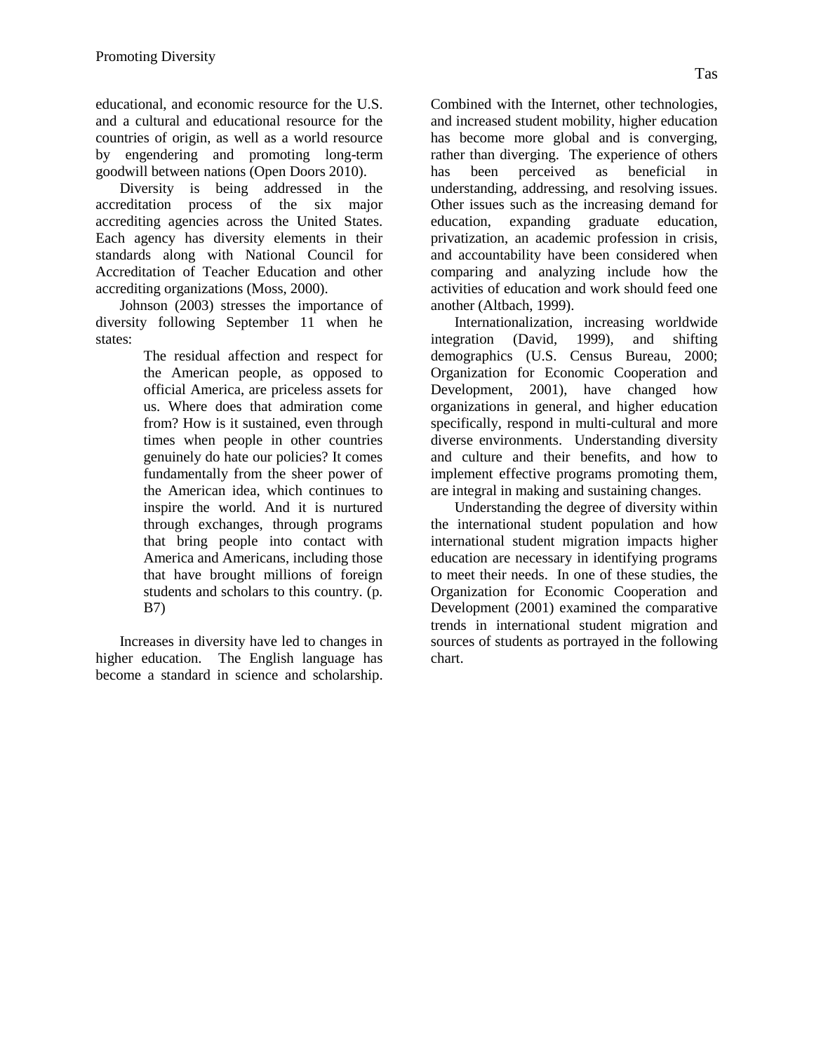educational, and economic resource for the U.S. and a cultural and educational resource for the countries of origin, as well as a world resource by engendering and promoting long-term goodwill between nations (Open Doors 2010).

Diversity is being addressed in the accreditation process of the six major accrediting agencies across the United States. Each agency has diversity elements in their standards along with National Council for Accreditation of Teacher Education and other accrediting organizations (Moss, 2000).

Johnson (2003) stresses the importance of diversity following September 11 when he states:

> The residual affection and respect for the American people, as opposed to official America, are priceless assets for us. Where does that admiration come from? How is it sustained, even through times when people in other countries genuinely do hate our policies? It comes fundamentally from the sheer power of the American idea, which continues to inspire the world. And it is nurtured through exchanges, through programs that bring people into contact with America and Americans, including those that have brought millions of foreign students and scholars to this country. (p. B7)

Increases in diversity have led to changes in higher education. The English language has become a standard in science and scholarship. Combined with the Internet, other technologies, and increased student mobility, higher education has become more global and is converging, rather than diverging. The experience of others has been perceived as beneficial in understanding, addressing, and resolving issues. Other issues such as the increasing demand for education, expanding graduate education, privatization, an academic profession in crisis, and accountability have been considered when comparing and analyzing include how the activities of education and work should feed one another (Altbach, 1999).

Internationalization, increasing worldwide integration (David, 1999), and shifting demographics (U.S. Census Bureau, 2000; Organization for Economic Cooperation and Development, 2001), have changed how organizations in general, and higher education specifically, respond in multi-cultural and more diverse environments. Understanding diversity and culture and their benefits, and how to implement effective programs promoting them, are integral in making and sustaining changes.

Understanding the degree of diversity within the international student population and how international student migration impacts higher education are necessary in identifying programs to meet their needs. In one of these studies, the Organization for Economic Cooperation and Development (2001) examined the comparative trends in international student migration and sources of students as portrayed in the following chart.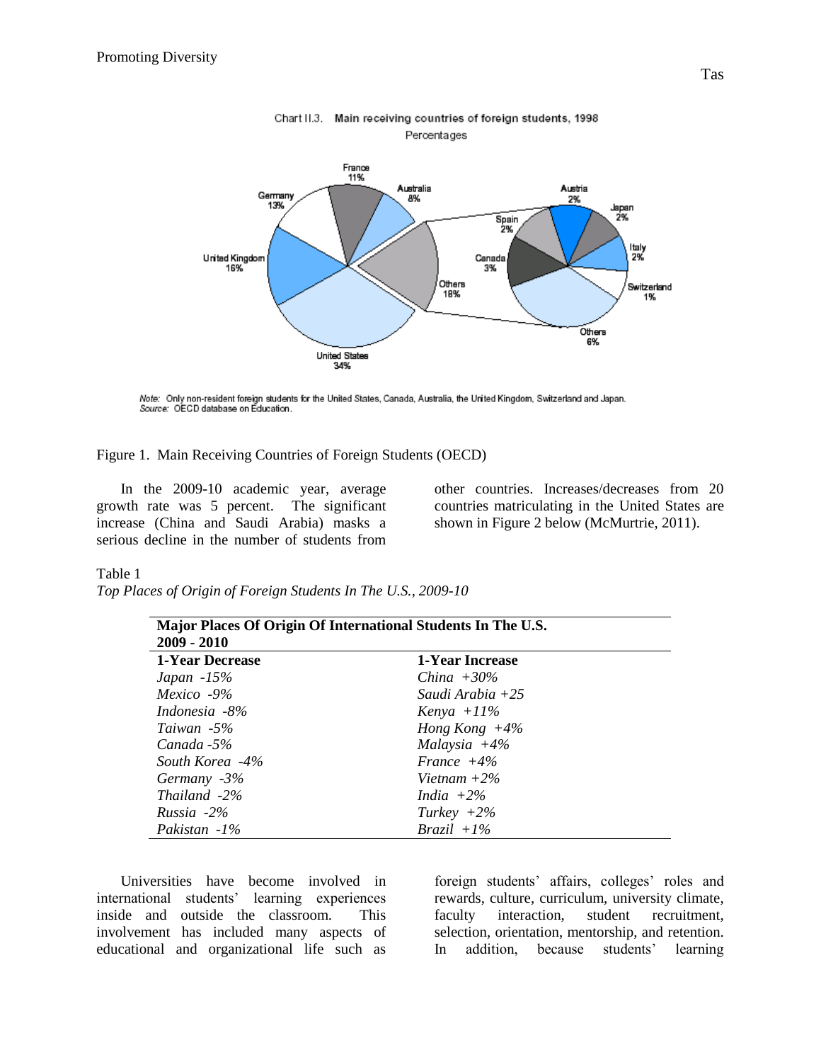Figure 1. Main Receiving Countries of Foreign Students (OECD)

In the 2009-10 academic year, average growth rate was 5 percent. The significant increase (China and Saudi Arabia) masks a serious decline in the number of students from other countries. Increases/decreases from 20 countries matriculating in the United States are shown in Figure 2 below (McMurtrie, 2011).

Table 1

*Top Places of Origin of Foreign Students In The U.S., 2009-10*

| **Major Places Of Origin Of International Students In The U.S. 2009 - 2010** | |
|---|---|
| **1-Year Decrease** | **1-Year Increase** |
| *Japan -15%* | *China +30%* |
| *Mexico -9%* | *Saudi Arabia +25* |
| *Indonesia -8%* | *Kenya +11%* |
| *Taiwan -5%* | *Hong Kong +4%* |
| *Canada -5%* | *Malaysia +4%* |
| *South Korea -4%* | *France +4%* |
| *Germany -3%* | *Vietnam +2%* |
| *Thailand -2%* | *India +2%* |
| *Russia -2%* | *Turkey +2%* |
| *Pakistan -1%* | *Brazil +1%* |

Universities have become involved in international students' learning experiences inside and outside the classroom. This involvement has included many aspects of educational and organizational life such as foreign students' affairs, colleges' roles and rewards, culture, curriculum, university climate, faculty interaction, student recruitment, selection, orientation, mentorship, and retention. In addition, because students' learning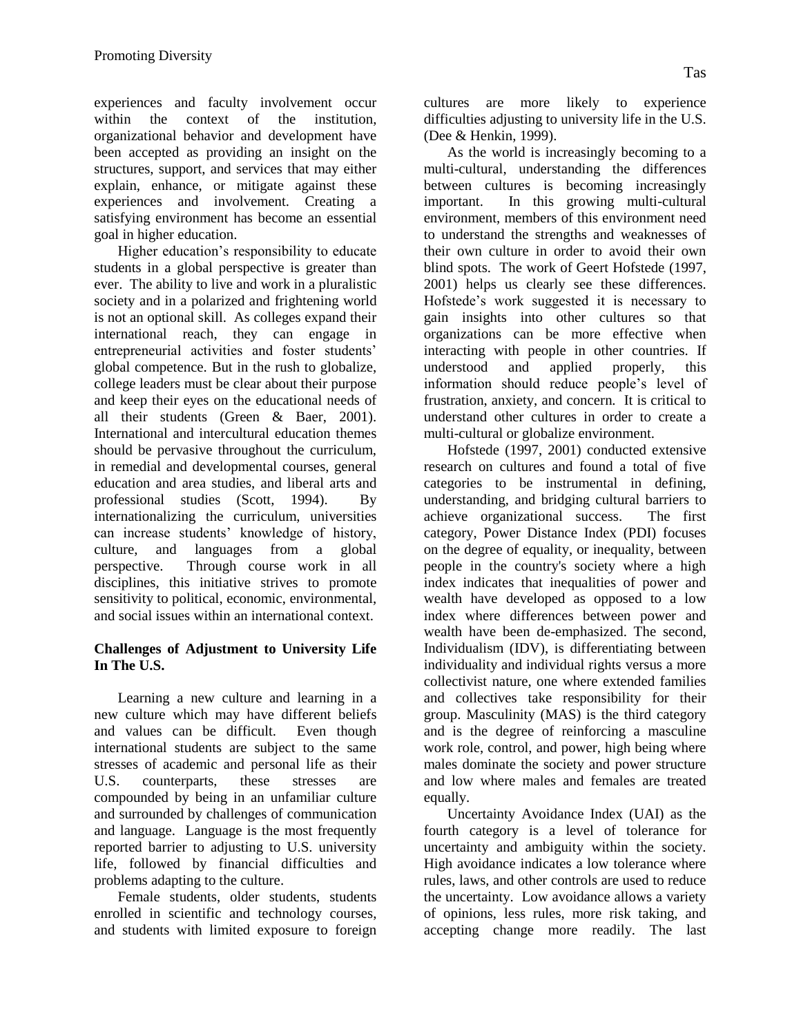experiences and faculty involvement occur within the context of the institution, organizational behavior and development have been accepted as providing an insight on the structures, support, and services that may either explain, enhance, or mitigate against these experiences and involvement. Creating a satisfying environment has become an essential goal in higher education.

Higher education's responsibility to educate students in a global perspective is greater than ever. The ability to live and work in a pluralistic society and in a polarized and frightening world is not an optional skill. As colleges expand their international reach, they can engage in entrepreneurial activities and foster students' global competence. But in the rush to globalize, college leaders must be clear about their purpose and keep their eyes on the educational needs of all their students (Green & Baer, 2001). International and intercultural education themes should be pervasive throughout the curriculum, in remedial and developmental courses, general education and area studies, and liberal arts and professional studies (Scott, 1994). By internationalizing the curriculum, universities can increase students' knowledge of history, culture, and languages from a global perspective. Through course work in all disciplines, this initiative strives to promote sensitivity to political, economic, environmental, and social issues within an international context.

**Challenges of Adjustment to University Life In The U.S.**

Learning a new culture and learning in a new culture which may have different beliefs and values can be difficult. Even though international students are subject to the same stresses of academic and personal life as their U.S. counterparts, these stresses are compounded by being in an unfamiliar culture and surrounded by challenges of communication and language. Language is the most frequently reported barrier to adjusting to U.S. university life, followed by financial difficulties and problems adapting to the culture.

Female students, older students, students enrolled in scientific and technology courses, and students with limited exposure to foreign cultures are more likely to experience difficulties adjusting to university life in the U.S. (Dee & Henkin, 1999).

As the world is increasingly becoming to a multi-cultural, understanding the differences between cultures is becoming increasingly important. In this growing multi-cultural environment, members of this environment need to understand the strengths and weaknesses of their own culture in order to avoid their own blind spots. The work of Geert Hofstede (1997, 2001) helps us clearly see these differences. Hofstede's work suggested it is necessary to gain insights into other cultures so that organizations can be more effective when interacting with people in other countries. If understood and applied properly, this information should reduce people's level of frustration, anxiety, and concern. It is critical to understand other cultures in order to create a multi-cultural or globalize environment.

Hofstede (1997, 2001) conducted extensive research on cultures and found a total of five categories to be instrumental in defining, understanding, and bridging cultural barriers to achieve organizational success. The first category, Power Distance Index (PDI) focuses on the degree of equality, or inequality, between people in the country's society where a high index indicates that inequalities of power and wealth have developed as opposed to a low index where differences between power and wealth have been de-emphasized. The second, Individualism (IDV), is differentiating between individuality and individual rights versus a more collectivist nature, one where extended families and collectives take responsibility for their group. Masculinity (MAS) is the third category and is the degree of reinforcing a masculine work role, control, and power, high being where males dominate the society and power structure and low where males and females are treated equally.

Uncertainty Avoidance Index (UAI) as the fourth category is a level of tolerance for uncertainty and ambiguity within the society. High avoidance indicates a low tolerance where rules, laws, and other controls are used to reduce the uncertainty. Low avoidance allows a variety of opinions, less rules, more risk taking, and accepting change more readily. The last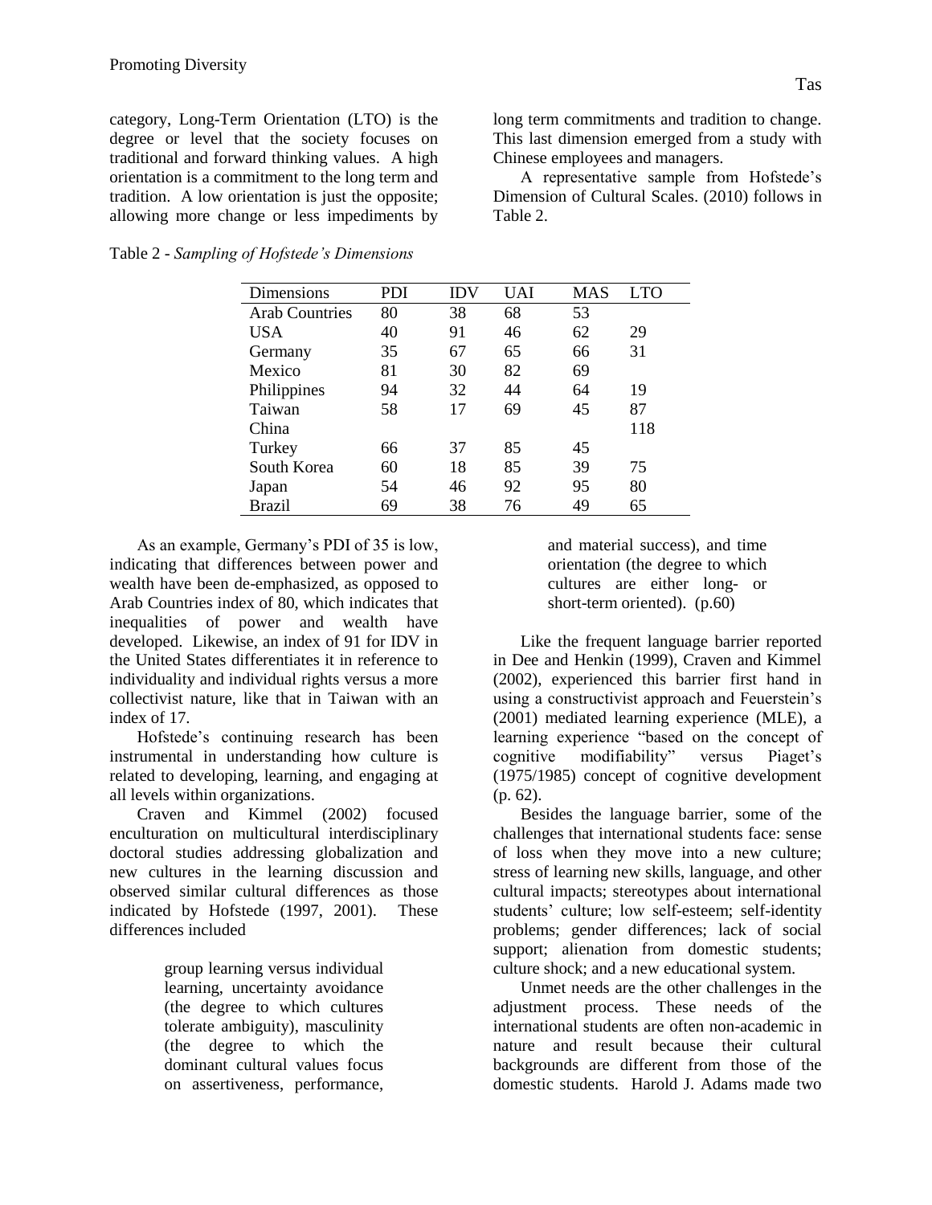category, Long-Term Orientation (LTO) is the degree or level that the society focuses on traditional and forward thinking values. A high orientation is a commitment to the long term and tradition. A low orientation is just the opposite; allowing more change or less impediments by long term commitments and tradition to change. This last dimension emerged from a study with Chinese employees and managers.

A representative sample from Hofstede's Dimension of Cultural Scales. (2010) follows in Table 2.

Table 2 - *Sampling of Hofstede's Dimensions*

| Dimensions | PDI | IDV | UAI | MAS | LTO |
|---|---|---|---|---|---|
| Arab Countries | 80 | 38 | 68 | 53 | |
| USA | 40 | 91 | 46 | 62 | 29 |
| Germany | 35 | 67 | 65 | 66 | 31 |
| Mexico | 81 | 30 | 82 | 69 | |
| Philippines | 94 | 32 | 44 | 64 | 19 |
| Taiwan | 58 | 17 | 69 | 45 | 87 |
| China | | | | | 118 |
| Turkey | 66 | 37 | 85 | 45 | |
| South Korea | 60 | 18 | 85 | 39 | 75 |
| Japan | 54 | 46 | 92 | 95 | 80 |
| Brazil | 69 | 38 | 76 | 49 | 65 |

As an example, Germany's PDI of 35 is low, indicating that differences between power and wealth have been de-emphasized, as opposed to Arab Countries index of 80, which indicates that inequalities of power and wealth have developed. Likewise, an index of 91 for IDV in the United States differentiates it in reference to individuality and individual rights versus a more collectivist nature, like that in Taiwan with an index of 17.

Hofstede's continuing research has been instrumental in understanding how culture is related to developing, learning, and engaging at all levels within organizations.

Craven and Kimmel (2002) focused enculturation on multicultural interdisciplinary doctoral studies addressing globalization and new cultures in the learning discussion and observed similar cultural differences as those indicated by Hofstede (1997, 2001). These differences included

> group learning versus individual learning, uncertainty avoidance (the degree to which cultures tolerate ambiguity), masculinity (the degree to which the dominant cultural values focus on assertiveness, performance, and material success), and time orientation (the degree to which cultures are either long- or short-term oriented). (p.60)

Like the frequent language barrier reported in Dee and Henkin (1999), Craven and Kimmel (2002), experienced this barrier first hand in using a constructivist approach and Feuerstein's (2001) mediated learning experience (MLE), a learning experience "based on the concept of cognitive modifiability" versus Piaget's (1975/1985) concept of cognitive development (p. 62).

Besides the language barrier, some of the challenges that international students face: sense of loss when they move into a new culture; stress of learning new skills, language, and other cultural impacts; stereotypes about international students' culture; low self-esteem; self-identity problems; gender differences; lack of social support; alienation from domestic students; culture shock; and a new educational system.

Unmet needs are the other challenges in the adjustment process. These needs of the international students are often non-academic in nature and result because their cultural backgrounds are different from those of the domestic students. Harold J. Adams made two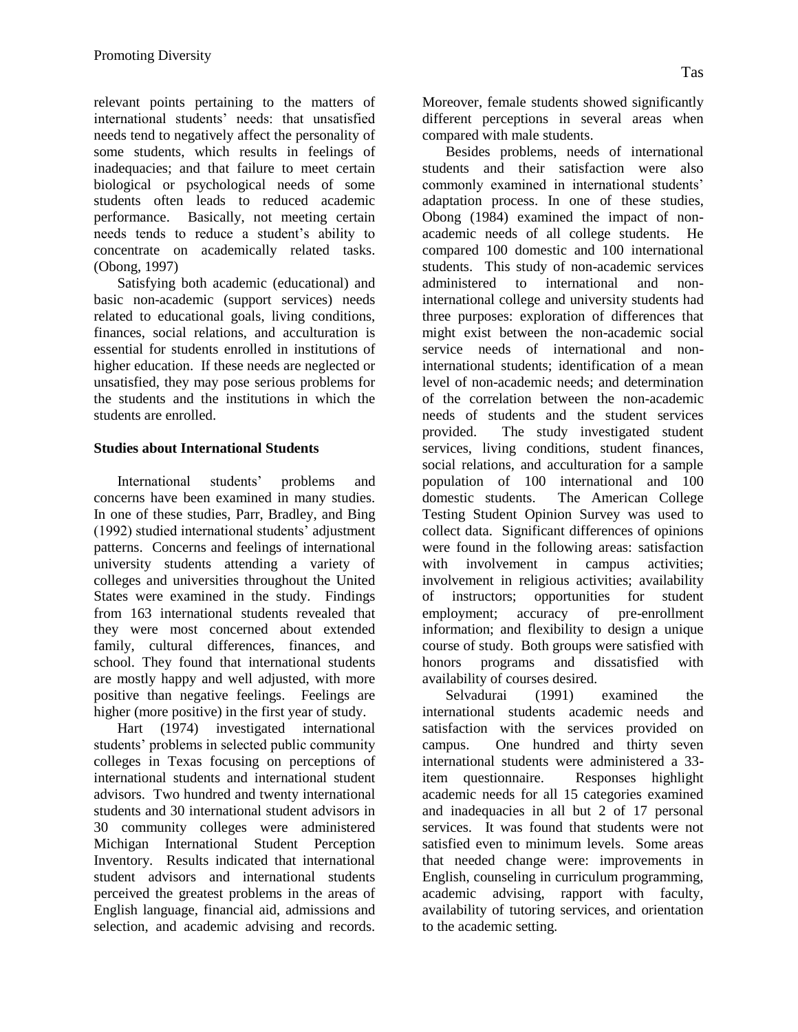relevant points pertaining to the matters of international students' needs: that unsatisfied needs tend to negatively affect the personality of some students, which results in feelings of inadequacies; and that failure to meet certain biological or psychological needs of some students often leads to reduced academic performance. Basically, not meeting certain needs tends to reduce a student's ability to concentrate on academically related tasks. (Obong, 1997)

Satisfying both academic (educational) and basic non-academic (support services) needs related to educational goals, living conditions, finances, social relations, and acculturation is essential for students enrolled in institutions of higher education. If these needs are neglected or unsatisfied, they may pose serious problems for the students and the institutions in which the students are enrolled.

### Studies about International Students

International students' problems and concerns have been examined in many studies. In one of these studies, Parr, Bradley, and Bing (1992) studied international students' adjustment patterns. Concerns and feelings of international university students attending a variety of colleges and universities throughout the United States were examined in the study. Findings from 163 international students revealed that they were most concerned about extended family, cultural differences, finances, and school. They found that international students are mostly happy and well adjusted, with more positive than negative feelings. Feelings are higher (more positive) in the first year of study.

Hart (1974) investigated international students' problems in selected public community colleges in Texas focusing on perceptions of international students and international student advisors. Two hundred and twenty international students and 30 international student advisors in 30 community colleges were administered Michigan International Student Perception Inventory. Results indicated that international student advisors and international students perceived the greatest problems in the areas of English language, financial aid, admissions and selection, and academic advising and records. Moreover, female students showed significantly different perceptions in several areas when compared with male students.

Besides problems, needs of international students and their satisfaction were also commonly examined in international students' adaptation process. In one of these studies, Obong (1984) examined the impact of non-academic needs of all college students. He compared 100 domestic and 100 international students. This study of non-academic services administered to international and non-international college and university students had three purposes: exploration of differences that might exist between the non-academic social service needs of international and non-international students; identification of a mean level of non-academic needs; and determination of the correlation between the non-academic needs of students and the student services provided. The study investigated student services, living conditions, student finances, social relations, and acculturation for a sample population of 100 international and 100 domestic students. The American College Testing Student Opinion Survey was used to collect data. Significant differences of opinions were found in the following areas: satisfaction with involvement in campus activities; involvement in religious activities; availability of instructors; opportunities for student employment; accuracy of pre-enrollment information; and flexibility to design a unique course of study. Both groups were satisfied with honors programs and dissatisfied with availability of courses desired.

Selvadurai (1991) examined the international students academic needs and satisfaction with the services provided on campus. One hundred and thirty seven international students were administered a 33-item questionnaire. Responses highlight academic needs for all 15 categories examined and inadequacies in all but 2 of 17 personal services. It was found that students were not satisfied even to minimum levels. Some areas that needed change were: improvements in English, counseling in curriculum programming, academic advising, rapport with faculty, availability of tutoring services, and orientation to the academic setting.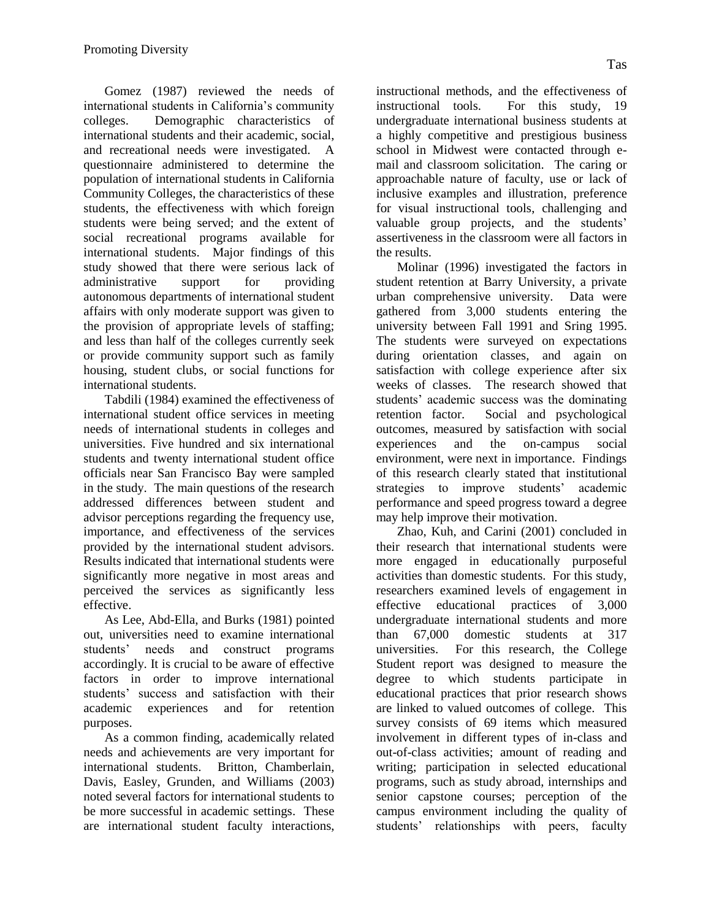Gomez (1987) reviewed the needs of international students in California's community colleges. Demographic characteristics of international students and their academic, social, and recreational needs were investigated. A questionnaire administered to determine the population of international students in California Community Colleges, the characteristics of these students, the effectiveness with which foreign students were being served; and the extent of social recreational programs available for international students. Major findings of this study showed that there were serious lack of administrative support for providing autonomous departments of international student affairs with only moderate support was given to the provision of appropriate levels of staffing; and less than half of the colleges currently seek or provide community support such as family housing, student clubs, or social functions for international students.

Tabdili (1984) examined the effectiveness of international student office services in meeting needs of international students in colleges and universities. Five hundred and six international students and twenty international student office officials near San Francisco Bay were sampled in the study. The main questions of the research addressed differences between student and advisor perceptions regarding the frequency use, importance, and effectiveness of the services provided by the international student advisors. Results indicated that international students were significantly more negative in most areas and perceived the services as significantly less effective.

As Lee, Abd-Ella, and Burks (1981) pointed out, universities need to examine international students' needs and construct programs accordingly. It is crucial to be aware of effective factors in order to improve international students' success and satisfaction with their academic experiences and for retention purposes.

As a common finding, academically related needs and achievements are very important for international students. Britton, Chamberlain, Davis, Easley, Grunden, and Williams (2003) noted several factors for international students to be more successful in academic settings. These are international student faculty interactions, instructional methods, and the effectiveness of instructional tools. For this study, 19 undergraduate international business students at a highly competitive and prestigious business school in Midwest were contacted through e-mail and classroom solicitation. The caring or approachable nature of faculty, use or lack of inclusive examples and illustration, preference for visual instructional tools, challenging and valuable group projects, and the students' assertiveness in the classroom were all factors in the results.

Molinar (1996) investigated the factors in student retention at Barry University, a private urban comprehensive university. Data were gathered from 3,000 students entering the university between Fall 1991 and Sring 1995. The students were surveyed on expectations during orientation classes, and again on satisfaction with college experience after six weeks of classes. The research showed that students' academic success was the dominating retention factor. Social and psychological outcomes, measured by satisfaction with social experiences and the on-campus social environment, were next in importance. Findings of this research clearly stated that institutional strategies to improve students' academic performance and speed progress toward a degree may help improve their motivation.

Zhao, Kuh, and Carini (2001) concluded in their research that international students were more engaged in educationally purposeful activities than domestic students. For this study, researchers examined levels of engagement in effective educational practices of 3,000 undergraduate international students and more than 67,000 domestic students at 317 universities. For this research, the College Student report was designed to measure the degree to which students participate in educational practices that prior research shows are linked to valued outcomes of college. This survey consists of 69 items which measured involvement in different types of in-class and out-of-class activities; amount of reading and writing; participation in selected educational programs, such as study abroad, internships and senior capstone courses; perception of the campus environment including the quality of students' relationships with peers, faculty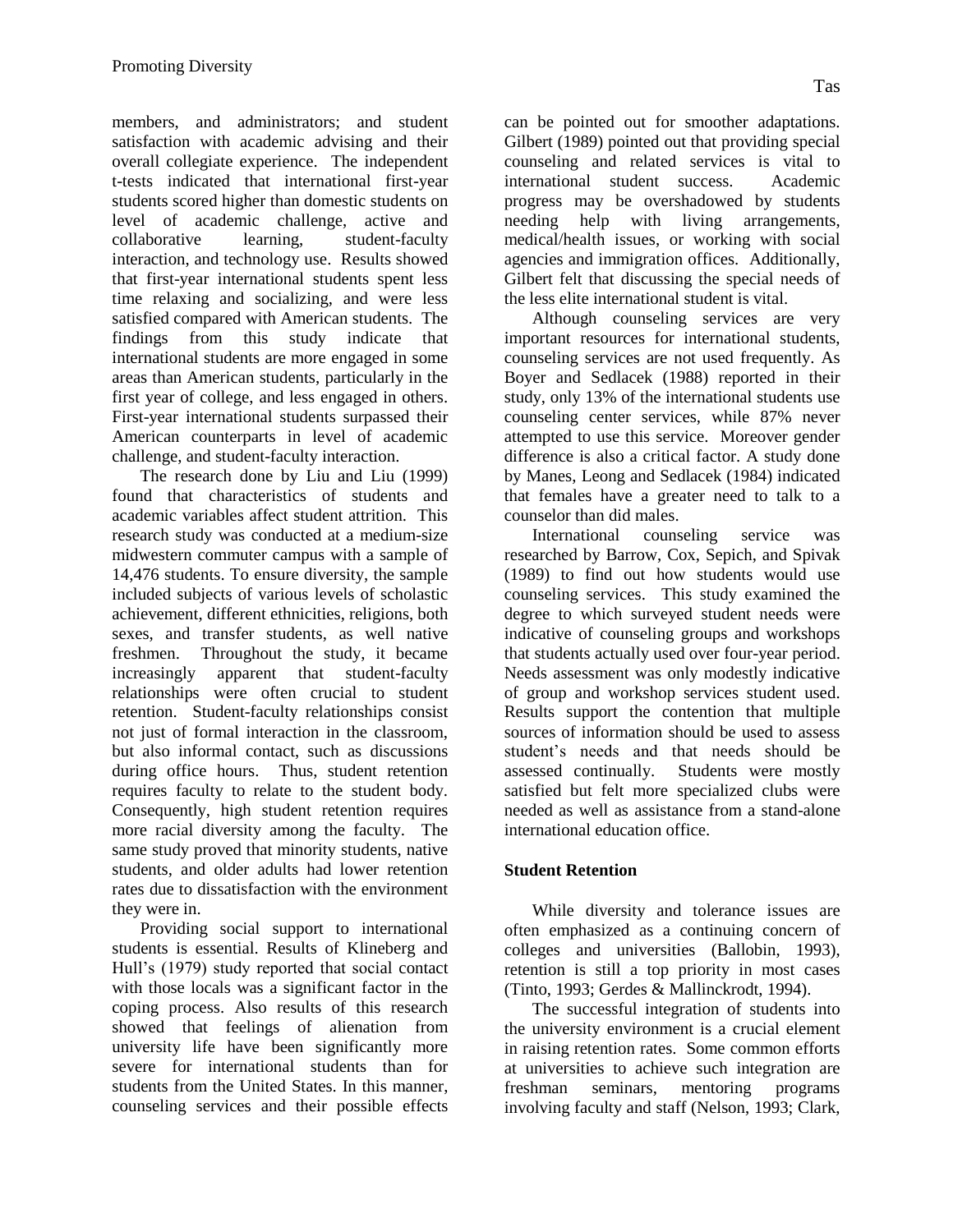members, and administrators; and student satisfaction with academic advising and their overall collegiate experience. The independent t-tests indicated that international first-year students scored higher than domestic students on level of academic challenge, active and collaborative learning, student-faculty interaction, and technology use. Results showed that first-year international students spent less time relaxing and socializing, and were less satisfied compared with American students. The findings from this study indicate that international students are more engaged in some areas than American students, particularly in the first year of college, and less engaged in others. First-year international students surpassed their American counterparts in level of academic challenge, and student-faculty interaction.

The research done by Liu and Liu (1999) found that characteristics of students and academic variables affect student attrition. This research study was conducted at a medium-size midwestern commuter campus with a sample of 14,476 students. To ensure diversity, the sample included subjects of various levels of scholastic achievement, different ethnicities, religions, both sexes, and transfer students, as well native freshmen. Throughout the study, it became increasingly apparent that student-faculty relationships were often crucial to student retention. Student-faculty relationships consist not just of formal interaction in the classroom, but also informal contact, such as discussions during office hours. Thus, student retention requires faculty to relate to the student body. Consequently, high student retention requires more racial diversity among the faculty. The same study proved that minority students, native students, and older adults had lower retention rates due to dissatisfaction with the environment they were in.

Providing social support to international students is essential. Results of Klineberg and Hull's (1979) study reported that social contact with those locals was a significant factor in the coping process. Also results of this research showed that feelings of alienation from university life have been significantly more severe for international students than for students from the United States. In this manner, counseling services and their possible effects can be pointed out for smoother adaptations. Gilbert (1989) pointed out that providing special counseling and related services is vital to international student success. Academic progress may be overshadowed by students needing help with living arrangements, medical/health issues, or working with social agencies and immigration offices. Additionally, Gilbert felt that discussing the special needs of the less elite international student is vital.

Although counseling services are very important resources for international students, counseling services are not used frequently. As Boyer and Sedlacek (1988) reported in their study, only 13% of the international students use counseling center services, while 87% never attempted to use this service. Moreover gender difference is also a critical factor. A study done by Manes, Leong and Sedlacek (1984) indicated that females have a greater need to talk to a counselor than did males.

International counseling service was researched by Barrow, Cox, Sepich, and Spivak (1989) to find out how students would use counseling services. This study examined the degree to which surveyed student needs were indicative of counseling groups and workshops that students actually used over four-year period. Needs assessment was only modestly indicative of group and workshop services student used. Results support the contention that multiple sources of information should be used to assess student's needs and that needs should be assessed continually. Students were mostly satisfied but felt more specialized clubs were needed as well as assistance from a stand-alone international education office.

## Student Retention

While diversity and tolerance issues are often emphasized as a continuing concern of colleges and universities (Ballobin, 1993), retention is still a top priority in most cases (Tinto, 1993; Gerdes & Mallinckrodt, 1994).

The successful integration of students into the university environment is a crucial element in raising retention rates. Some common efforts at universities to achieve such integration are freshman seminars, mentoring programs involving faculty and staff (Nelson, 1993; Clark,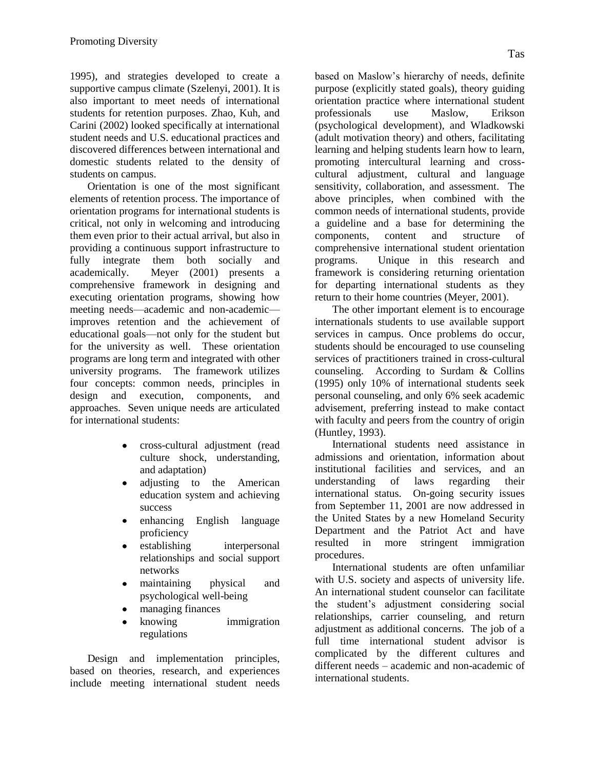1995), and strategies developed to create a supportive campus climate (Szelenyi, 2001). It is also important to meet needs of international students for retention purposes. Zhao, Kuh, and Carini (2002) looked specifically at international student needs and U.S. educational practices and discovered differences between international and domestic students related to the density of students on campus.

Orientation is one of the most significant elements of retention process. The importance of orientation programs for international students is critical, not only in welcoming and introducing them even prior to their actual arrival, but also in providing a continuous support infrastructure to fully integrate them both socially and academically. Meyer (2001) presents a comprehensive framework in designing and executing orientation programs, showing how meeting needs—academic and non-academic—improves retention and the achievement of educational goals—not only for the student but for the university as well. These orientation programs are long term and integrated with other university programs. The framework utilizes four concepts: common needs, principles in design and execution, components, and approaches. Seven unique needs are articulated for international students:

- cross-cultural adjustment (read culture shock, understanding, and adaptation)
- adjusting to the American education system and achieving success
- enhancing English language proficiency
- establishing interpersonal relationships and social support networks
- maintaining physical and psychological well-being
- managing finances
- knowing immigration regulations

Design and implementation principles, based on theories, research, and experiences include meeting international student needs based on Maslow's hierarchy of needs, definite purpose (explicitly stated goals), theory guiding orientation practice where international student professionals use Maslow, Erikson (psychological development), and Wladkowski (adult motivation theory) and others, facilitating learning and helping students learn how to learn, promoting intercultural learning and cross-cultural adjustment, cultural and language sensitivity, collaboration, and assessment. The above principles, when combined with the common needs of international students, provide a guideline and a base for determining the components, content and structure of comprehensive international student orientation programs. Unique in this research and framework is considering returning orientation for departing international students as they return to their home countries (Meyer, 2001).

The other important element is to encourage internationals students to use available support services in campus. Once problems do occur, students should be encouraged to use counseling services of practitioners trained in cross-cultural counseling. According to Surdam & Collins (1995) only 10% of international students seek personal counseling, and only 6% seek academic advisement, preferring instead to make contact with faculty and peers from the country of origin (Huntley, 1993).

International students need assistance in admissions and orientation, information about institutional facilities and services, and an understanding of laws regarding their international status. On-going security issues from September 11, 2001 are now addressed in the United States by a new Homeland Security Department and the Patriot Act and have resulted in more stringent immigration procedures.

International students are often unfamiliar with U.S. society and aspects of university life. An international student counselor can facilitate the student's adjustment considering social relationships, carrier counseling, and return adjustment as additional concerns. The job of a full time international student advisor is complicated by the different cultures and different needs – academic and non-academic of international students.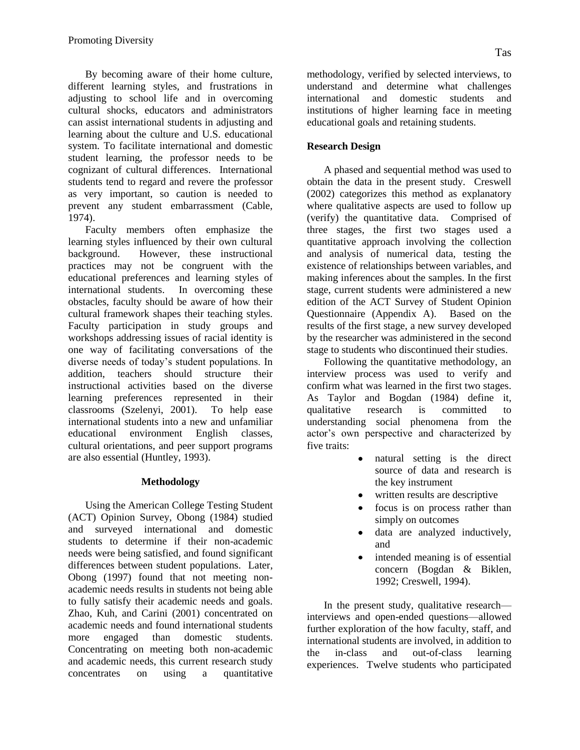By becoming aware of their home culture, different learning styles, and frustrations in adjusting to school life and in overcoming cultural shocks, educators and administrators can assist international students in adjusting and learning about the culture and U.S. educational system. To facilitate international and domestic student learning, the professor needs to be cognizant of cultural differences. International students tend to regard and revere the professor as very important, so caution is needed to prevent any student embarrassment (Cable, 1974).

Faculty members often emphasize the learning styles influenced by their own cultural background. However, these instructional practices may not be congruent with the educational preferences and learning styles of international students. In overcoming these obstacles, faculty should be aware of how their cultural framework shapes their teaching styles. Faculty participation in study groups and workshops addressing issues of racial identity is one way of facilitating conversations of the diverse needs of today's student populations. In addition, teachers should structure their instructional activities based on the diverse learning preferences represented in their classrooms (Szelenyi, 2001). To help ease international students into a new and unfamiliar educational environment English classes, cultural orientations, and peer support programs are also essential (Huntley, 1993).

## Methodology

Using the American College Testing Student (ACT) Opinion Survey, Obong (1984) studied and surveyed international and domestic students to determine if their non-academic needs were being satisfied, and found significant differences between student populations. Later, Obong (1997) found that not meeting non-academic needs results in students not being able to fully satisfy their academic needs and goals. Zhao, Kuh, and Carini (2001) concentrated on academic needs and found international students more engaged than domestic students. Concentrating on meeting both non-academic and academic needs, this current research study concentrates on using a quantitative methodology, verified by selected interviews, to understand and determine what challenges international and domestic students and institutions of higher learning face in meeting educational goals and retaining students.

### Research Design

A phased and sequential method was used to obtain the data in the present study. Creswell (2002) categorizes this method as explanatory where qualitative aspects are used to follow up (verify) the quantitative data. Comprised of three stages, the first two stages used a quantitative approach involving the collection and analysis of numerical data, testing the existence of relationships between variables, and making inferences about the samples. In the first stage, current students were administered a new edition of the ACT Survey of Student Opinion Questionnaire (Appendix A). Based on the results of the first stage, a new survey developed by the researcher was administered in the second stage to students who discontinued their studies.

Following the quantitative methodology, an interview process was used to verify and confirm what was learned in the first two stages. As Taylor and Bogdan (1984) define it, qualitative research is committed to understanding social phenomena from the actor's own perspective and characterized by five traits:

- natural setting is the direct source of data and research is the key instrument
- written results are descriptive
- focus is on process rather than simply on outcomes
- data are analyzed inductively, and
- intended meaning is of essential concern (Bogdan & Biklen, 1992; Creswell, 1994).

In the present study, qualitative research—interviews and open-ended questions—allowed further exploration of the how faculty, staff, and international students are involved, in addition to the in-class and out-of-class learning experiences. Twelve students who participated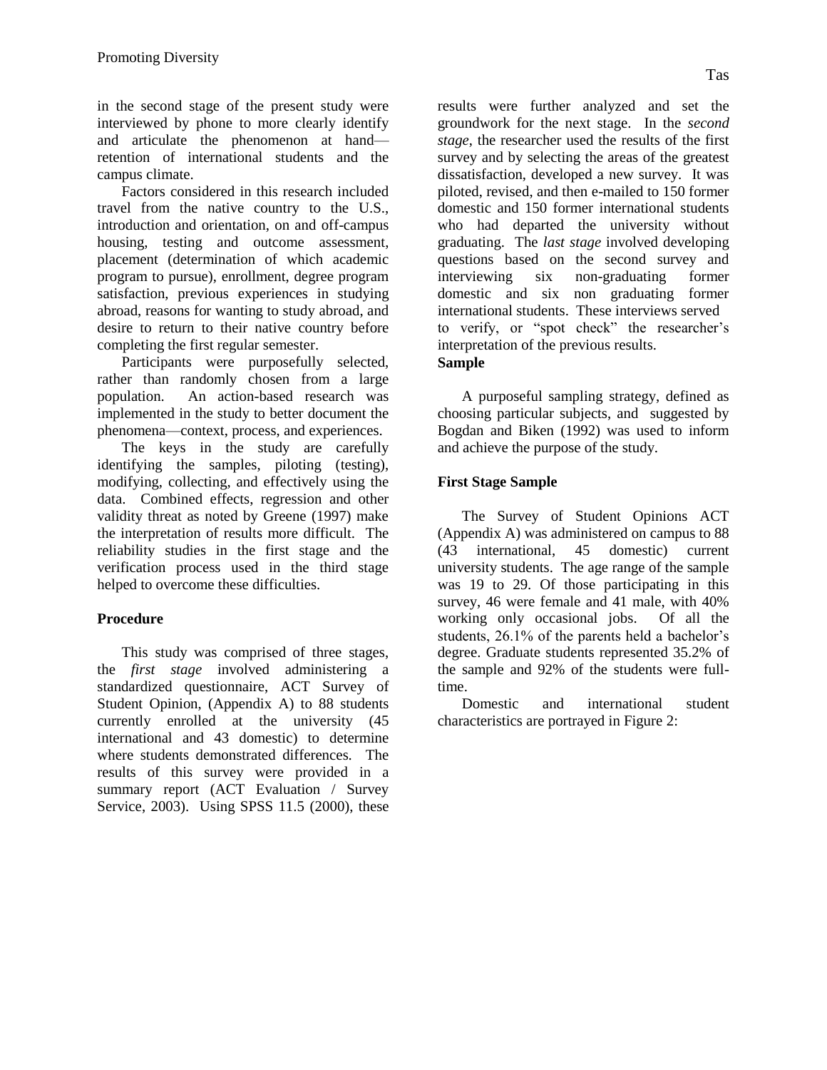in the second stage of the present study were interviewed by phone to more clearly identify and articulate the phenomenon at hand—retention of international students and the campus climate.

Factors considered in this research included travel from the native country to the U.S., introduction and orientation, on and off-campus housing, testing and outcome assessment, placement (determination of which academic program to pursue), enrollment, degree program satisfaction, previous experiences in studying abroad, reasons for wanting to study abroad, and desire to return to their native country before completing the first regular semester.

Participants were purposefully selected, rather than randomly chosen from a large population. An action-based research was implemented in the study to better document the phenomena—context, process, and experiences.

The keys in the study are carefully identifying the samples, piloting (testing), modifying, collecting, and effectively using the data. Combined effects, regression and other validity threat as noted by Greene (1997) make the interpretation of results more difficult. The reliability studies in the first stage and the verification process used in the third stage helped to overcome these difficulties.

## Procedure

This study was comprised of three stages, the *first stage* involved administering a standardized questionnaire, ACT Survey of Student Opinion, (Appendix A) to 88 students currently enrolled at the university (45 international and 43 domestic) to determine where students demonstrated differences. The results of this survey were provided in a summary report (ACT Evaluation / Survey Service, 2003). Using SPSS 11.5 (2000), these results were further analyzed and set the groundwork for the next stage. In the *second stage*, the researcher used the results of the first survey and by selecting the areas of the greatest dissatisfaction, developed a new survey. It was piloted, revised, and then e-mailed to 150 former domestic and 150 former international students who had departed the university without graduating. The *last stage* involved developing questions based on the second survey and interviewing six non-graduating former domestic and six non graduating former international students. These interviews served to verify, or "spot check" the researcher's interpretation of the previous results.

## Sample

A purposeful sampling strategy, defined as choosing particular subjects, and suggested by Bogdan and Biken (1992) was used to inform and achieve the purpose of the study.

### First Stage Sample

The Survey of Student Opinions ACT (Appendix A) was administered on campus to 88 (43 international, 45 domestic) current university students. The age range of the sample was 19 to 29. Of those participating in this survey, 46 were female and 41 male, with 40% working only occasional jobs. Of all the students, 26.1% of the parents held a bachelor's degree. Graduate students represented 35.2% of the sample and 92% of the students were full-time.

Domestic and international student characteristics are portrayed in Figure 2: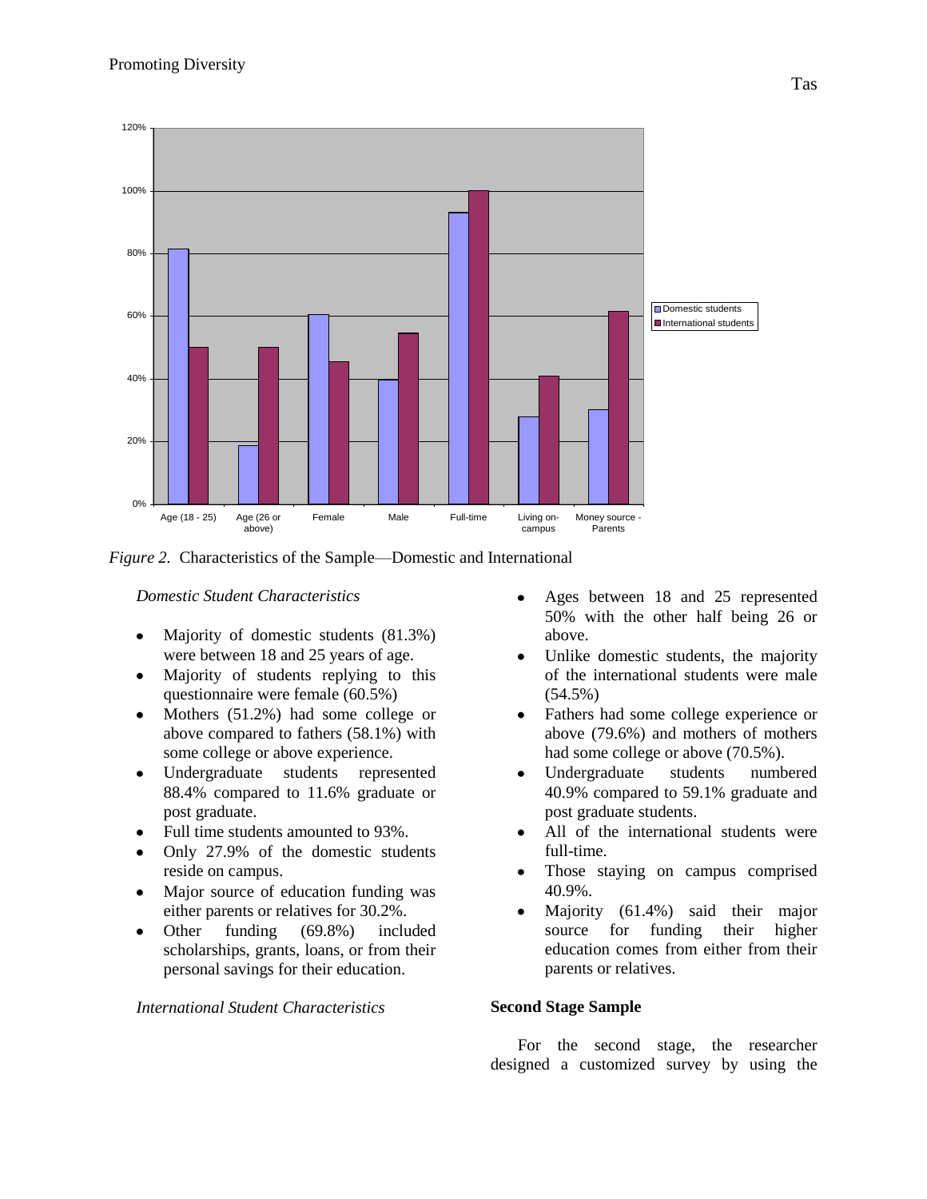*Figure 2.* Characteristics of the Sample—Domestic and International

*Domestic Student Characteristics*

- Majority of domestic students (81.3%) were between 18 and 25 years of age.
- Majority of students replying to this questionnaire were female (60.5%)
- Mothers (51.2%) had some college or above compared to fathers (58.1%) with some college or above experience.
- Undergraduate students represented 88.4% compared to 11.6% graduate or post graduate.
- Full time students amounted to 93%.
- Only 27.9% of the domestic students reside on campus.
- Major source of education funding was either parents or relatives for 30.2%.
- Other funding (69.8%) included scholarships, grants, loans, or from their personal savings for their education.

*International Student Characteristics*

- Ages between 18 and 25 represented 50% with the other half being 26 or above.
- Unlike domestic students, the majority of the international students were male (54.5%)
- Fathers had some college experience or above (79.6%) and mothers of mothers had some college or above (70.5%).
- Undergraduate students numbered 40.9% compared to 59.1% graduate and post graduate students.
- All of the international students were full-time.
- Those staying on campus comprised 40.9%.
- Majority (61.4%) said their major source for funding their higher education comes from either from their parents or relatives.

**Second Stage Sample**

For the second stage, the researcher designed a customized survey by using the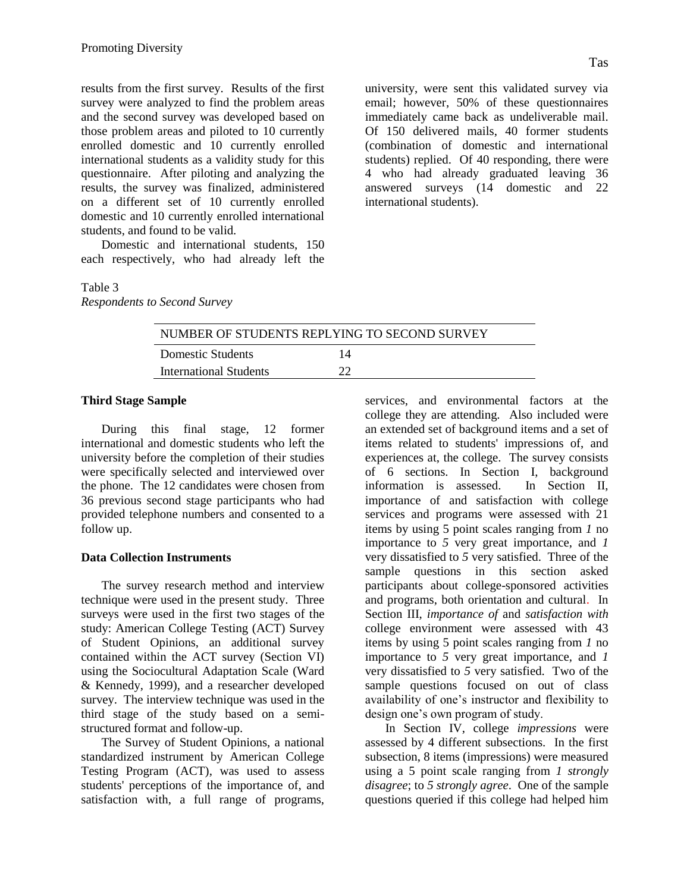results from the first survey. Results of the first survey were analyzed to find the problem areas and the second survey was developed based on those problem areas and piloted to 10 currently enrolled domestic and 10 currently enrolled international students as a validity study for this questionnaire. After piloting and analyzing the results, the survey was finalized, administered on a different set of 10 currently enrolled domestic and 10 currently enrolled international students, and found to be valid.

Domestic and international students, 150 each respectively, who had already left the university, were sent this validated survey via email; however, 50% of these questionnaires immediately came back as undeliverable mail. Of 150 delivered mails, 40 former students (combination of domestic and international students) replied. Of 40 responding, there were 4 who had already graduated leaving 36 answered surveys (14 domestic and 22 international students).

Table 3
*Respondents to Second Survey*

| NUMBER OF STUDENTS REPLYING TO SECOND SURVEY | |
|---|---|
| Domestic Students | 14 |
| International Students | 22 |

**Third Stage Sample**

During this final stage, 12 former international and domestic students who left the university before the completion of their studies were specifically selected and interviewed over the phone. The 12 candidates were chosen from 36 previous second stage participants who had provided telephone numbers and consented to a follow up.

**Data Collection Instruments**

The survey research method and interview technique were used in the present study. Three surveys were used in the first two stages of the study: American College Testing (ACT) Survey of Student Opinions, an additional survey contained within the ACT survey (Section VI) using the Sociocultural Adaptation Scale (Ward & Kennedy, 1999), and a researcher developed survey. The interview technique was used in the third stage of the study based on a semi-structured format and follow-up.

The Survey of Student Opinions, a national standardized instrument by American College Testing Program (ACT), was used to assess students' perceptions of the importance of, and satisfaction with, a full range of programs, services, and environmental factors at the college they are attending. Also included were an extended set of background items and a set of items related to students' impressions of, and experiences at, the college. The survey consists of 6 sections. In Section I, background information is assessed. In Section II, importance of and satisfaction with college services and programs were assessed with 21 items by using 5 point scales ranging from *1* no importance to *5* very great importance, and *1* very dissatisfied to *5* very satisfied. Three of the sample questions in this section asked participants about college-sponsored activities and programs, both orientation and cultural. In Section III, *importance of* and *satisfaction with* college environment were assessed with 43 items by using 5 point scales ranging from *1* no importance to *5* very great importance, and *1* very dissatisfied to *5* very satisfied. Two of the sample questions focused on out of class availability of one's instructor and flexibility to design one's own program of study.

In Section IV, college *impressions* were assessed by 4 different subsections. In the first subsection, 8 items (impressions) were measured using a 5 point scale ranging from *1 strongly disagree*; to *5 strongly agree*. One of the sample questions queried if this college had helped him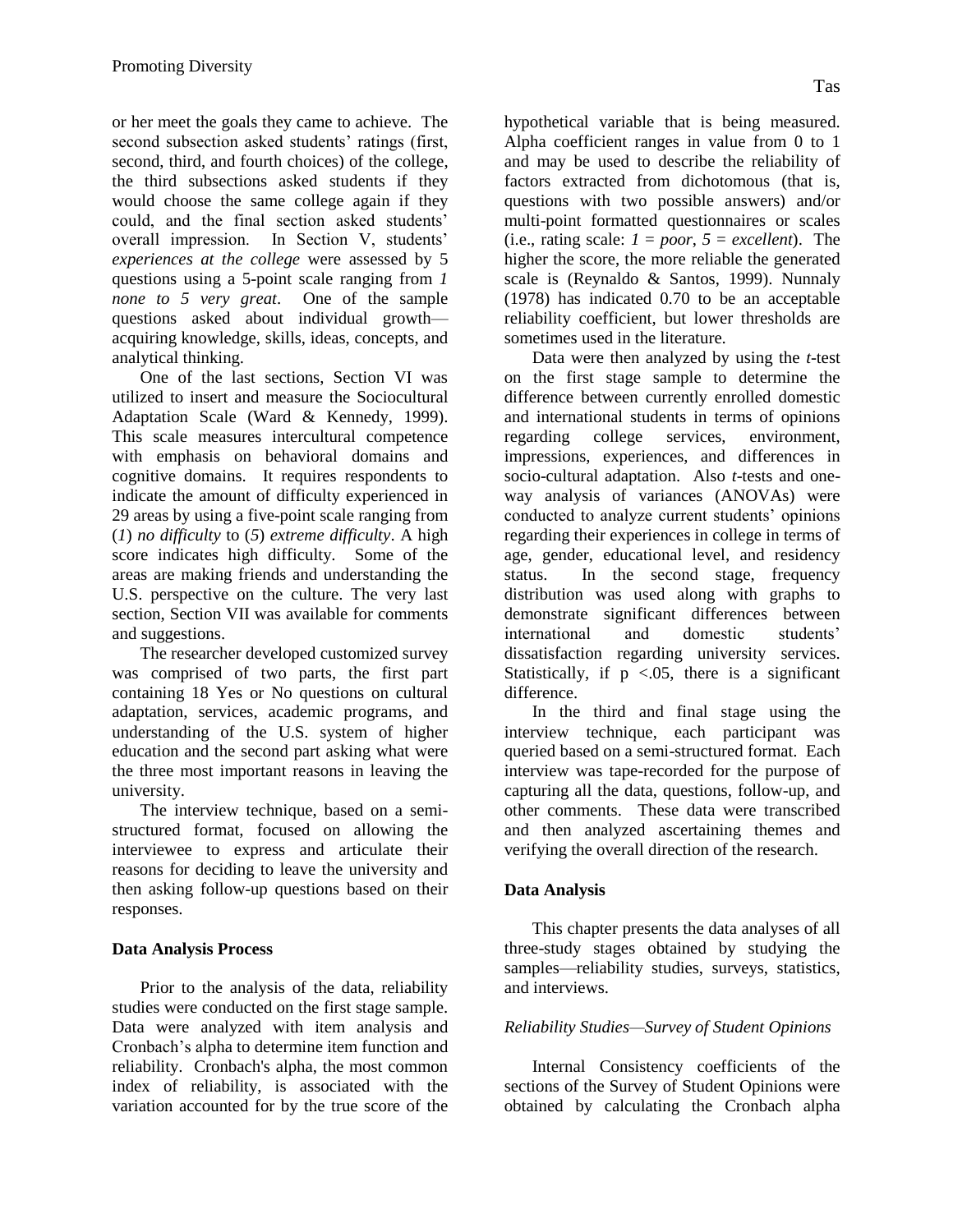or her meet the goals they came to achieve. The second subsection asked students' ratings (first, second, third, and fourth choices) of the college, the third subsections asked students if they would choose the same college again if they could, and the final section asked students' overall impression. In Section V, students' *experiences at the college* were assessed by 5 questions using a 5-point scale ranging from *1 none to 5 very great*. One of the sample questions asked about individual growth—acquiring knowledge, skills, ideas, concepts, and analytical thinking.

One of the last sections, Section VI was utilized to insert and measure the Sociocultural Adaptation Scale (Ward & Kennedy, 1999). This scale measures intercultural competence with emphasis on behavioral domains and cognitive domains. It requires respondents to indicate the amount of difficulty experienced in 29 areas by using a five-point scale ranging from (*1*) *no difficulty* to (*5*) *extreme difficulty*. A high score indicates high difficulty. Some of the areas are making friends and understanding the U.S. perspective on the culture. The very last section, Section VII was available for comments and suggestions.

The researcher developed customized survey was comprised of two parts, the first part containing 18 Yes or No questions on cultural adaptation, services, academic programs, and understanding of the U.S. system of higher education and the second part asking what were the three most important reasons in leaving the university.

The interview technique, based on a semi-structured format, focused on allowing the interviewee to express and articulate their reasons for deciding to leave the university and then asking follow-up questions based on their responses.

## Data Analysis Process

Prior to the analysis of the data, reliability studies were conducted on the first stage sample. Data were analyzed with item analysis and Cronbach's alpha to determine item function and reliability. Cronbach's alpha, the most common index of reliability, is associated with the variation accounted for by the true score of the hypothetical variable that is being measured. Alpha coefficient ranges in value from 0 to 1 and may be used to describe the reliability of factors extracted from dichotomous (that is, questions with two possible answers) and/or multi-point formatted questionnaires or scales (i.e., rating scale: *1 = poor, 5 = excellent*). The higher the score, the more reliable the generated scale is (Reynaldo & Santos, 1999). Nunnaly (1978) has indicated 0.70 to be an acceptable reliability coefficient, but lower thresholds are sometimes used in the literature.

Data were then analyzed by using the *t*-test on the first stage sample to determine the difference between currently enrolled domestic and international students in terms of opinions regarding college services, environment, impressions, experiences, and differences in socio-cultural adaptation. Also *t*-tests and one-way analysis of variances (ANOVAs) were conducted to analyze current students' opinions regarding their experiences in college in terms of age, gender, educational level, and residency status. In the second stage, frequency distribution was used along with graphs to demonstrate significant differences between international and domestic students' dissatisfaction regarding university services. Statistically, if $p < .05$, there is a significant difference.

In the third and final stage using the interview technique, each participant was queried based on a semi-structured format. Each interview was tape-recorded for the purpose of capturing all the data, questions, follow-up, and other comments. These data were transcribed and then analyzed ascertaining themes and verifying the overall direction of the research.

## Data Analysis

This chapter presents the data analyses of all three-study stages obtained by studying the samples—reliability studies, surveys, statistics, and interviews.

### *Reliability Studies—Survey of Student Opinions*

Internal Consistency coefficients of the sections of the Survey of Student Opinions were obtained by calculating the Cronbach alpha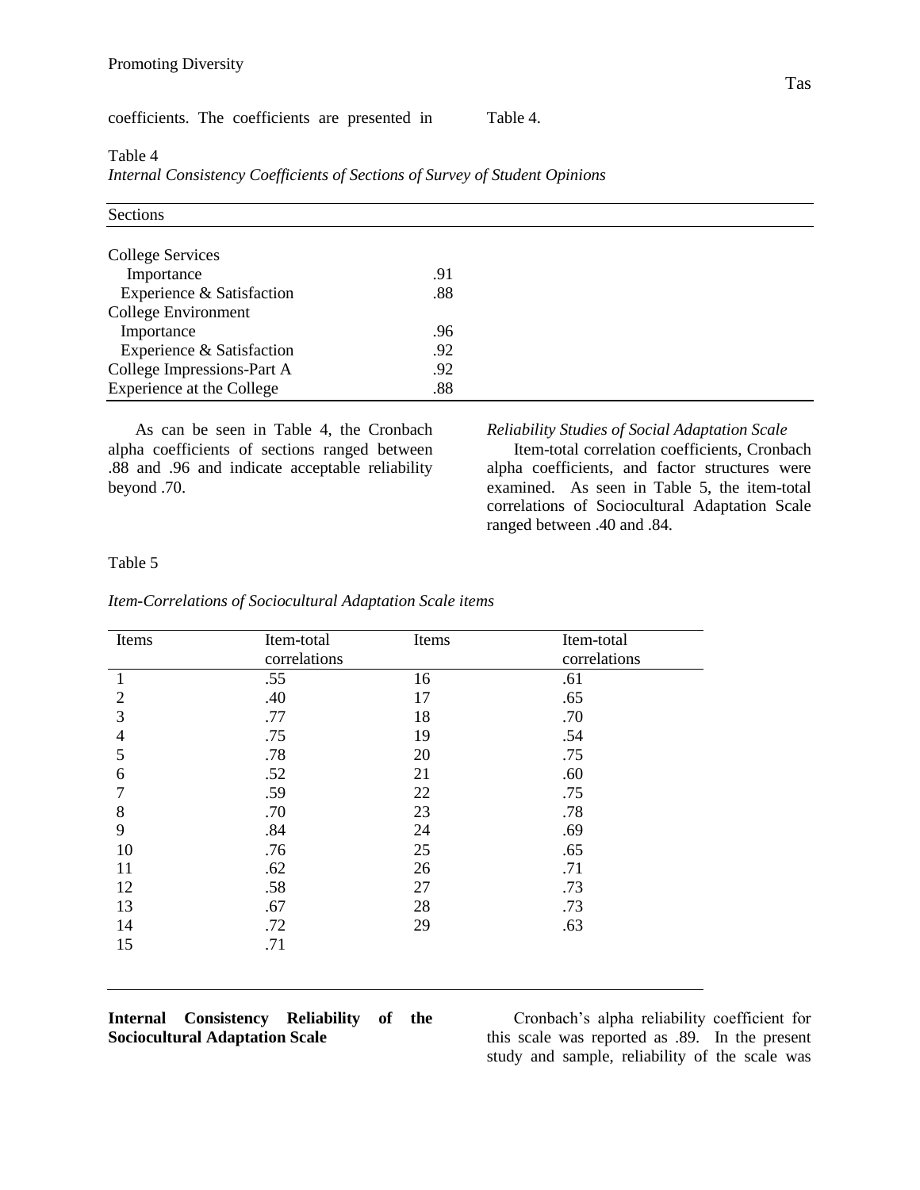coefficients. The coefficients are presented in Table 4.

Table 4

*Internal Consistency Coefficients of Sections of Survey of Student Opinions*

| Sections | |
|---|---|
| College Services | |
| Importance | .91 |
| Experience & Satisfaction | .88 |
| College Environment | |
| Importance | .96 |
| Experience & Satisfaction | .92 |
| College Impressions-Part A | .92 |
| Experience at the College | .88 |

As can be seen in Table 4, the Cronbach alpha coefficients of sections ranged between .88 and .96 and indicate acceptable reliability beyond .70.

*Reliability Studies of Social Adaptation Scale*

Item-total correlation coefficients, Cronbach alpha coefficients, and factor structures were examined. As seen in Table 5, the item-total correlations of Sociocultural Adaptation Scale ranged between .40 and .84.

Table 5

*Item-Correlations of Sociocultural Adaptation Scale items*

| Items | Item-total correlations | Items | Item-total correlations |
|---|---|---|---|
| 1 | .55 | 16 | .61 |
| 2 | .40 | 17 | .65 |
| 3 | .77 | 18 | .70 |
| 4 | .75 | 19 | .54 |
| 5 | .78 | 20 | .75 |
| 6 | .52 | 21 | .60 |
| 7 | .59 | 22 | .75 |
| 8 | .70 | 23 | .78 |
| 9 | .84 | 24 | .69 |
| 10 | .76 | 25 | .65 |
| 11 | .62 | 26 | .71 |
| 12 | .58 | 27 | .73 |
| 13 | .67 | 28 | .73 |
| 14 | .72 | 29 | .63 |
| 15 | .71 | | |

**Internal Consistency Reliability of the Sociocultural Adaptation Scale**

Cronbach's alpha reliability coefficient for this scale was reported as .89. In the present study and sample, reliability of the scale was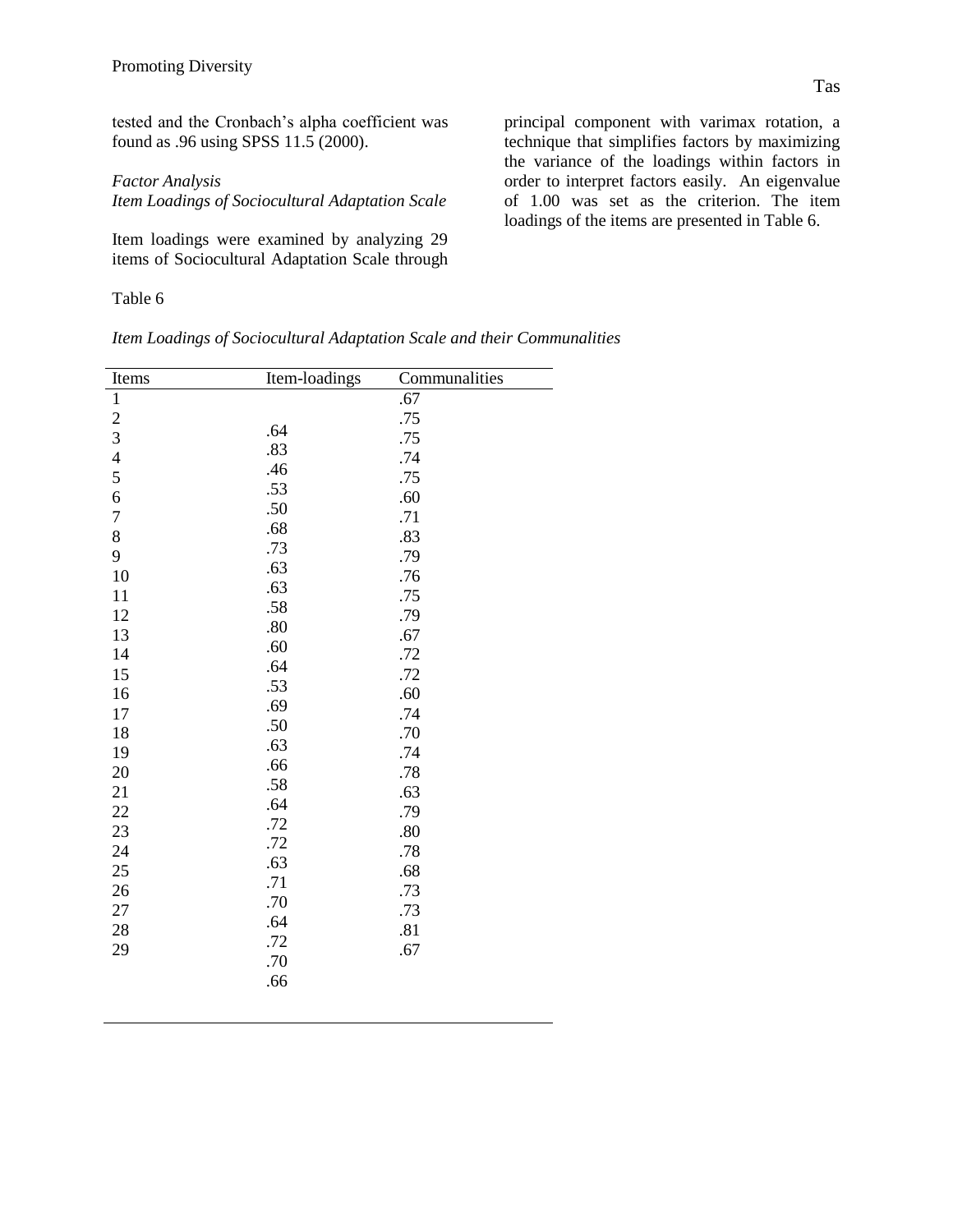tested and the Cronbach's alpha coefficient was found as .96 using SPSS 11.5 (2000).

*Factor Analysis*

*Item Loadings of Sociocultural Adaptation Scale*

Item loadings were examined by analyzing 29 items of Sociocultural Adaptation Scale through principal component with varimax rotation, a technique that simplifies factors by maximizing the variance of the loadings within factors in order to interpret factors easily. An eigenvalue of 1.00 was set as the criterion. The item loadings of the items are presented in Table 6.

Table 6

*Item Loadings of Sociocultural Adaptation Scale and their Communalities*

| Items | Item-loadings | Communalities |
|---|---|---|
| 1 | .64 | .67 |
| 2 | .83 | .75 |
| 3 | .46 | .75 |
| 4 | .53 | .74 |
| 5 | .50 | .75 |
| 6 | .68 | .60 |
| 7 | .73 | .71 |
| 8 | .63 | .83 |
| 9 | .63 | .79 |
| 10 | .58 | .76 |
| 11 | .80 | .75 |
| 12 | .60 | .79 |
| 13 | .64 | .67 |
| 14 | .53 | .72 |
| 15 | .69 | .72 |
| 16 | .50 | .60 |
| 17 | .63 | .74 |
| 18 | .66 | .70 |
| 19 | .58 | .74 |
| 20 | .64 | .78 |
| 21 | .72 | .63 |
| 22 | .72 | .79 |
| 23 | .63 | .80 |
| 24 | .71 | .78 |
| 25 | .70 | .68 |
| 26 | .64 | .73 |
| 27 | .72 | .73 |
| 28 | .70 | .81 |
| 29 | .66 | .67 |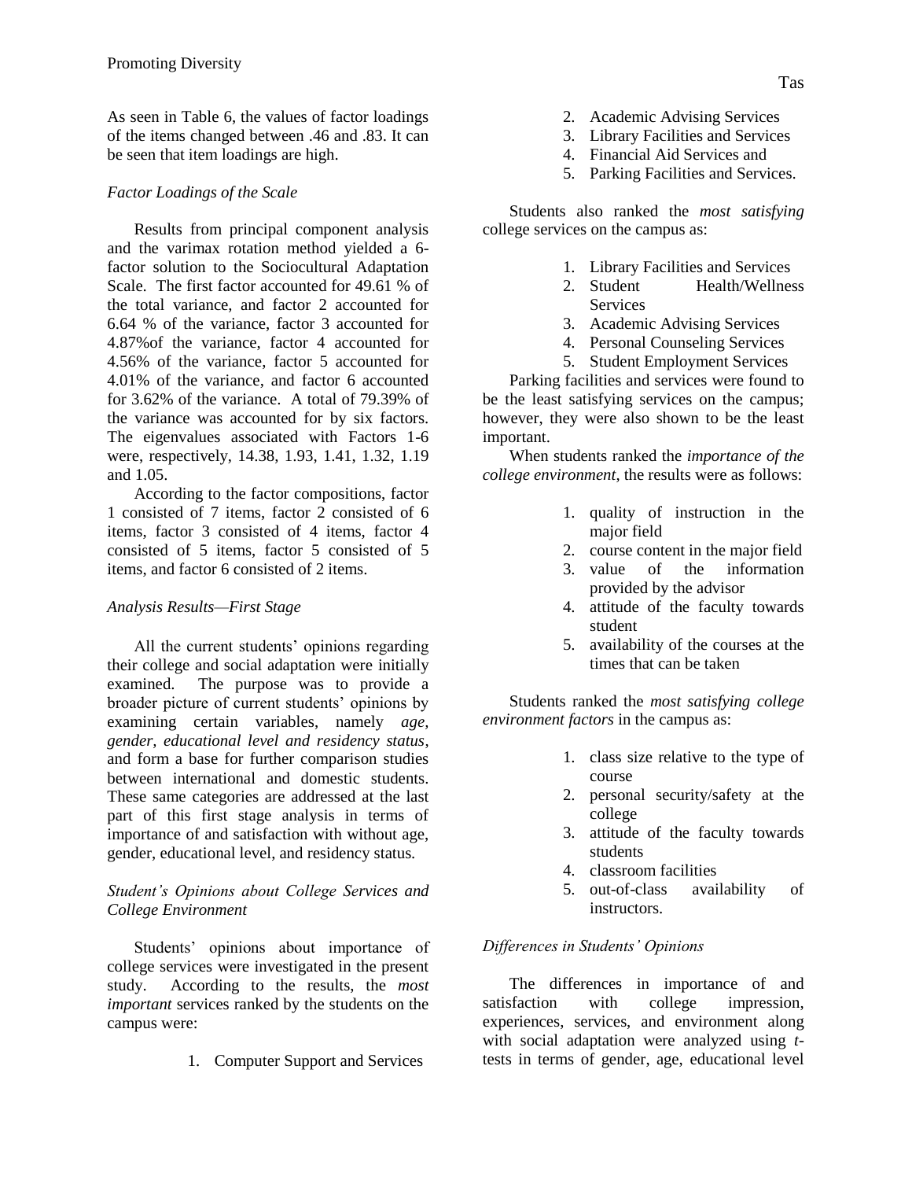As seen in Table 6, the values of factor loadings of the items changed between .46 and .83. It can be seen that item loadings are high.

*Factor Loadings of the Scale*

Results from principal component analysis and the varimax rotation method yielded a 6-factor solution to the Sociocultural Adaptation Scale. The first factor accounted for 49.61 % of the total variance, and factor 2 accounted for 6.64 % of the variance, factor 3 accounted for 4.87%of the variance, factor 4 accounted for 4.56% of the variance, factor 5 accounted for 4.01% of the variance, and factor 6 accounted for 3.62% of the variance. A total of 79.39% of the variance was accounted for by six factors. The eigenvalues associated with Factors 1-6 were, respectively, 14.38, 1.93, 1.41, 1.32, 1.19 and 1.05.

According to the factor compositions, factor 1 consisted of 7 items, factor 2 consisted of 6 items, factor 3 consisted of 4 items, factor 4 consisted of 5 items, factor 5 consisted of 5 items, and factor 6 consisted of 2 items.

*Analysis Results—First Stage*

All the current students' opinions regarding their college and social adaptation were initially examined. The purpose was to provide a broader picture of current students' opinions by examining certain variables, namely *age, gender, educational level and residency status*, and form a base for further comparison studies between international and domestic students. These same categories are addressed at the last part of this first stage analysis in terms of importance of and satisfaction with without age, gender, educational level, and residency status.

*Student's Opinions about College Services and College Environment*

Students' opinions about importance of college services were investigated in the present study. According to the results, the *most important* services ranked by the students on the campus were:

1. Computer Support and Services
2. Academic Advising Services
3. Library Facilities and Services
4. Financial Aid Services and
5. Parking Facilities and Services.

Students also ranked the *most satisfying* college services on the campus as:

1. Library Facilities and Services
2. Student Health/Wellness Services
3. Academic Advising Services
4. Personal Counseling Services
5. Student Employment Services

Parking facilities and services were found to be the least satisfying services on the campus; however, they were also shown to be the least important.

When students ranked the *importance of the college environment*, the results were as follows:

1. quality of instruction in the major field
2. course content in the major field
3. value of the information provided by the advisor
4. attitude of the faculty towards student
5. availability of the courses at the times that can be taken

Students ranked the *most satisfying college environment factors* in the campus as:

1. class size relative to the type of course
2. personal security/safety at the college
3. attitude of the faculty towards students
4. classroom facilities
5. out-of-class availability of instructors.

*Differences in Students' Opinions*

The differences in importance of and satisfaction with college impression, experiences, services, and environment along with social adaptation were analyzed using *t*-tests in terms of gender, age, educational level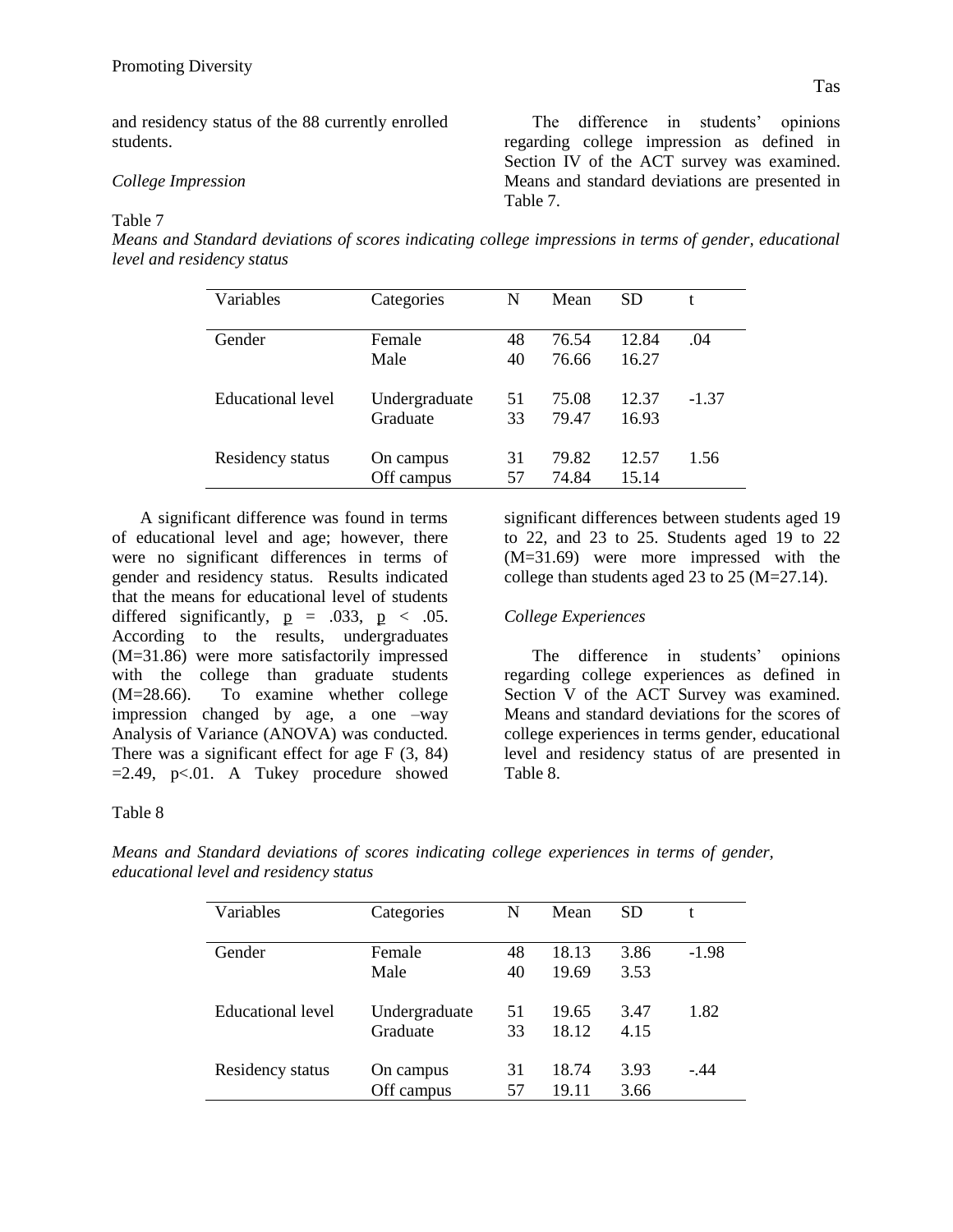and residency status of the 88 currently enrolled students.

### *College Impression*

The difference in students' opinions regarding college impression as defined in Section IV of the ACT survey was examined. Means and standard deviations are presented in Table 7.

Table 7

*Means and Standard deviations of scores indicating college impressions in terms of gender, educational level and residency status*

| Variables | Categories | N | Mean | SD | t |
|---|---|---|---|---|---|
| Gender | Female | 48 | 76.54 | 12.84 | .04 |
| | Male | 40 | 76.66 | 16.27 | |
| Educational level | Undergraduate | 51 | 75.08 | 12.37 | -1.37 |
| | Graduate | 33 | 79.47 | 16.93 | |
| Residency status | On campus | 31 | 79.82 | 12.57 | 1.56 |
| | Off campus | 57 | 74.84 | 15.14 | |

A significant difference was found in terms of educational level and age; however, there were no significant differences in terms of gender and residency status. Results indicated that the means for educational level of students differed significantly, $\underline{p}$ = .033, $\underline{p}$ < .05. According to the results, undergraduates (M=31.86) were more satisfactorily impressed with the college than graduate students (M=28.66). To examine whether college impression changed by age, a one –way Analysis of Variance (ANOVA) was conducted. There was a significant effect for age $F$ (3, 84) =2.49, $p<.01$. A Tukey procedure showed significant differences between students aged 19 to 22, and 23 to 25. Students aged 19 to 22 (M=31.69) were more impressed with the college than students aged 23 to 25 (M=27.14).

### *College Experiences*

The difference in students' opinions regarding college experiences as defined in Section V of the ACT Survey was examined. Means and standard deviations for the scores of college experiences in terms gender, educational level and residency status of are presented in Table 8.

Table 8

*Means and Standard deviations of scores indicating college experiences in terms of gender, educational level and residency status*

| Variables | Categories | N | Mean | SD | t |
|---|---|---|---|---|---|
| Gender | Female | 48 | 18.13 | 3.86 | -1.98 |
| | Male | 40 | 19.69 | 3.53 | |
| Educational level | Undergraduate | 51 | 19.65 | 3.47 | 1.82 |
| | Graduate | 33 | 18.12 | 4.15 | |
| Residency status | On campus | 31 | 18.74 | 3.93 | -.44 |
| | Off campus | 57 | 19.11 | 3.66 | |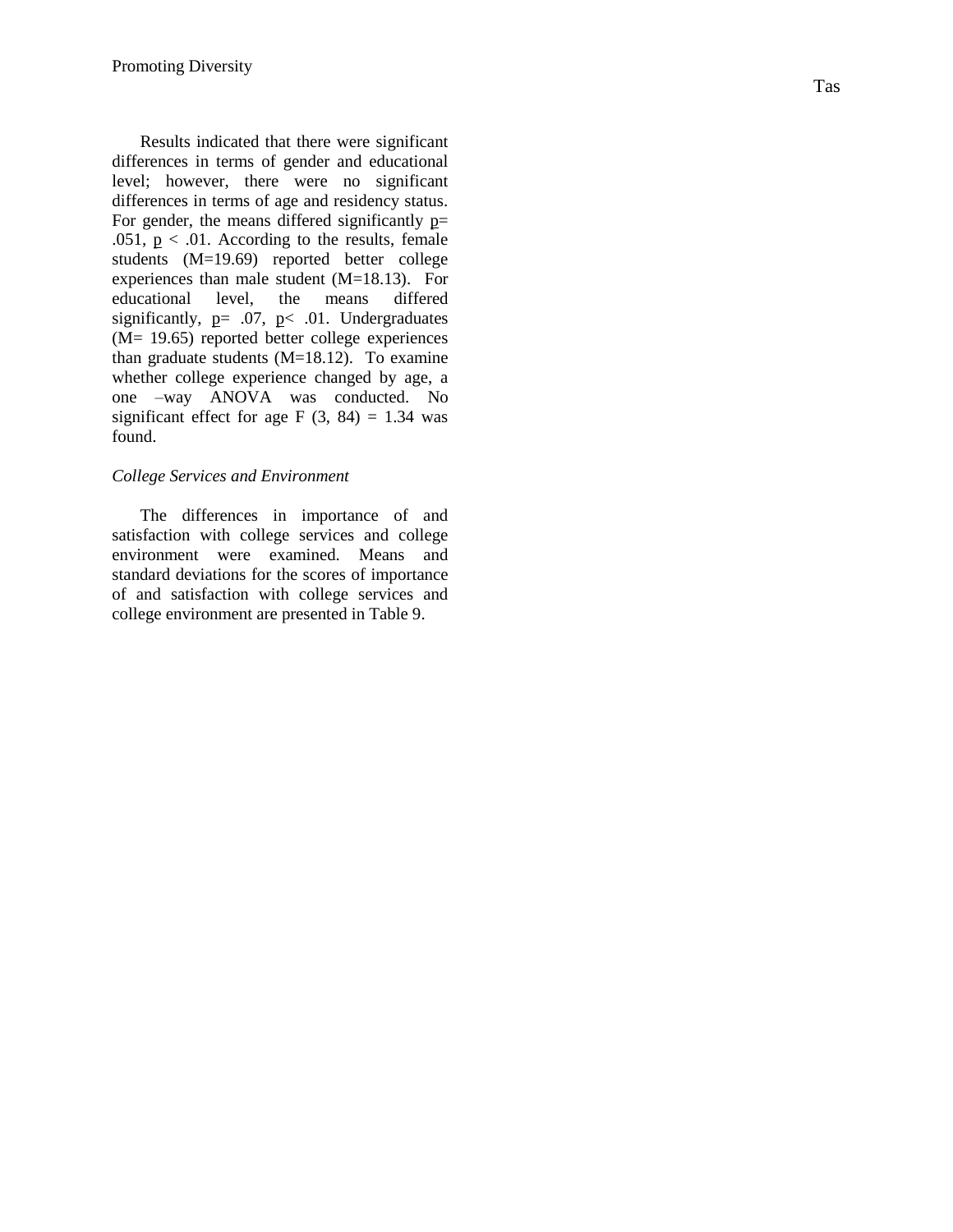Results indicated that there were significant differences in terms of gender and educational level; however, there were no significant differences in terms of age and residency status. For gender, the means differed significantly $p = .051$, $p < .01$. According to the results, female students (M=19.69) reported better college experiences than male student (M=18.13). For educational level, the means differed significantly, $p = .07$, $p < .01$. Undergraduates (M= 19.65) reported better college experiences than graduate students (M=18.12). To examine whether college experience changed by age, a one –way ANOVA was conducted. No significant effect for age $F(3, 84) = 1.34$ was found.

*College Services and Environment*

The differences in importance of and satisfaction with college services and college environment were examined. Means and standard deviations for the scores of importance of and satisfaction with college services and college environment are presented in Table 9.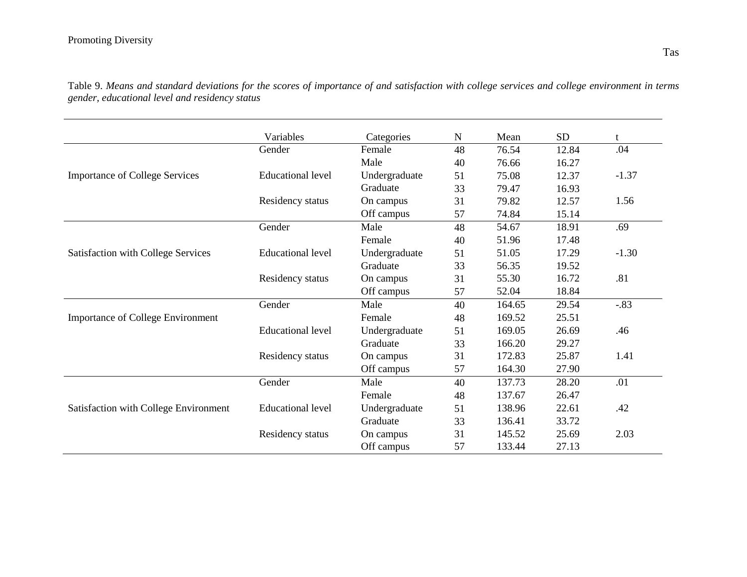Table 9. *Means and standard deviations for the scores of importance of and satisfaction with college services and college environment in terms gender, educational level and residency status*

| | Variables | Categories | N | Mean | SD | t |
|---|---|---|---|---|---|---|
| Importance of College Services | Gender | Female | 48 | 76.54 | 12.84 | .04 |
| | | Male | 40 | 76.66 | 16.27 | |
| | Educational level | Undergraduate | 51 | 75.08 | 12.37 | -1.37 |
| | | Graduate | 33 | 79.47 | 16.93 | |
| | Residency status | On campus | 31 | 79.82 | 12.57 | 1.56 |
| | | Off campus | 57 | 74.84 | 15.14 | |
| Satisfaction with College Services | Gender | Male | 48 | 54.67 | 18.91 | .69 |
| | | Female | 40 | 51.96 | 17.48 | |
| | Educational level | Undergraduate | 51 | 51.05 | 17.29 | -1.30 |
| | | Graduate | 33 | 56.35 | 19.52 | |
| | Residency status | On campus | 31 | 55.30 | 16.72 | .81 |
| | | Off campus | 57 | 52.04 | 18.84 | |
| Importance of College Environment | Gender | Male | 40 | 164.65 | 29.54 | -.83 |
| | | Female | 48 | 169.52 | 25.51 | |
| | Educational level | Undergraduate | 51 | 169.05 | 26.69 | .46 |
| | | Graduate | 33 | 166.20 | 29.27 | |
| | Residency status | On campus | 31 | 172.83 | 25.87 | 1.41 |
| | | Off campus | 57 | 164.30 | 27.90 | |
| Satisfaction with College Environment | Gender | Male | 40 | 137.73 | 28.20 | .01 |
| | | Female | 48 | 137.67 | 26.47 | |
| | Educational level | Undergraduate | 51 | 138.96 | 22.61 | .42 |
| | | Graduate | 33 | 136.41 | 33.72 | |
| | Residency status | On campus | 31 | 145.52 | 25.69 | 2.03 |
| | | Off campus | 57 | 133.44 | 27.13 | |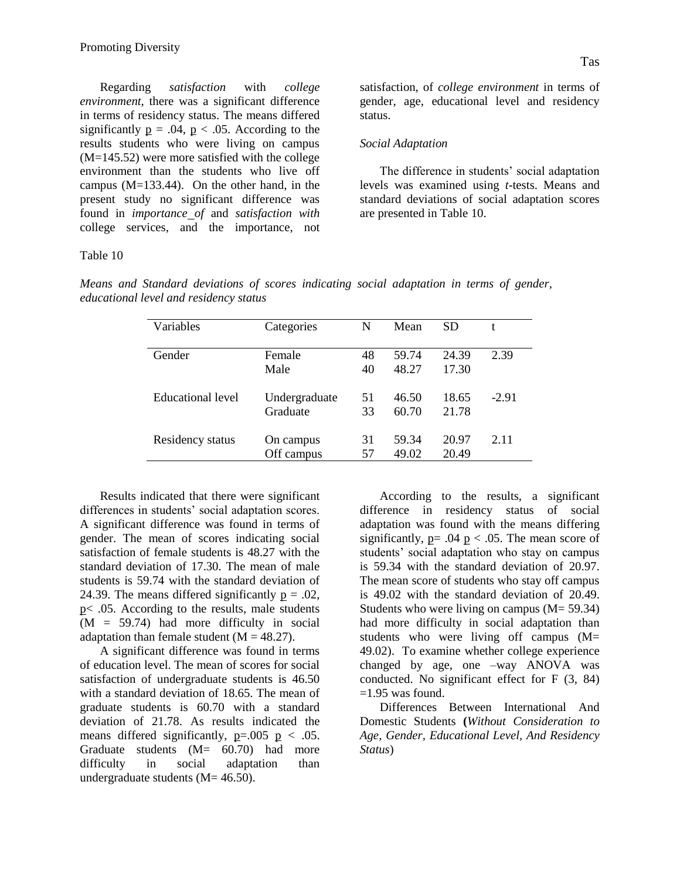Regarding *satisfaction* with *college environment*, there was a significant difference in terms of residency status. The means differed significantly $p = .04$, $p < .05$. According to the results students who were living on campus (M=145.52) were more satisfied with the college environment than the students who live off campus (M=133.44). On the other hand, in the present study no significant difference was found in *importance of* and *satisfaction with* college services, and the importance, not satisfaction, of *college environment* in terms of gender, age, educational level and residency status.

### *Social Adaptation*

The difference in students' social adaptation levels was examined using *t*-tests. Means and standard deviations of social adaptation scores are presented in Table 10.

Table 10

*Means and Standard deviations of scores indicating social adaptation in terms of gender, educational level and residency status*

| Variables | Categories | N | Mean | SD | t |
|---|---|---|---|---|---|
| Gender | Female | 48 | 59.74 | 24.39 | 2.39 |
| | Male | 40 | 48.27 | 17.30 | |
| Educational level | Undergraduate | 51 | 46.50 | 18.65 | -2.91 |
| | Graduate | 33 | 60.70 | 21.78 | |
| Residency status | On campus | 31 | 59.34 | 20.97 | 2.11 |
| | Off campus | 57 | 49.02 | 20.49 | |

Results indicated that there were significant differences in students' social adaptation scores. A significant difference was found in terms of gender. The mean of scores indicating social satisfaction of female students is 48.27 with the standard deviation of 17.30. The mean of male students is 59.74 with the standard deviation of 24.39. The means differed significantly $p = .02$, $p < .05$. According to the results, male students (M = 59.74) had more difficulty in social adaptation than female student (M = 48.27).

A significant difference was found in terms of education level. The mean of scores for social satisfaction of undergraduate students is 46.50 with a standard deviation of 18.65. The mean of graduate students is 60.70 with a standard deviation of 21.78. As results indicated the means differed significantly, $p=.005$ $p < .05$. Graduate students (M= 60.70) had more difficulty in social adaptation than undergraduate students (M= 46.50).

According to the results, a significant difference in residency status of social adaptation was found with the means differing significantly, $p= .04$ $p < .05$. The mean score of students' social adaptation who stay on campus is 59.34 with the standard deviation of 20.97. The mean score of students who stay off campus is 49.02 with the standard deviation of 20.49. Students who were living on campus (M= 59.34) had more difficulty in social adaptation than students who were living off campus (M= 49.02). To examine whether college experience changed by age, one –way ANOVA was conducted. No significant effect for $F(3, 84) = 1.95$ was found.

Differences Between International And Domestic Students **(***Without Consideration to Age, Gender, Educational Level, And Residency Status*)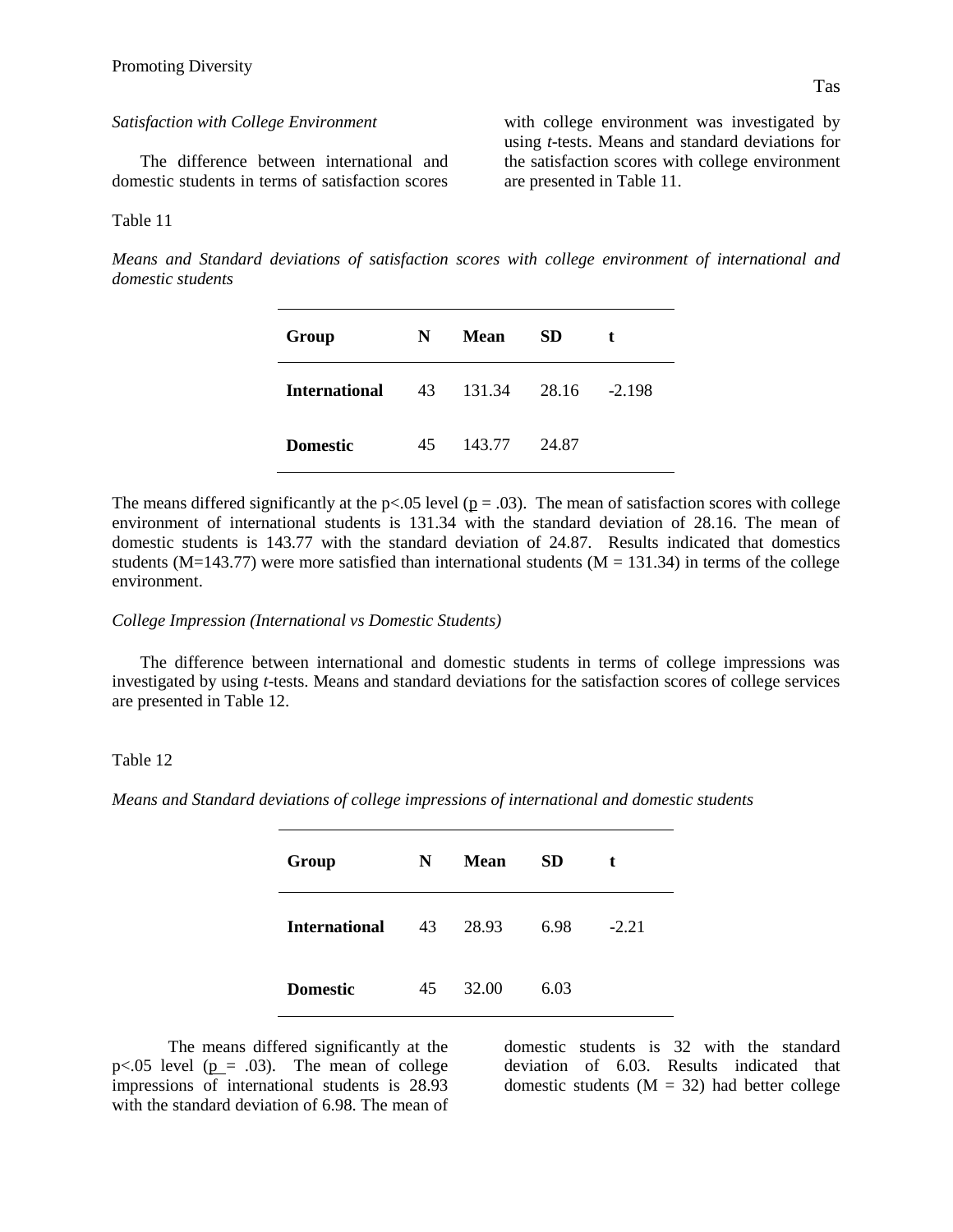*Satisfaction with College Environment*

The difference between international and domestic students in terms of satisfaction scores with college environment was investigated by using *t*-tests. Means and standard deviations for the satisfaction scores with college environment are presented in Table 11.

Table 11

*Means and Standard deviations of satisfaction scores with college environment of international and domestic students*

| Group | N | Mean | SD | t |
|---|---|---|---|---|
| **International** | 43 | 131.34 | 28.16 | -2.198 |
| **Domestic** | 45 | 143.77 | 24.87 | |

The means differed significantly at the $p<.05$ level ($p = .03$). The mean of satisfaction scores with college environment of international students is 131.34 with the standard deviation of 28.16. The mean of domestic students is 143.77 with the standard deviation of 24.87. Results indicated that domestics students ($M=143.77$) were more satisfied than international students ($M = 131.34$) in terms of the college environment.

*College Impression (International vs Domestic Students)*

The difference between international and domestic students in terms of college impressions was investigated by using *t*-tests. Means and standard deviations for the satisfaction scores of college services are presented in Table 12.

Table 12

*Means and Standard deviations of college impressions of international and domestic students*

| Group | N | Mean | SD | t |
|---|---|---|---|---|
| **International** | 43 | 28.93 | 6.98 | -2.21 |
| **Domestic** | 45 | 32.00 | 6.03 | |

The means differed significantly at the $p<.05$ level ($p = .03$). The mean of college impressions of international students is 28.93 with the standard deviation of 6.98. The mean of domestic students is 32 with the standard deviation of 6.03. Results indicated that domestic students ($M = 32$) had better college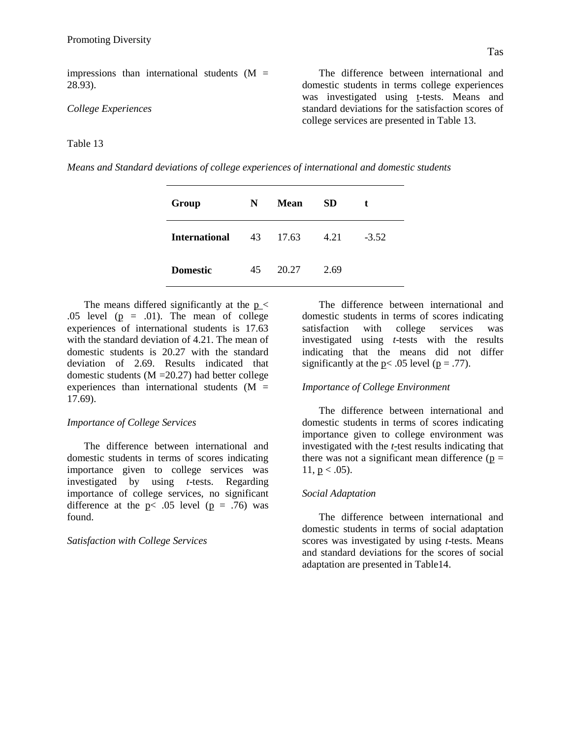impressions than international students (M = 28.93).

*College Experiences*

The difference between international and domestic students in terms college experiences was investigated using t-tests. Means and standard deviations for the satisfaction scores of college services are presented in Table 13.

Table 13

*Means and Standard deviations of college experiences of international and domestic students*

| Group | N | Mean | SD | t |
|---|---|---|---|---|
| **International** | 43 | 17.63 | 4.21 | -3.52 |
| **Domestic** | 45 | 20.27 | 2.69 | |

The means differed significantly at the $p < .05$ level ($p = .01$). The mean of college experiences of international students is 17.63 with the standard deviation of 4.21. The mean of domestic students is 20.27 with the standard deviation of 2.69. Results indicated that domestic students (M =20.27) had better college experiences than international students (M = 17.69).

*Importance of College Services*

The difference between international and domestic students in terms of scores indicating importance given to college services was investigated by using *t*-tests. Regarding importance of college services, no significant difference at the $p< .05$ level ($p = .76$) was found.

*Satisfaction with College Services*

The difference between international and domestic students in terms of scores indicating satisfaction with college services was investigated using *t*-tests with the results indicating that the means did not differ significantly at the $p< .05$ level ($p = .77$).

*Importance of College Environment*

The difference between international and domestic students in terms of scores indicating importance given to college environment was investigated with the *t*-test results indicating that there was not a significant mean difference ($p = 11$, $p < .05$).

*Social Adaptation*

The difference between international and domestic students in terms of social adaptation scores was investigated by using *t*-tests. Means and standard deviations for the scores of social adaptation are presented in Table14.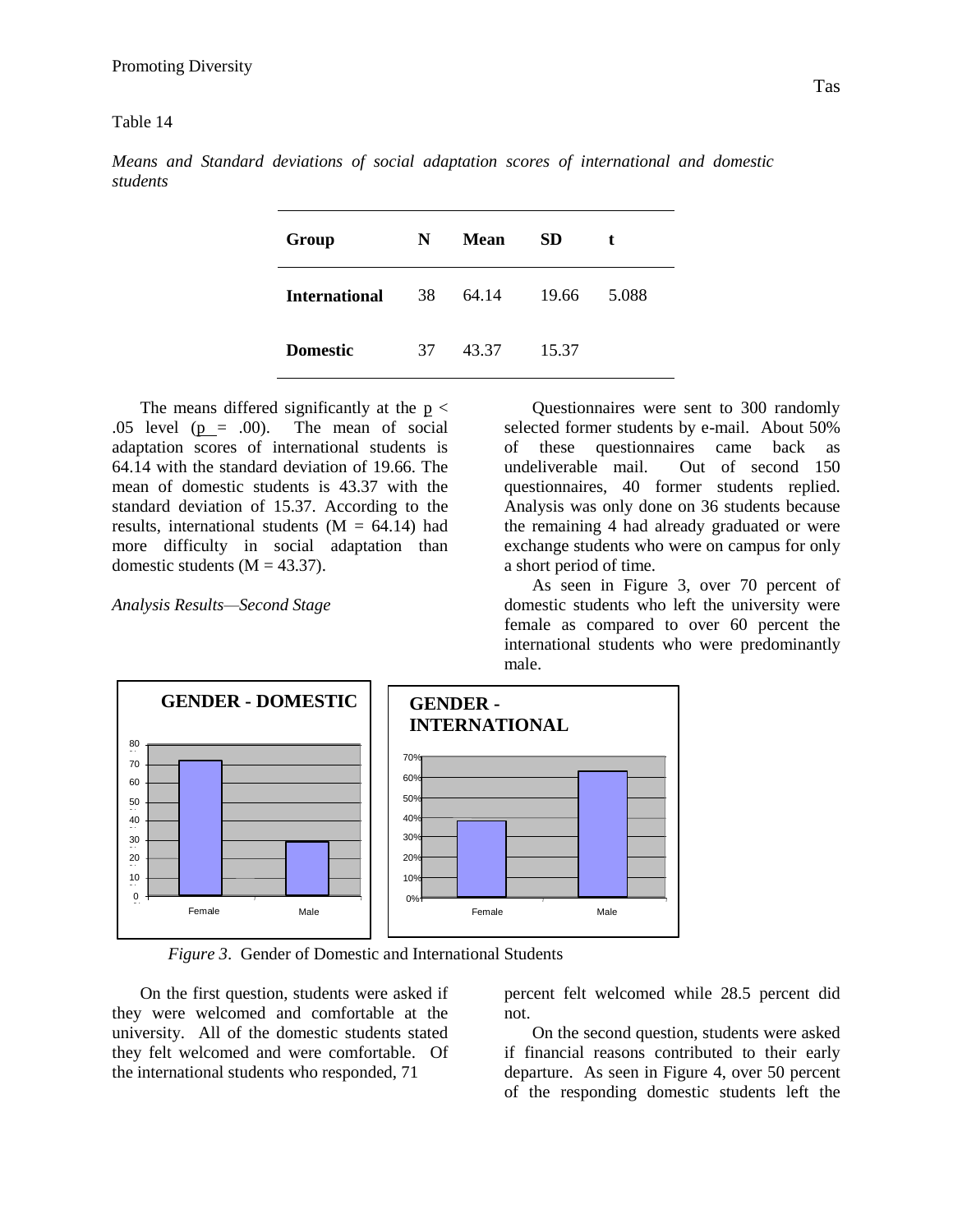Table 14

*Means and Standard deviations of social adaptation scores of international and domestic students*

| Group | N | Mean | SD | t |
|---|---|---|---|---|
| **International** | 38 | 64.14 | 19.66 | 5.088 |
| **Domestic** | 37 | 43.37 | 15.37 | |

The means differed significantly at the $p < .05$ level ($p = .00$). The mean of social adaptation scores of international students is 64.14 with the standard deviation of 19.66. The mean of domestic students is 43.37 with the standard deviation of 15.37. According to the results, international students ($M = 64.14$) had more difficulty in social adaptation than domestic students ($M = 43.37$).

*Analysis Results—Second Stage*

Questionnaires were sent to 300 randomly selected former students by e-mail. About 50% of these questionnaires came back as undeliverable mail. Out of second 150 questionnaires, 40 former students replied. Analysis was only done on 36 students because the remaining 4 had already graduated or were exchange students who were on campus for only a short period of time.

As seen in Figure 3, over 70 percent of domestic students who left the university were female as compared to over 60 percent the international students who were predominantly male.

*Figure 3*. Gender of Domestic and International Students

On the first question, students were asked if they were welcomed and comfortable at the university. All of the domestic students stated they felt welcomed and were comfortable. Of the international students who responded, 71 percent felt welcomed while 28.5 percent did not.

On the second question, students were asked if financial reasons contributed to their early departure. As seen in Figure 4, over 50 percent of the responding domestic students left the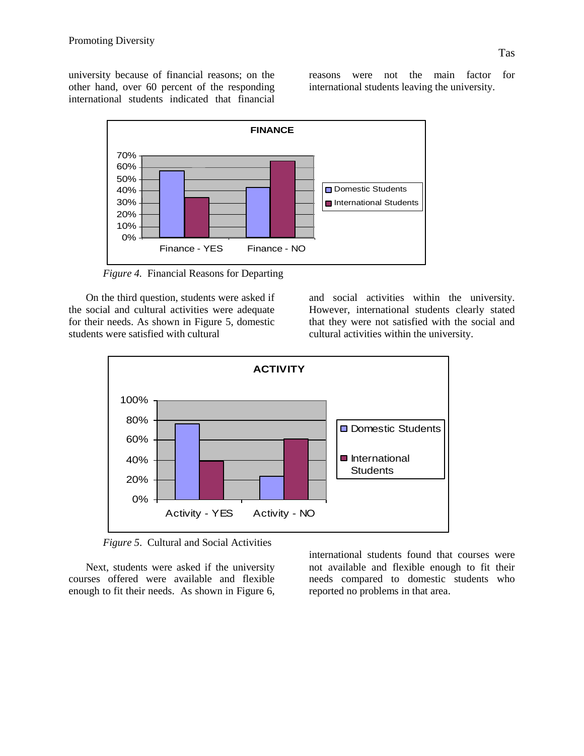university because of financial reasons; on the other hand, over 60 percent of the responding international students indicated that financial reasons were not the main factor for international students leaving the university.

*Figure 4.* Financial Reasons for Departing

On the third question, students were asked if the social and cultural activities were adequate for their needs. As shown in Figure 5, domestic students were satisfied with cultural and social activities within the university. However, international students clearly stated that they were not satisfied with the social and cultural activities within the university.

*Figure 5*. Cultural and Social Activities

Next, students were asked if the university courses offered were available and flexible enough to fit their needs. As shown in Figure 6, international students found that courses were not available and flexible enough to fit their needs compared to domestic students who reported no problems in that area.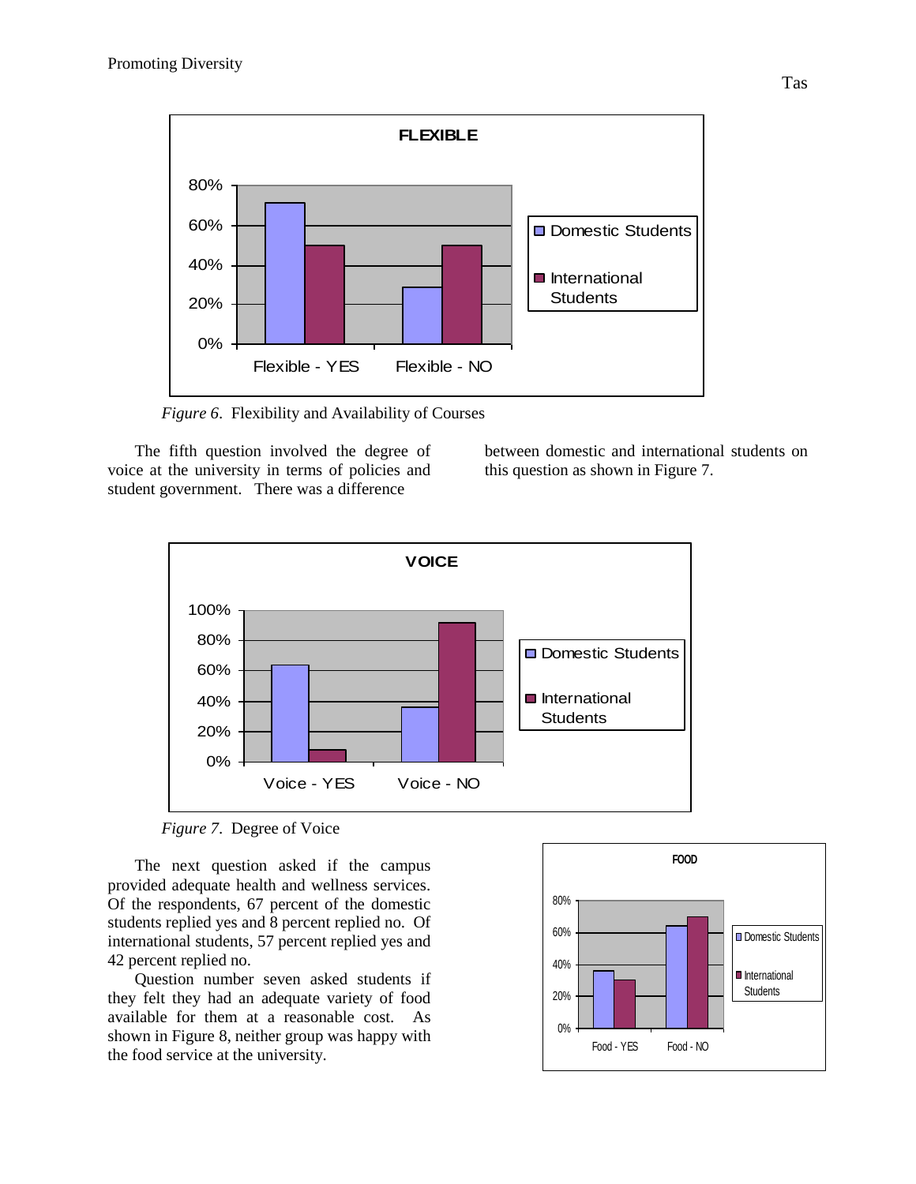*Figure 6*. Flexibility and Availability of Courses

The fifth question involved the degree of voice at the university in terms of policies and student government. There was a difference between domestic and international students on this question as shown in Figure 7.

*Figure 7*. Degree of Voice

The next question asked if the campus provided adequate health and wellness services. Of the respondents, 67 percent of the domestic students replied yes and 8 percent replied no. Of international students, 57 percent replied yes and 42 percent replied no.

Question number seven asked students if they felt they had an adequate variety of food available for them at a reasonable cost. As shown in Figure 8, neither group was happy with the food service at the university.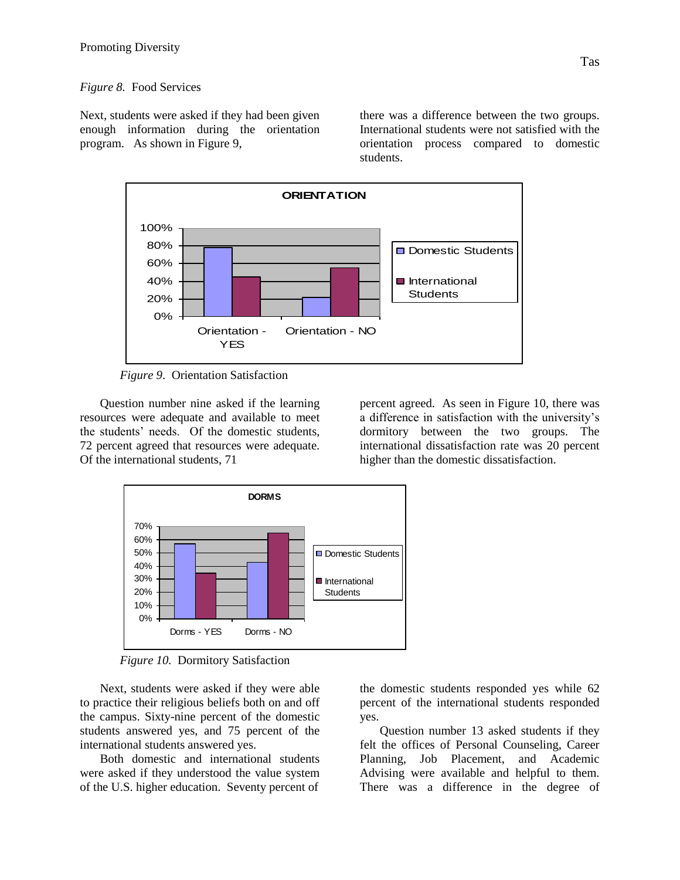*Figure 8.* Food Services

Next, students were asked if they had been given enough information during the orientation program. As shown in Figure 9, there was a difference between the two groups. International students were not satisfied with the orientation process compared to domestic students.

*Figure 9.* Orientation Satisfaction

Question number nine asked if the learning resources were adequate and available to meet the students' needs. Of the domestic students, 72 percent agreed that resources were adequate. Of the international students, 71 percent agreed. As seen in Figure 10, there was a difference in satisfaction with the university's dormitory between the two groups. The international dissatisfaction rate was 20 percent higher than the domestic dissatisfaction.

*Figure 10.* Dormitory Satisfaction

Next, students were asked if they were able to practice their religious beliefs both on and off the campus. Sixty-nine percent of the domestic students answered yes, and 75 percent of the international students answered yes.

Both domestic and international students were asked if they understood the value system of the U.S. higher education. Seventy percent of the domestic students responded yes while 62 percent of the international students responded yes.

Question number 13 asked students if they felt the offices of Personal Counseling, Career Planning, Job Placement, and Academic Advising were available and helpful to them. There was a difference in the degree of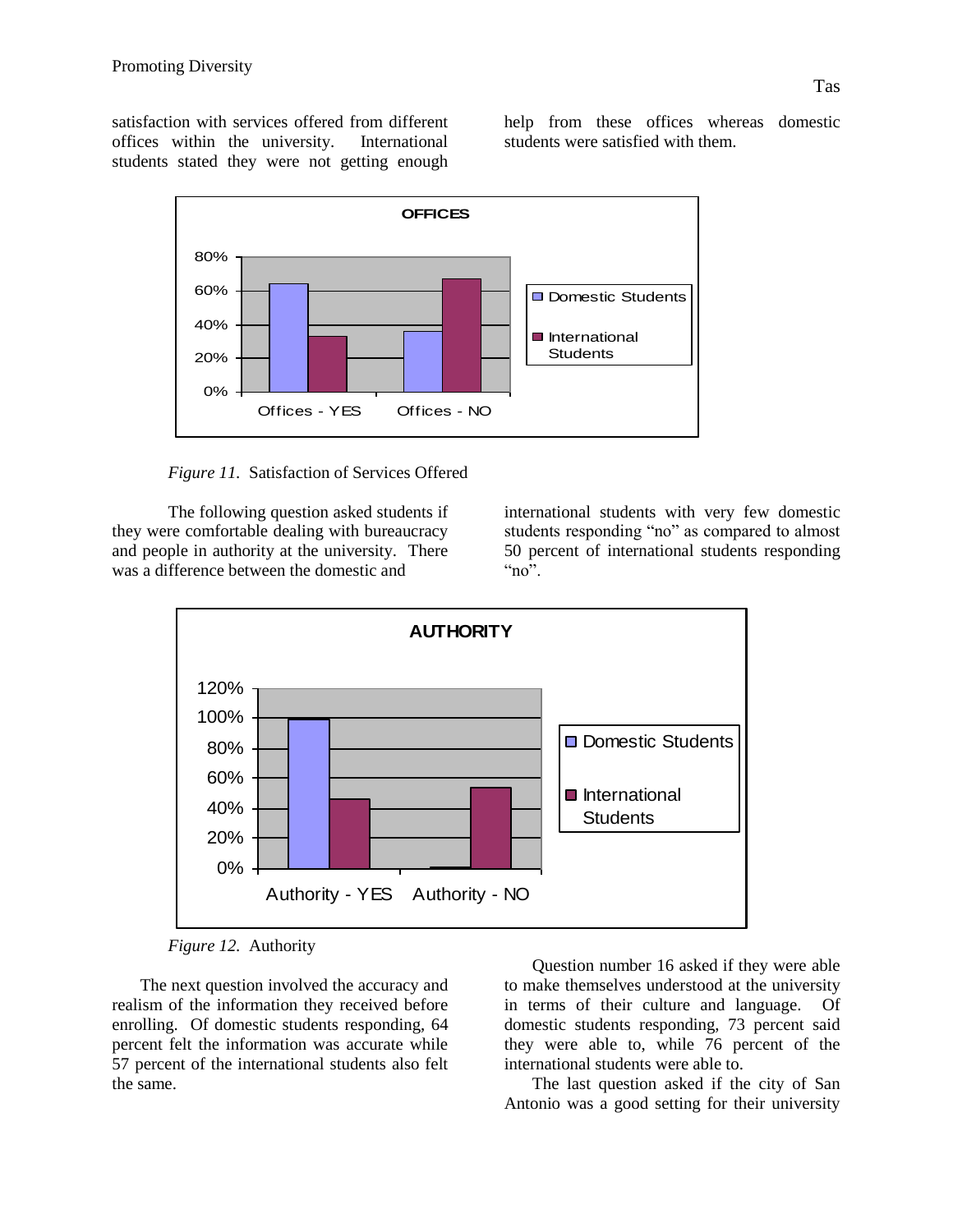satisfaction with services offered from different offices within the university. International students stated they were not getting enough help from these offices whereas domestic students were satisfied with them.

*Figure 11.* Satisfaction of Services Offered

The following question asked students if they were comfortable dealing with bureaucracy and people in authority at the university. There was a difference between the domestic and international students with very few domestic students responding "no" as compared to almost 50 percent of international students responding "no".

*Figure 12.* Authority

The next question involved the accuracy and realism of the information they received before enrolling. Of domestic students responding, 64 percent felt the information was accurate while 57 percent of the international students also felt the same.

Question number 16 asked if they were able to make themselves understood at the university in terms of their culture and language. Of domestic students responding, 73 percent said they were able to, while 76 percent of the international students were able to.

The last question asked if the city of San Antonio was a good setting for their university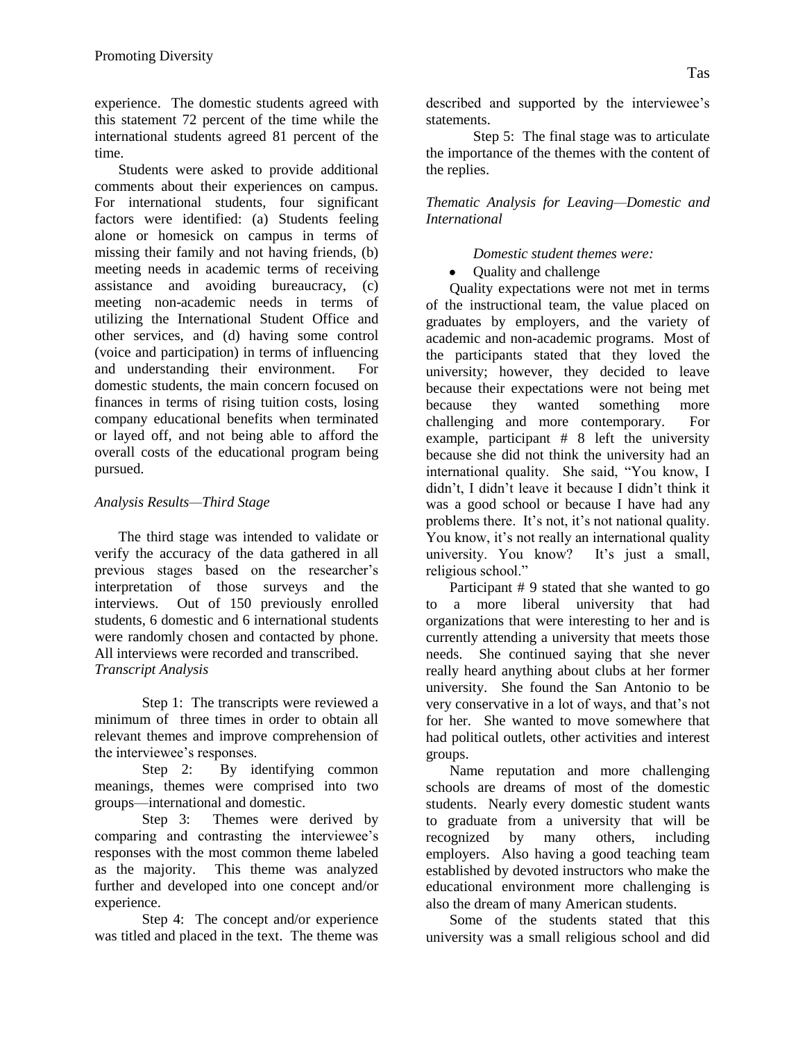experience. The domestic students agreed with this statement 72 percent of the time while the international students agreed 81 percent of the time.

Students were asked to provide additional comments about their experiences on campus. For international students, four significant factors were identified: (a) Students feeling alone or homesick on campus in terms of missing their family and not having friends, (b) meeting needs in academic terms of receiving assistance and avoiding bureaucracy, (c) meeting non-academic needs in terms of utilizing the International Student Office and other services, and (d) having some control (voice and participation) in terms of influencing and understanding their environment. For domestic students, the main concern focused on finances in terms of rising tuition costs, losing company educational benefits when terminated or layed off, and not being able to afford the overall costs of the educational program being pursued.

*Analysis Results—Third Stage*

The third stage was intended to validate or verify the accuracy of the data gathered in all previous stages based on the researcher's interpretation of those surveys and the interviews. Out of 150 previously enrolled students, 6 domestic and 6 international students were randomly chosen and contacted by phone. All interviews were recorded and transcribed.

*Transcript Analysis*

Step 1: The transcripts were reviewed a minimum of three times in order to obtain all relevant themes and improve comprehension of the interviewee's responses.

Step 2: By identifying common meanings, themes were comprised into two groups—international and domestic.

Step 3: Themes were derived by comparing and contrasting the interviewee's responses with the most common theme labeled as the majority. This theme was analyzed further and developed into one concept and/or experience.

Step 4: The concept and/or experience was titled and placed in the text. The theme was described and supported by the interviewee's statements.

Step 5: The final stage was to articulate the importance of the themes with the content of the replies.

*Thematic Analysis for Leaving—Domestic and International*

*Domestic student themes were:*

- Quality and challenge

Quality expectations were not met in terms of the instructional team, the value placed on graduates by employers, and the variety of academic and non-academic programs. Most of the participants stated that they loved the university; however, they decided to leave because their expectations were not being met because they wanted something more challenging and more contemporary. For example, participant # 8 left the university because she did not think the university had an international quality. She said, "You know, I didn't, I didn't leave it because I didn't think it was a good school or because I have had any problems there. It's not, it's not national quality. You know, it's not really an international quality university. You know? It's just a small, religious school."

Participant # 9 stated that she wanted to go to a more liberal university that had organizations that were interesting to her and is currently attending a university that meets those needs. She continued saying that she never really heard anything about clubs at her former university. She found the San Antonio to be very conservative in a lot of ways, and that's not for her. She wanted to move somewhere that had political outlets, other activities and interest groups.

Name reputation and more challenging schools are dreams of most of the domestic students. Nearly every domestic student wants to graduate from a university that will be recognized by many others, including employers. Also having a good teaching team established by devoted instructors who make the educational environment more challenging is also the dream of many American students.

Some of the students stated that this university was a small religious school and did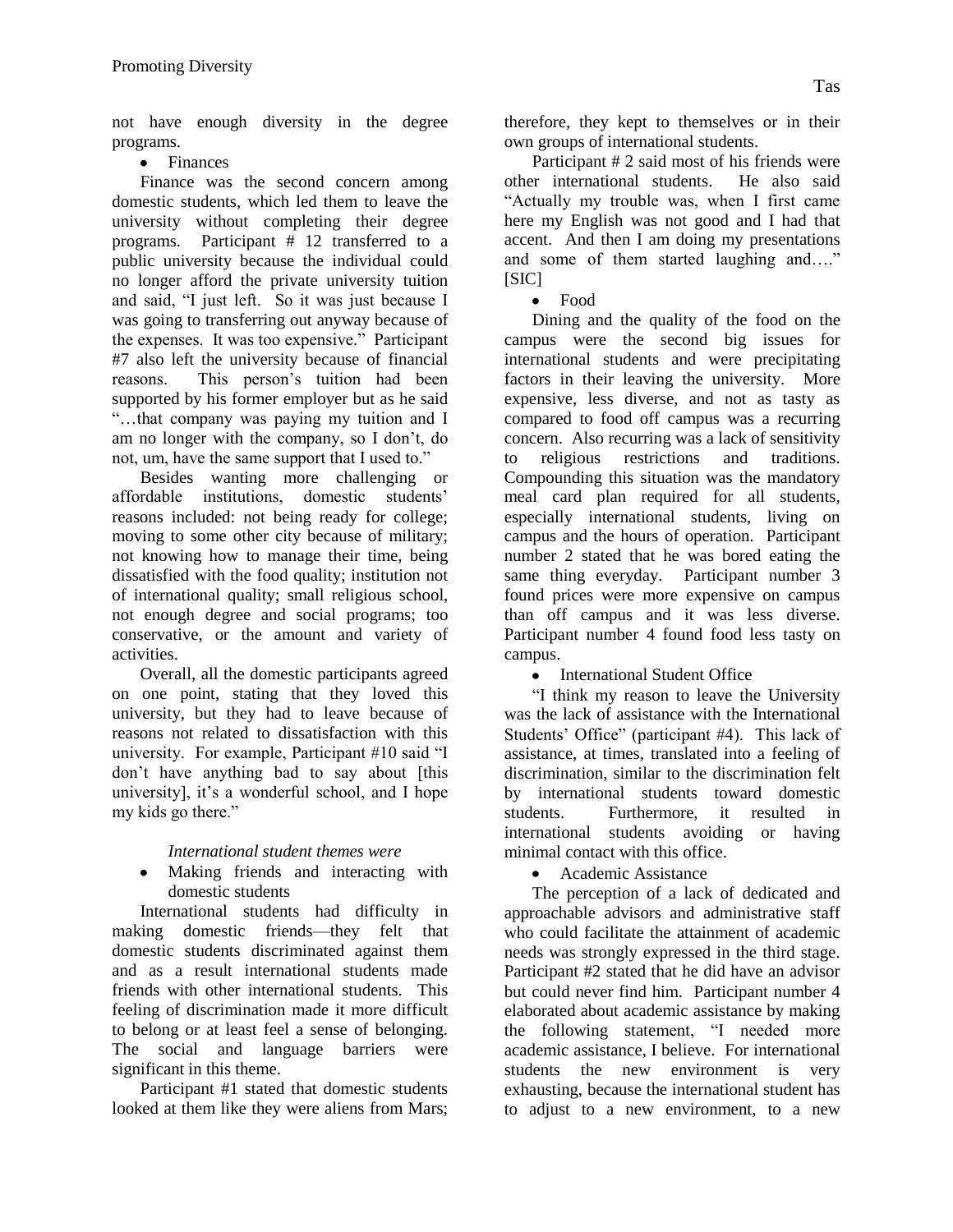not have enough diversity in the degree programs.

- Finances

Finance was the second concern among domestic students, which led them to leave the university without completing their degree programs. Participant # 12 transferred to a public university because the individual could no longer afford the private university tuition and said, "I just left. So it was just because I was going to transferring out anyway because of the expenses. It was too expensive." Participant #7 also left the university because of financial reasons. This person's tuition had been supported by his former employer but as he said "…that company was paying my tuition and I am no longer with the company, so I don't, do not, um, have the same support that I used to."

Besides wanting more challenging or affordable institutions, domestic students' reasons included: not being ready for college; moving to some other city because of military; not knowing how to manage their time, being dissatisfied with the food quality; institution not of international quality; small religious school, not enough degree and social programs; too conservative, or the amount and variety of activities.

Overall, all the domestic participants agreed on one point, stating that they loved this university, but they had to leave because of reasons not related to dissatisfaction with this university. For example, Participant #10 said "I don't have anything bad to say about [this university], it's a wonderful school, and I hope my kids go there."

*International student themes were*

- Making friends and interacting with domestic students

International students had difficulty in making domestic friends—they felt that domestic students discriminated against them and as a result international students made friends with other international students. This feeling of discrimination made it more difficult to belong or at least feel a sense of belonging. The social and language barriers were significant in this theme.

Participant #1 stated that domestic students looked at them like they were aliens from Mars; therefore, they kept to themselves or in their own groups of international students.

Participant # 2 said most of his friends were other international students. He also said "Actually my trouble was, when I first came here my English was not good and I had that accent. And then I am doing my presentations and some of them started laughing and…." [SIC]

- Food

Dining and the quality of the food on the campus were the second big issues for international students and were precipitating factors in their leaving the university. More expensive, less diverse, and not as tasty as compared to food off campus was a recurring concern. Also recurring was a lack of sensitivity to religious restrictions and traditions. Compounding this situation was the mandatory meal card plan required for all students, especially international students, living on campus and the hours of operation. Participant number 2 stated that he was bored eating the same thing everyday. Participant number 3 found prices were more expensive on campus than off campus and it was less diverse. Participant number 4 found food less tasty on campus.

- International Student Office

"I think my reason to leave the University was the lack of assistance with the International Students' Office" (participant #4). This lack of assistance, at times, translated into a feeling of discrimination, similar to the discrimination felt by international students toward domestic students. Furthermore, it resulted in international students avoiding or having minimal contact with this office.

- Academic Assistance

The perception of a lack of dedicated and approachable advisors and administrative staff who could facilitate the attainment of academic needs was strongly expressed in the third stage. Participant #2 stated that he did have an advisor but could never find him. Participant number 4 elaborated about academic assistance by making the following statement, "I needed more academic assistance, I believe. For international students the new environment is very exhausting, because the international student has to adjust to a new environment, to a new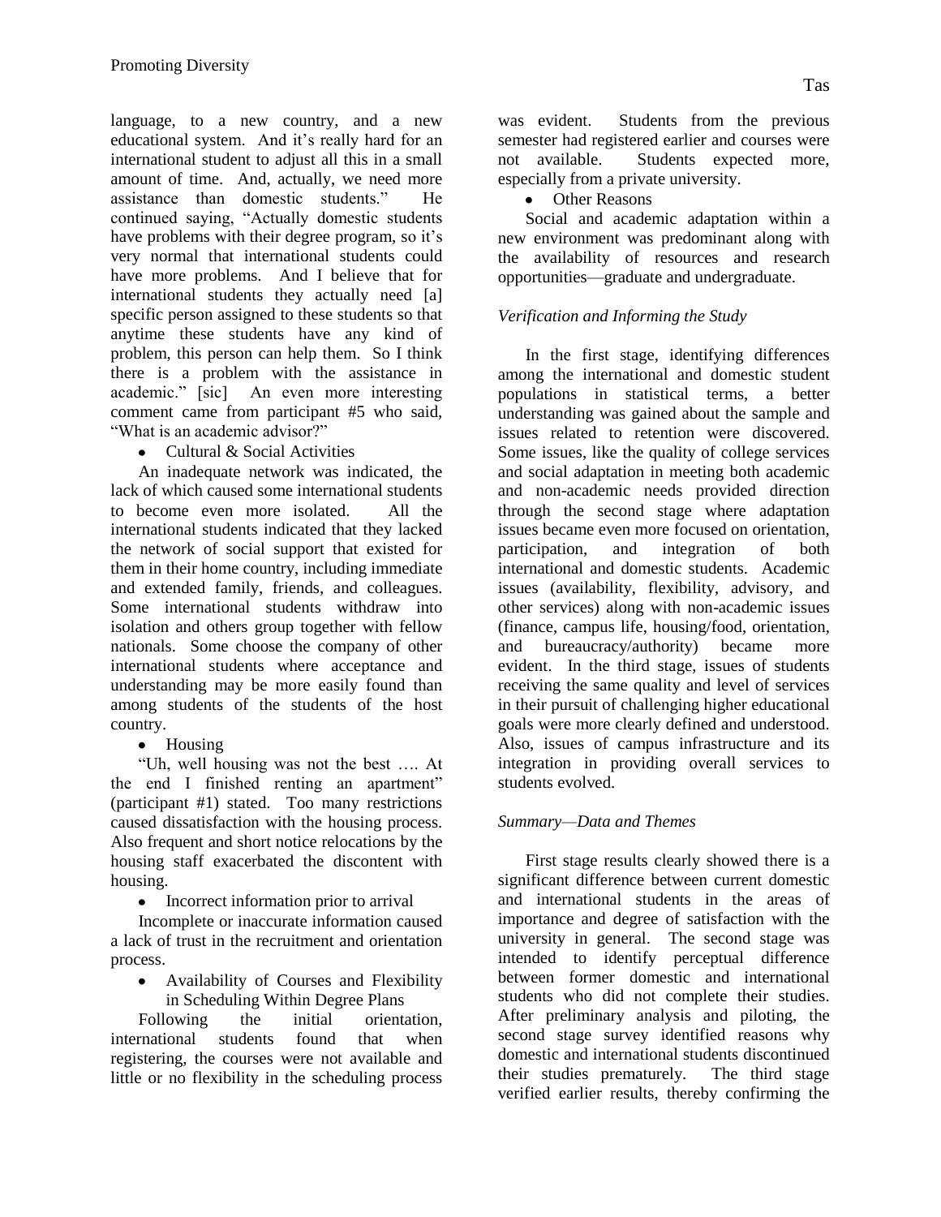language, to a new country, and a new educational system. And it's really hard for an international student to adjust all this in a small amount of time. And, actually, we need more assistance than domestic students." He continued saying, "Actually domestic students have problems with their degree program, so it's very normal that international students could have more problems. And I believe that for international students they actually need [a] specific person assigned to these students so that anytime these students have any kind of problem, this person can help them. So I think there is a problem with the assistance in academic." [sic] An even more interesting comment came from participant #5 who said, "What is an academic advisor?"

- Cultural & Social Activities

An inadequate network was indicated, the lack of which caused some international students to become even more isolated. All the international students indicated that they lacked the network of social support that existed for them in their home country, including immediate and extended family, friends, and colleagues. Some international students withdraw into isolation and others group together with fellow nationals. Some choose the company of other international students where acceptance and understanding may be more easily found than among students of the students of the host country.

- Housing

"Uh, well housing was not the best …. At the end I finished renting an apartment" (participant #1) stated. Too many restrictions caused dissatisfaction with the housing process. Also frequent and short notice relocations by the housing staff exacerbated the discontent with housing.

- Incorrect information prior to arrival

Incomplete or inaccurate information caused a lack of trust in the recruitment and orientation process.

- Availability of Courses and Flexibility in Scheduling Within Degree Plans

Following the initial orientation, international students found that when registering, the courses were not available and little or no flexibility in the scheduling process was evident. Students from the previous semester had registered earlier and courses were not available. Students expected more, especially from a private university.

- Other Reasons

Social and academic adaptation within a new environment was predominant along with the availability of resources and research opportunities—graduate and undergraduate.

*Verification and Informing the Study*

In the first stage, identifying differences among the international and domestic student populations in statistical terms, a better understanding was gained about the sample and issues related to retention were discovered. Some issues, like the quality of college services and social adaptation in meeting both academic and non-academic needs provided direction through the second stage where adaptation issues became even more focused on orientation, participation, and integration of both international and domestic students. Academic issues (availability, flexibility, advisory, and other services) along with non-academic issues (finance, campus life, housing/food, orientation, and bureaucracy/authority) became more evident. In the third stage, issues of students receiving the same quality and level of services in their pursuit of challenging higher educational goals were more clearly defined and understood. Also, issues of campus infrastructure and its integration in providing overall services to students evolved.

*Summary—Data and Themes*

First stage results clearly showed there is a significant difference between current domestic and international students in the areas of importance and degree of satisfaction with the university in general. The second stage was intended to identify perceptual difference between former domestic and international students who did not complete their studies. After preliminary analysis and piloting, the second stage survey identified reasons why domestic and international students discontinued their studies prematurely. The third stage verified earlier results, thereby confirming the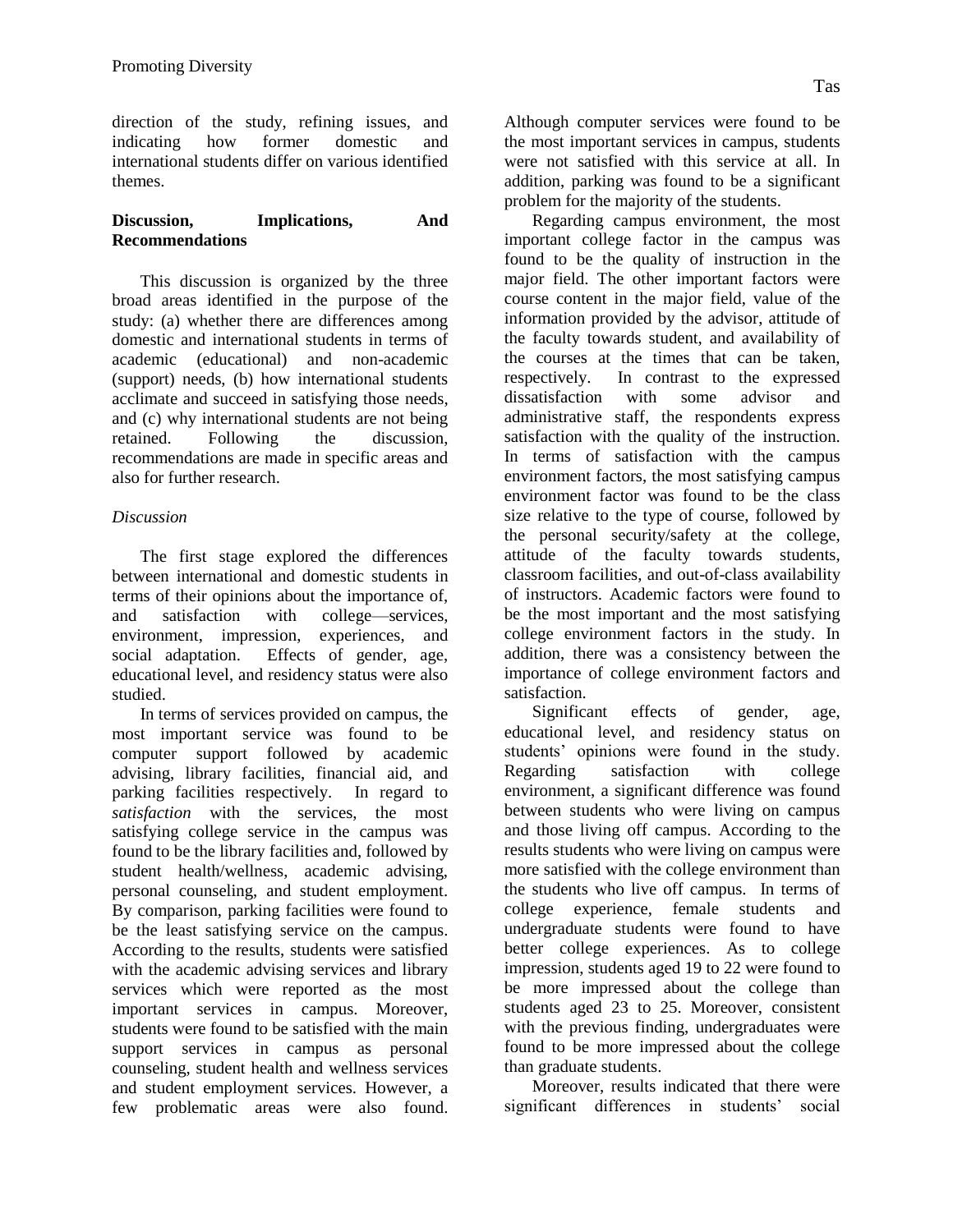direction of the study, refining issues, and indicating how former domestic and international students differ on various identified themes.

## Discussion, Implications, And Recommendations

This discussion is organized by the three broad areas identified in the purpose of the study: (a) whether there are differences among domestic and international students in terms of academic (educational) and non-academic (support) needs, (b) how international students acclimate and succeed in satisfying those needs, and (c) why international students are not being retained. Following the discussion, recommendations are made in specific areas and also for further research.

### *Discussion*

The first stage explored the differences between international and domestic students in terms of their opinions about the importance of, and satisfaction with college—services, environment, impression, experiences, and social adaptation. Effects of gender, age, educational level, and residency status were also studied.

In terms of services provided on campus, the most important service was found to be computer support followed by academic advising, library facilities, financial aid, and parking facilities respectively. In regard to *satisfaction* with the services, the most satisfying college service in the campus was found to be the library facilities and, followed by student health/wellness, academic advising, personal counseling, and student employment. By comparison, parking facilities were found to be the least satisfying service on the campus. According to the results, students were satisfied with the academic advising services and library services which were reported as the most important services in campus. Moreover, students were found to be satisfied with the main support services in campus as personal counseling, student health and wellness services and student employment services. However, a few problematic areas were also found. Although computer services were found to be the most important services in campus, students were not satisfied with this service at all. In addition, parking was found to be a significant problem for the majority of the students.

Regarding campus environment, the most important college factor in the campus was found to be the quality of instruction in the major field. The other important factors were course content in the major field, value of the information provided by the advisor, attitude of the faculty towards student, and availability of the courses at the times that can be taken, respectively. In contrast to the expressed dissatisfaction with some advisor and administrative staff, the respondents express satisfaction with the quality of the instruction. In terms of satisfaction with the campus environment factors, the most satisfying campus environment factor was found to be the class size relative to the type of course, followed by the personal security/safety at the college, attitude of the faculty towards students, classroom facilities, and out-of-class availability of instructors. Academic factors were found to be the most important and the most satisfying college environment factors in the study. In addition, there was a consistency between the importance of college environment factors and satisfaction.

Significant effects of gender, age, educational level, and residency status on students' opinions were found in the study. Regarding satisfaction with college environment, a significant difference was found between students who were living on campus and those living off campus. According to the results students who were living on campus were more satisfied with the college environment than the students who live off campus. In terms of college experience, female students and undergraduate students were found to have better college experiences. As to college impression, students aged 19 to 22 were found to be more impressed about the college than students aged 23 to 25. Moreover, consistent with the previous finding, undergraduates were found to be more impressed about the college than graduate students.

Moreover, results indicated that there were significant differences in students' social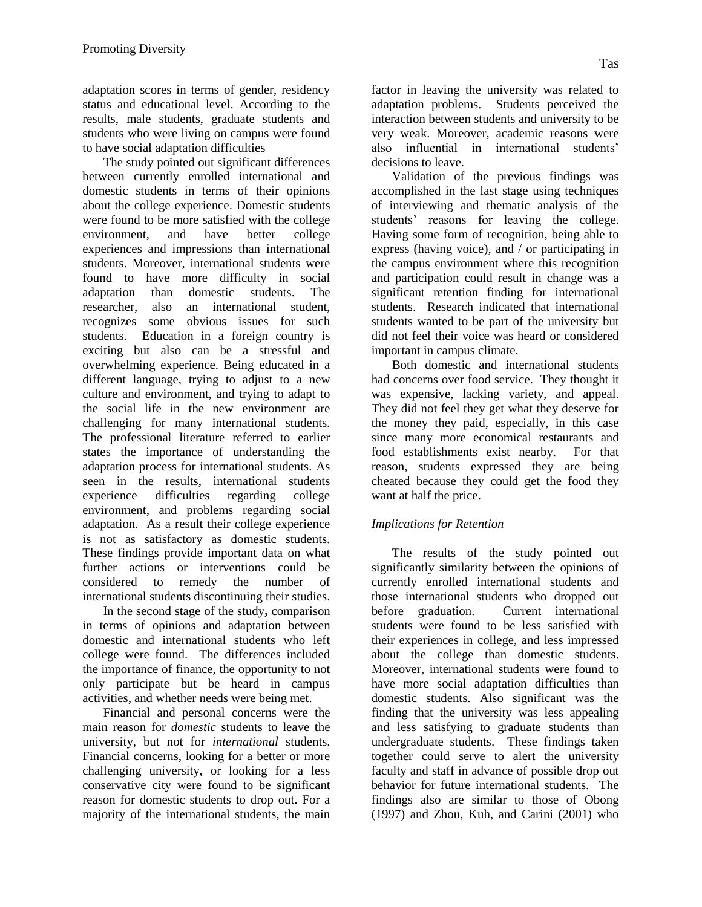adaptation scores in terms of gender, residency status and educational level. According to the results, male students, graduate students and students who were living on campus were found to have social adaptation difficulties

The study pointed out significant differences between currently enrolled international and domestic students in terms of their opinions about the college experience. Domestic students were found to be more satisfied with the college environment, and have better college experiences and impressions than international students. Moreover, international students were found to have more difficulty in social adaptation than domestic students. The researcher, also an international student, recognizes some obvious issues for such students. Education in a foreign country is exciting but also can be a stressful and overwhelming experience. Being educated in a different language, trying to adjust to a new culture and environment, and trying to adapt to the social life in the new environment are challenging for many international students. The professional literature referred to earlier states the importance of understanding the adaptation process for international students. As seen in the results, international students experience difficulties regarding college environment, and problems regarding social adaptation. As a result their college experience is not as satisfactory as domestic students. These findings provide important data on what further actions or interventions could be considered to remedy the number of international students discontinuing their studies.

In the second stage of the study**,** comparison in terms of opinions and adaptation between domestic and international students who left college were found. The differences included the importance of finance, the opportunity to not only participate but be heard in campus activities, and whether needs were being met.

Financial and personal concerns were the main reason for *domestic* students to leave the university, but not for *international* students. Financial concerns, looking for a better or more challenging university, or looking for a less conservative city were found to be significant reason for domestic students to drop out. For a majority of the international students, the main factor in leaving the university was related to adaptation problems. Students perceived the interaction between students and university to be very weak. Moreover, academic reasons were also influential in international students' decisions to leave.

Validation of the previous findings was accomplished in the last stage using techniques of interviewing and thematic analysis of the students' reasons for leaving the college. Having some form of recognition, being able to express (having voice), and / or participating in the campus environment where this recognition and participation could result in change was a significant retention finding for international students. Research indicated that international students wanted to be part of the university but did not feel their voice was heard or considered important in campus climate.

Both domestic and international students had concerns over food service. They thought it was expensive, lacking variety, and appeal. They did not feel they get what they deserve for the money they paid, especially, in this case since many more economical restaurants and food establishments exist nearby. For that reason, students expressed they are being cheated because they could get the food they want at half the price.

### *Implications for Retention*

The results of the study pointed out significantly similarity between the opinions of currently enrolled international students and those international students who dropped out before graduation. Current international students were found to be less satisfied with their experiences in college, and less impressed about the college than domestic students. Moreover, international students were found to have more social adaptation difficulties than domestic students. Also significant was the finding that the university was less appealing and less satisfying to graduate students than undergraduate students. These findings taken together could serve to alert the university faculty and staff in advance of possible drop out behavior for future international students. The findings also are similar to those of Obong (1997) and Zhou, Kuh, and Carini (2001) who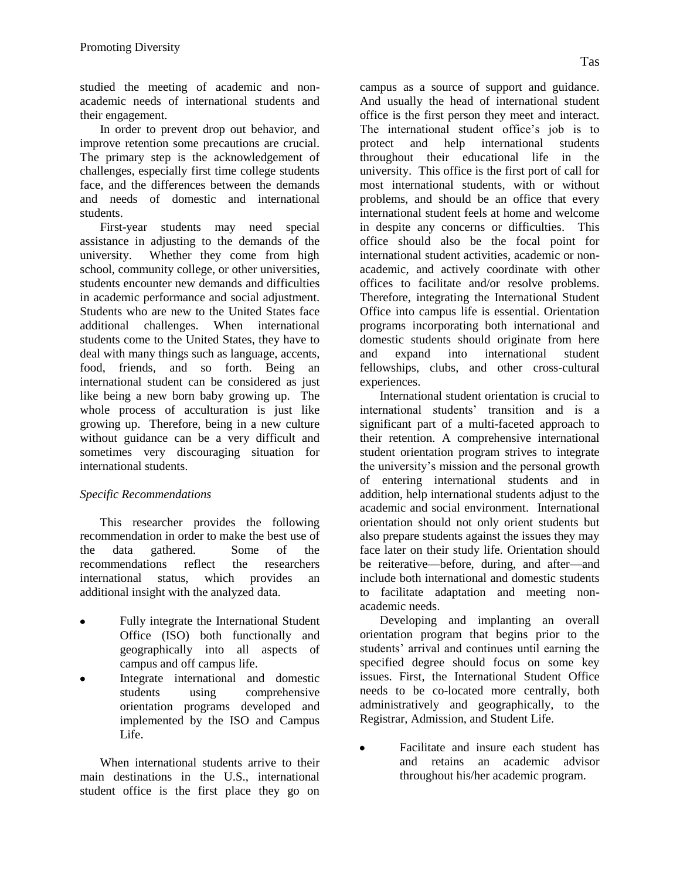studied the meeting of academic and non-academic needs of international students and their engagement.

In order to prevent drop out behavior, and improve retention some precautions are crucial. The primary step is the acknowledgement of challenges, especially first time college students face, and the differences between the demands and needs of domestic and international students.

First-year students may need special assistance in adjusting to the demands of the university. Whether they come from high school, community college, or other universities, students encounter new demands and difficulties in academic performance and social adjustment. Students who are new to the United States face additional challenges. When international students come to the United States, they have to deal with many things such as language, accents, food, friends, and so forth. Being an international student can be considered as just like being a new born baby growing up. The whole process of acculturation is just like growing up. Therefore, being in a new culture without guidance can be a very difficult and sometimes very discouraging situation for international students.

*Specific Recommendations*

This researcher provides the following recommendation in order to make the best use of the data gathered. Some of the recommendations reflect the researchers international status, which provides an additional insight with the analyzed data.

- Fully integrate the International Student Office (ISO) both functionally and geographically into all aspects of campus and off campus life.
- Integrate international and domestic students using comprehensive orientation programs developed and implemented by the ISO and Campus Life.

When international students arrive to their main destinations in the U.S., international student office is the first place they go on campus as a source of support and guidance. And usually the head of international student office is the first person they meet and interact. The international student office's job is to protect and help international students throughout their educational life in the university. This office is the first port of call for most international students, with or without problems, and should be an office that every international student feels at home and welcome in despite any concerns or difficulties. This office should also be the focal point for international student activities, academic or non-academic, and actively coordinate with other offices to facilitate and/or resolve problems. Therefore, integrating the International Student Office into campus life is essential. Orientation programs incorporating both international and domestic students should originate from here and expand into international student fellowships, clubs, and other cross-cultural experiences.

International student orientation is crucial to international students' transition and is a significant part of a multi-faceted approach to their retention. A comprehensive international student orientation program strives to integrate the university's mission and the personal growth of entering international students and in addition, help international students adjust to the academic and social environment. International orientation should not only orient students but also prepare students against the issues they may face later on their study life. Orientation should be reiterative—before, during, and after—and include both international and domestic students to facilitate adaptation and meeting non-academic needs.

Developing and implanting an overall orientation program that begins prior to the students' arrival and continues until earning the specified degree should focus on some key issues. First, the International Student Office needs to be co-located more centrally, both administratively and geographically, to the Registrar, Admission, and Student Life.

- Facilitate and insure each student has and retains an academic advisor throughout his/her academic program.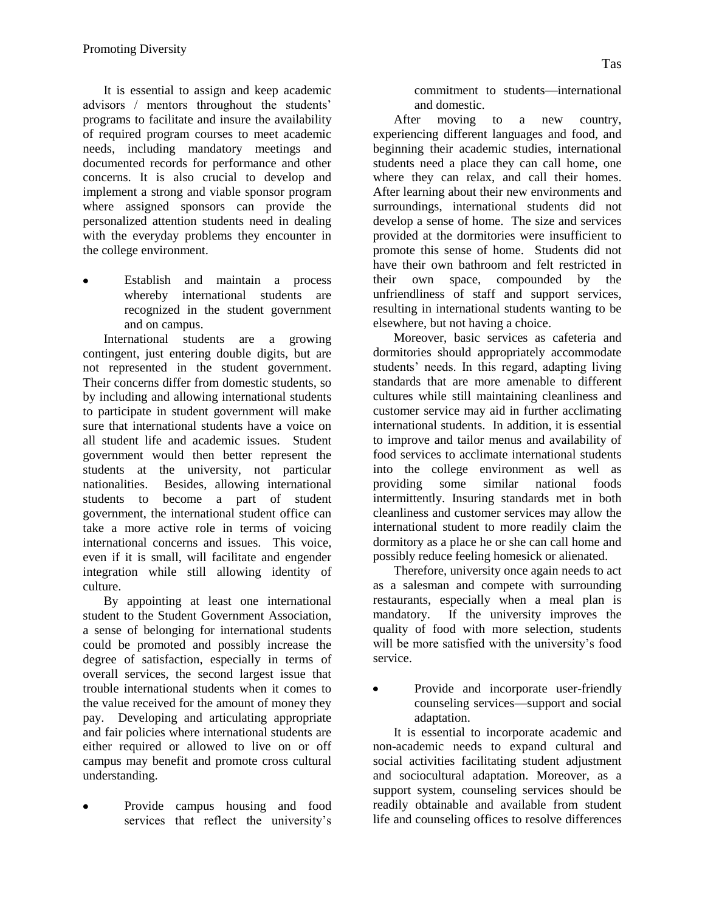It is essential to assign and keep academic advisors / mentors throughout the students' programs to facilitate and insure the availability of required program courses to meet academic needs, including mandatory meetings and documented records for performance and other concerns. It is also crucial to develop and implement a strong and viable sponsor program where assigned sponsors can provide the personalized attention students need in dealing with the everyday problems they encounter in the college environment.

- Establish and maintain a process whereby international students are recognized in the student government and on campus.

International students are a growing contingent, just entering double digits, but are not represented in the student government. Their concerns differ from domestic students, so by including and allowing international students to participate in student government will make sure that international students have a voice on all student life and academic issues. Student government would then better represent the students at the university, not particular nationalities. Besides, allowing international students to become a part of student government, the international student office can take a more active role in terms of voicing international concerns and issues. This voice, even if it is small, will facilitate and engender integration while still allowing identity of culture.

By appointing at least one international student to the Student Government Association, a sense of belonging for international students could be promoted and possibly increase the degree of satisfaction, especially in terms of overall services, the second largest issue that trouble international students when it comes to the value received for the amount of money they pay. Developing and articulating appropriate and fair policies where international students are either required or allowed to live on or off campus may benefit and promote cross cultural understanding.

- Provide campus housing and food services that reflect the university's commitment to students—international and domestic.

After moving to a new country, experiencing different languages and food, and beginning their academic studies, international students need a place they can call home, one where they can relax, and call their homes. After learning about their new environments and surroundings, international students did not develop a sense of home. The size and services provided at the dormitories were insufficient to promote this sense of home. Students did not have their own bathroom and felt restricted in their own space, compounded by the unfriendliness of staff and support services, resulting in international students wanting to be elsewhere, but not having a choice.

Moreover, basic services as cafeteria and dormitories should appropriately accommodate students' needs. In this regard, adapting living standards that are more amenable to different cultures while still maintaining cleanliness and customer service may aid in further acclimating international students. In addition, it is essential to improve and tailor menus and availability of food services to acclimate international students into the college environment as well as providing some similar national foods intermittently. Insuring standards met in both cleanliness and customer services may allow the international student to more readily claim the dormitory as a place he or she can call home and possibly reduce feeling homesick or alienated.

Therefore, university once again needs to act as a salesman and compete with surrounding restaurants, especially when a meal plan is mandatory. If the university improves the quality of food with more selection, students will be more satisfied with the university's food service.

- Provide and incorporate user-friendly counseling services—support and social adaptation.

It is essential to incorporate academic and non-academic needs to expand cultural and social activities facilitating student adjustment and sociocultural adaptation. Moreover, as a support system, counseling services should be readily obtainable and available from student life and counseling offices to resolve differences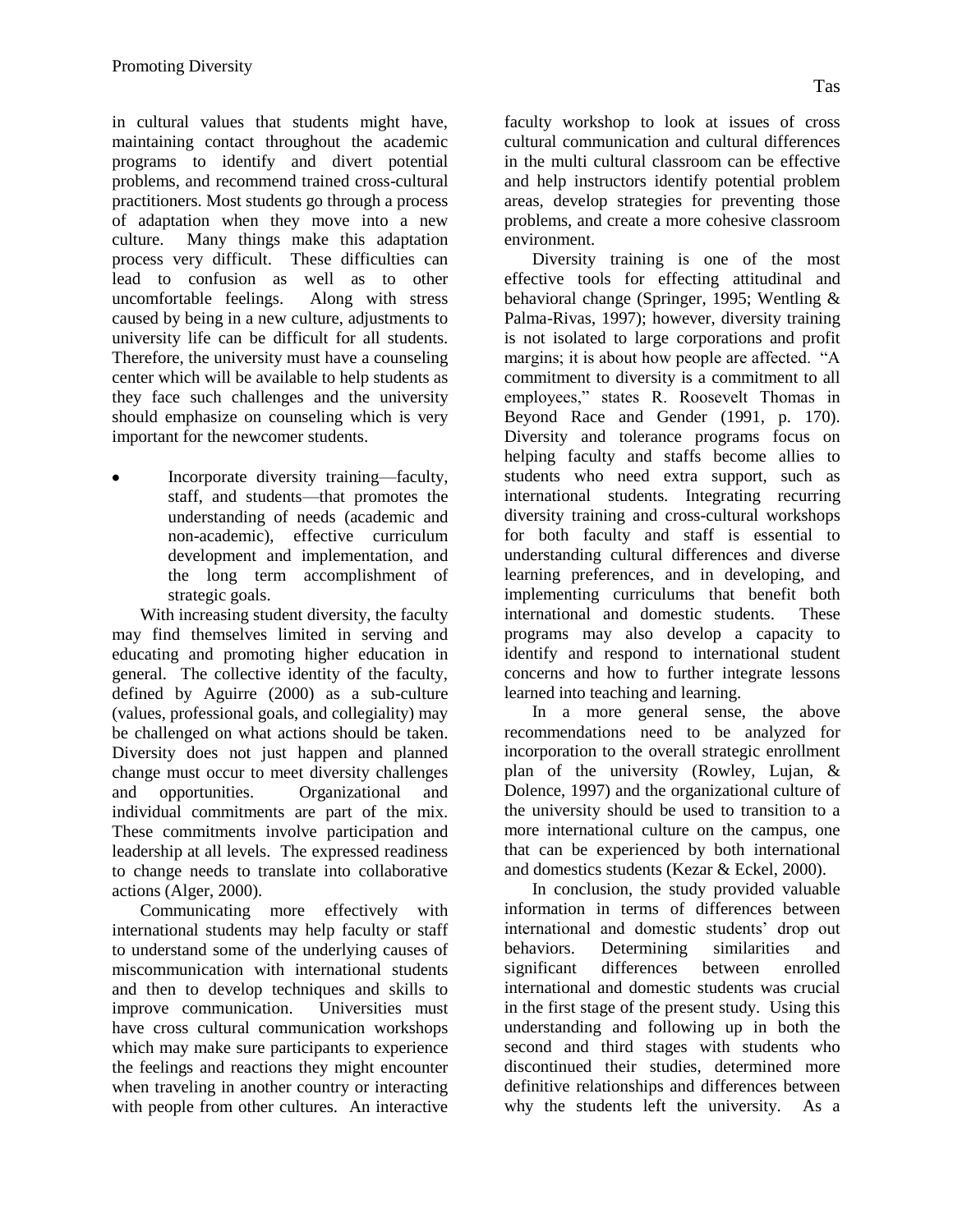in cultural values that students might have, maintaining contact throughout the academic programs to identify and divert potential problems, and recommend trained cross-cultural practitioners. Most students go through a process of adaptation when they move into a new culture. Many things make this adaptation process very difficult. These difficulties can lead to confusion as well as to other uncomfortable feelings. Along with stress caused by being in a new culture, adjustments to university life can be difficult for all students. Therefore, the university must have a counseling center which will be available to help students as they face such challenges and the university should emphasize on counseling which is very important for the newcomer students.

- Incorporate diversity training—faculty, staff, and students—that promotes the understanding of needs (academic and non-academic), effective curriculum development and implementation, and the long term accomplishment of strategic goals.

With increasing student diversity, the faculty may find themselves limited in serving and educating and promoting higher education in general. The collective identity of the faculty, defined by Aguirre (2000) as a sub-culture (values, professional goals, and collegiality) may be challenged on what actions should be taken. Diversity does not just happen and planned change must occur to meet diversity challenges and opportunities. Organizational and individual commitments are part of the mix. These commitments involve participation and leadership at all levels. The expressed readiness to change needs to translate into collaborative actions (Alger, 2000).

Communicating more effectively with international students may help faculty or staff to understand some of the underlying causes of miscommunication with international students and then to develop techniques and skills to improve communication. Universities must have cross cultural communication workshops which may make sure participants to experience the feelings and reactions they might encounter when traveling in another country or interacting with people from other cultures. An interactive faculty workshop to look at issues of cross cultural communication and cultural differences in the multi cultural classroom can be effective and help instructors identify potential problem areas, develop strategies for preventing those problems, and create a more cohesive classroom environment.

Diversity training is one of the most effective tools for effecting attitudinal and behavioral change (Springer, 1995; Wentling & Palma-Rivas, 1997); however, diversity training is not isolated to large corporations and profit margins; it is about how people are affected. "A commitment to diversity is a commitment to all employees," states R. Roosevelt Thomas in Beyond Race and Gender (1991, p. 170). Diversity and tolerance programs focus on helping faculty and staffs become allies to students who need extra support, such as international students. Integrating recurring diversity training and cross-cultural workshops for both faculty and staff is essential to understanding cultural differences and diverse learning preferences, and in developing, and implementing curriculums that benefit both international and domestic students. These programs may also develop a capacity to identify and respond to international student concerns and how to further integrate lessons learned into teaching and learning.

In a more general sense, the above recommendations need to be analyzed for incorporation to the overall strategic enrollment plan of the university (Rowley, Lujan, & Dolence, 1997) and the organizational culture of the university should be used to transition to a more international culture on the campus, one that can be experienced by both international and domestics students (Kezar & Eckel, 2000).

In conclusion, the study provided valuable information in terms of differences between international and domestic students' drop out behaviors. Determining similarities and significant differences between enrolled international and domestic students was crucial in the first stage of the present study. Using this understanding and following up in both the second and third stages with students who discontinued their studies, determined more definitive relationships and differences between why the students left the university. As a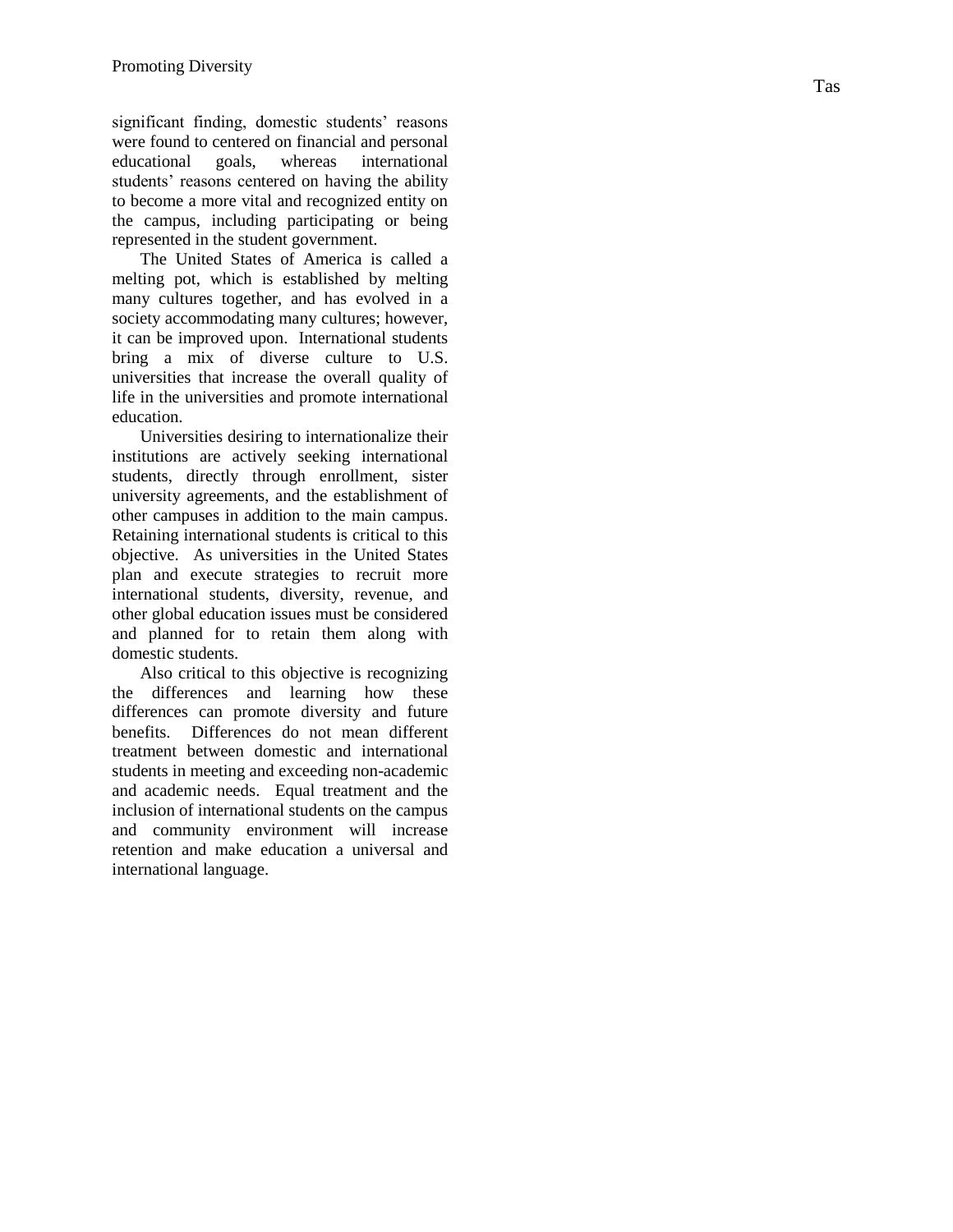significant finding, domestic students' reasons were found to centered on financial and personal educational goals, whereas international students' reasons centered on having the ability to become a more vital and recognized entity on the campus, including participating or being represented in the student government.

The United States of America is called a melting pot, which is established by melting many cultures together, and has evolved in a society accommodating many cultures; however, it can be improved upon. International students bring a mix of diverse culture to U.S. universities that increase the overall quality of life in the universities and promote international education.

Universities desiring to internationalize their institutions are actively seeking international students, directly through enrollment, sister university agreements, and the establishment of other campuses in addition to the main campus. Retaining international students is critical to this objective. As universities in the United States plan and execute strategies to recruit more international students, diversity, revenue, and other global education issues must be considered and planned for to retain them along with domestic students.

Also critical to this objective is recognizing the differences and learning how these differences can promote diversity and future benefits. Differences do not mean different treatment between domestic and international students in meeting and exceeding non-academic and academic needs. Equal treatment and the inclusion of international students on the campus and community environment will increase retention and make education a universal and international language.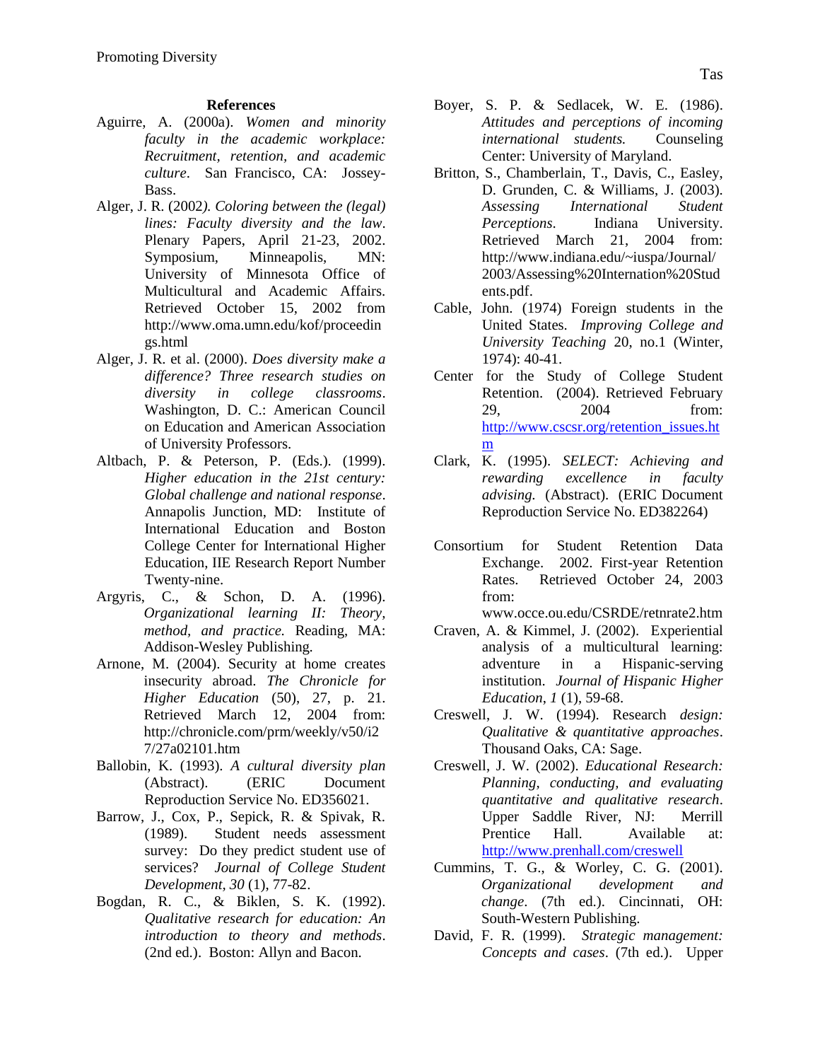## References

Aguirre, A. (2000a). *Women and minority faculty in the academic workplace: Recruitment, retention, and academic culture*. San Francisco, CA: Jossey-Bass.

Alger, J. R. (2002*). Coloring between the (legal) lines: Faculty diversity and the law*. Plenary Papers, April 21-23, 2002. Symposium, Minneapolis, MN: University of Minnesota Office of Multicultural and Academic Affairs. Retrieved October 15, 2002 from http://www.oma.umn.edu/kof/proceedings.html

Alger, J. R. et al. (2000). *Does diversity make a difference? Three research studies on diversity in college classrooms*. Washington, D. C.: American Council on Education and American Association of University Professors.

Altbach, P. & Peterson, P. (Eds.). (1999). *Higher education in the 21st century: Global challenge and national response*. Annapolis Junction, MD: Institute of International Education and Boston College Center for International Higher Education, IIE Research Report Number Twenty-nine.

Argyris, C., & Schon, D. A. (1996). *Organizational learning II: Theory, method, and practice.* Reading, MA: Addison-Wesley Publishing.

Arnone, M. (2004). Security at home creates insecurity abroad. *The Chronicle for Higher Education* (50), 27, p. 21. Retrieved March 12, 2004 from: http://chronicle.com/prm/weekly/v50/i27/27a02101.htm

Ballobin, K. (1993). *A cultural diversity plan* (Abstract). (ERIC Document Reproduction Service No. ED356021.

Barrow, J., Cox, P., Sepick, R. & Spivak, R. (1989). Student needs assessment survey: Do they predict student use of services? *Journal of College Student Development, 30* (1), 77-82.

Bogdan, R. C., & Biklen, S. K. (1992). *Qualitative research for education: An introduction to theory and methods*. (2nd ed.). Boston: Allyn and Bacon.

Boyer, S. P. & Sedlacek, W. E. (1986). *Attitudes and perceptions of incoming international students.* Counseling Center: University of Maryland.

Britton, S., Chamberlain, T., Davis, C., Easley, D. Grunden, C. & Williams, J. (2003). *Assessing International Student Perceptions.* Indiana University. Retrieved March 21, 2004 from: http://www.indiana.edu/~iuspa/Journal/2003/Assessing%20Internation%20Students.pdf.

Cable, John. (1974) Foreign students in the United States. *Improving College and University Teaching* 20, no.1 (Winter, 1974): 40-41.

Center for the Study of College Student Retention. (2004). Retrieved February 29, 2004 from: http://www.cscsr.org/retention_issues.htm

Clark, K. (1995). *SELECT: Achieving and rewarding excellence in faculty advising.* (Abstract). (ERIC Document Reproduction Service No. ED382264)

Consortium for Student Retention Data Exchange. 2002. First-year Retention Rates. Retrieved October 24, 2003 from: www.occe.ou.edu/CSRDE/retnrate2.htm

Craven, A. & Kimmel, J. (2002). Experiential analysis of a multicultural learning: adventure in a Hispanic-serving institution. *Journal of Hispanic Higher Education, 1* (1), 59-68.

Creswell, J. W. (1994). Research *design: Qualitative & quantitative approaches*. Thousand Oaks, CA: Sage.

Creswell, J. W. (2002). *Educational Research: Planning, conducting, and evaluating quantitative and qualitative research*. Upper Saddle River, NJ: Merrill Prentice Hall. Available at: http://www.prenhall.com/creswell

Cummins, T. G., & Worley, C. G. (2001). *Organizational development and change*. (7th ed.). Cincinnati, OH: South-Western Publishing.

David, F. R. (1999). *Strategic management: Concepts and cases*. (7th ed.). Upper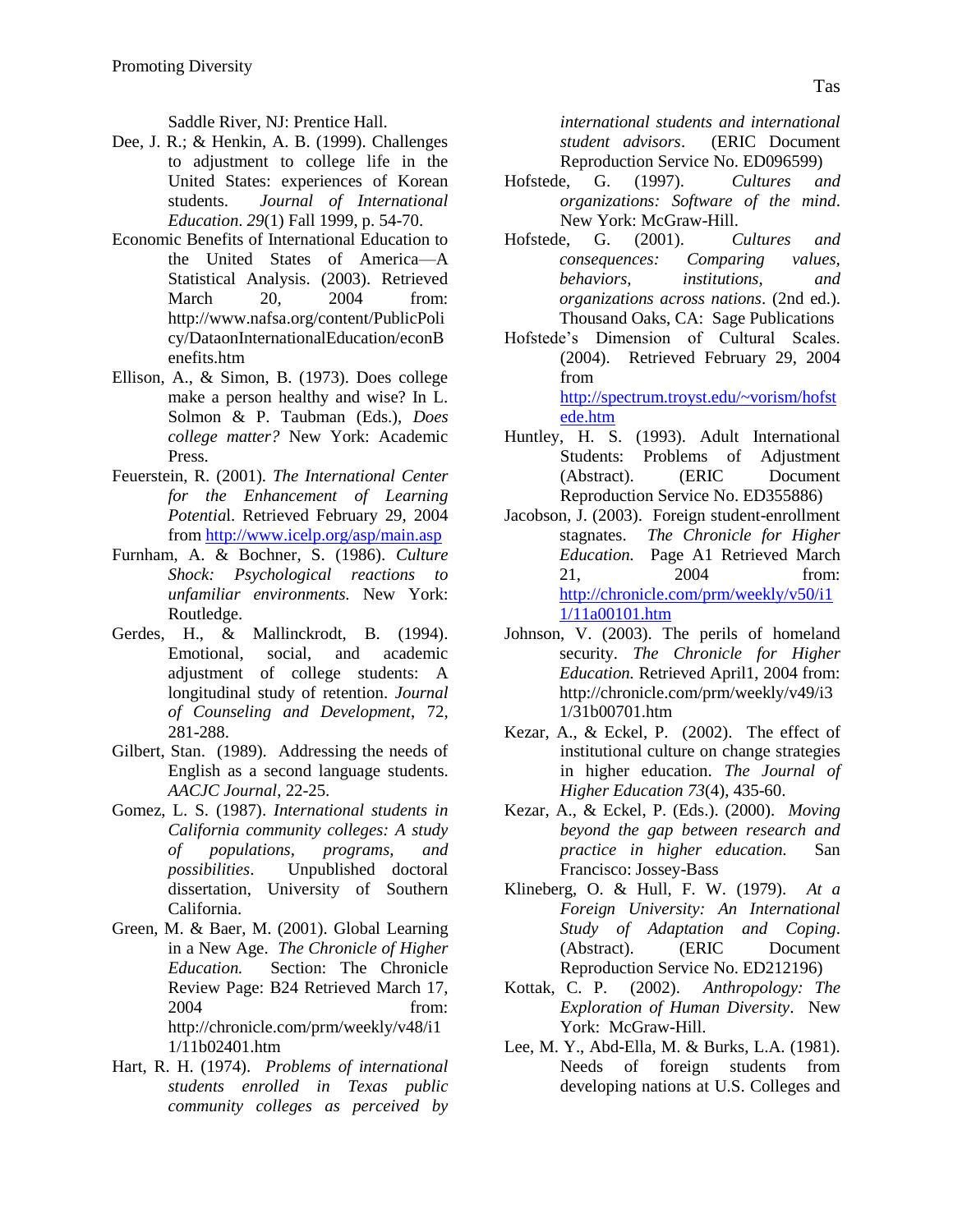Saddle River, NJ: Prentice Hall.

Dee, J. R.; & Henkin, A. B. (1999). Challenges to adjustment to college life in the United States: experiences of Korean students. *Journal of International Education*. *29*(1) Fall 1999, p. 54-70.

Economic Benefits of International Education to the United States of America—A Statistical Analysis. (2003). Retrieved March 20, 2004 from: http://www.nafsa.org/content/PublicPolicy/DataonInternationalEducation/econBenefits.htm

Ellison, A., & Simon, B. (1973). Does college make a person healthy and wise? In L. Solmon & P. Taubman (Eds.), *Does college matter?* New York: Academic Press.

Feuerstein, R. (2001). *The International Center for the Enhancement of Learning Potentia*l. Retrieved February 29, 2004 from http://www.icelp.org/asp/main.asp

Furnham, A. & Bochner, S. (1986). *Culture Shock: Psychological reactions to unfamiliar environments.* New York: Routledge.

Gerdes, H., & Mallinckrodt, B. (1994). Emotional, social, and academic adjustment of college students: A longitudinal study of retention. *Journal of Counseling and Development*, 72, 281-288.

Gilbert, Stan. (1989). Addressing the needs of English as a second language students. *AACJC Journal*, 22-25.

Gomez, L. S. (1987). *International students in California community colleges: A study of populations, programs, and possibilities*. Unpublished doctoral dissertation, University of Southern California.

Green, M. & Baer, M. (2001). Global Learning in a New Age. *The Chronicle of Higher Education.* Section: The Chronicle Review Page: B24 Retrieved March 17, 2004 from: http://chronicle.com/prm/weekly/v48/i11/11b02401.htm

Hart, R. H. (1974). *Problems of international students enrolled in Texas public community colleges as perceived by international students and international student advisors*. (ERIC Document Reproduction Service No. ED096599)

Hofstede, G. (1997). *Cultures and organizations: Software of the mind*. New York: McGraw-Hill.

Hofstede, G. (2001). *Cultures and consequences: Comparing values, behaviors, institutions, and organizations across nations*. (2nd ed.). Thousand Oaks, CA: Sage Publications

Hofstede's Dimension of Cultural Scales. (2004). Retrieved February 29, 2004 from http://spectrum.troyst.edu/~vorism/hofstede.htm

Huntley, H. S. (1993). Adult International Students: Problems of Adjustment (Abstract). (ERIC Document Reproduction Service No. ED355886)

Jacobson, J. (2003). Foreign student-enrollment stagnates. *The Chronicle for Higher Education.* Page A1 Retrieved March 21, 2004 from: http://chronicle.com/prm/weekly/v50/i11/11a00101.htm

Johnson, V. (2003). The perils of homeland security. *The Chronicle for Higher Education.* Retrieved April1, 2004 from: http://chronicle.com/prm/weekly/v49/i31/31b00701.htm

Kezar, A., & Eckel, P. (2002). The effect of institutional culture on change strategies in higher education. *The Journal of Higher Education 73*(4), 435-60.

Kezar, A., & Eckel, P. (Eds.). (2000). *Moving beyond the gap between research and practice in higher education.* San Francisco: Jossey-Bass

Klineberg, O. & Hull, F. W. (1979). *At a Foreign University: An International Study of Adaptation and Coping*. (Abstract). (ERIC Document Reproduction Service No. ED212196)

Kottak, C. P. (2002). *Anthropology: The Exploration of Human Diversity*. New York: McGraw-Hill.

Lee, M. Y., Abd-Ella, M. & Burks, L.A. (1981). Needs of foreign students from developing nations at U.S. Colleges and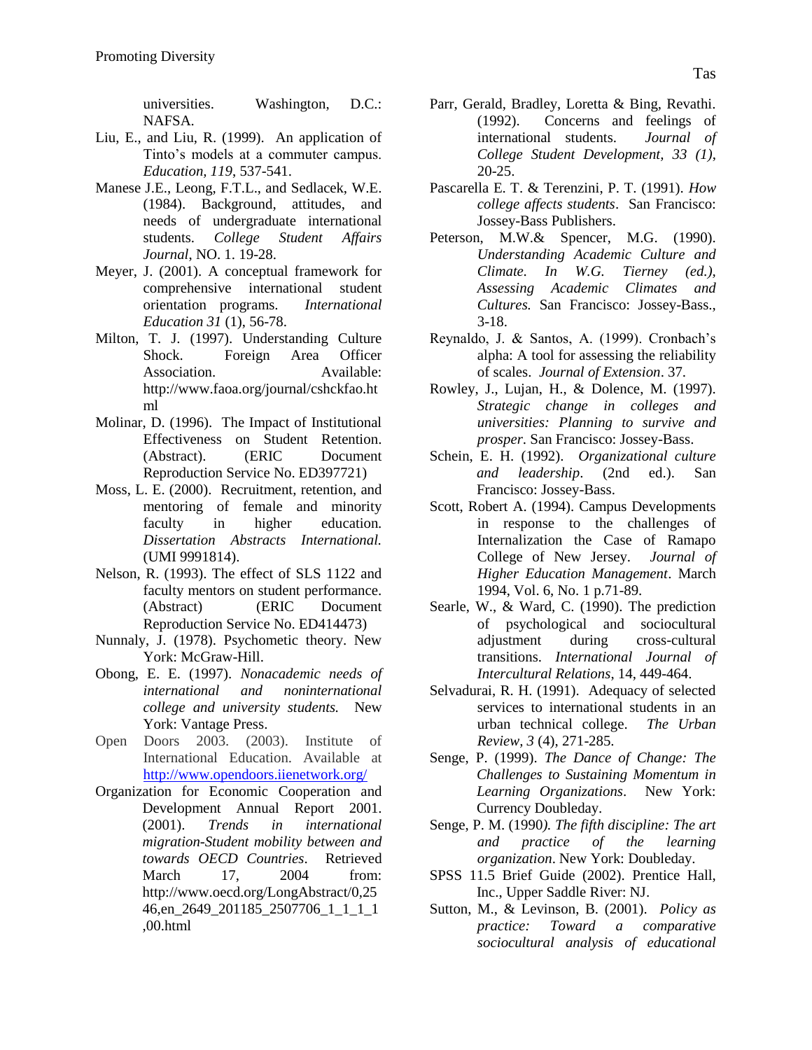universities. Washington, D.C.: NAFSA.

Liu, E., and Liu, R. (1999). An application of Tinto's models at a commuter campus. *Education, 119*, 537-541.

Manese J.E., Leong, F.T.L., and Sedlacek, W.E. (1984). Background, attitudes, and needs of undergraduate international students. *College Student Affairs Journal*, NO. 1. 19-28.

Meyer, J. (2001). A conceptual framework for comprehensive international student orientation programs. *International Education 31* (1), 56-78.

Milton, T. J. (1997). Understanding Culture Shock. Foreign Area Officer Association. Available: http://www.faoa.org/journal/cshckfao.html

Molinar, D. (1996). The Impact of Institutional Effectiveness on Student Retention. (Abstract). (ERIC Document Reproduction Service No. ED397721)

Moss, L. E. (2000). Recruitment, retention, and mentoring of female and minority faculty in higher education. *Dissertation Abstracts International.* (UMI 9991814).

Nelson, R. (1993). The effect of SLS 1122 and faculty mentors on student performance. (Abstract) (ERIC Document Reproduction Service No. ED414473)

Nunnaly, J. (1978). Psychometic theory. New York: McGraw-Hill.

Obong, E. E. (1997). *Nonacademic needs of international and noninternational college and university students.* New York: Vantage Press.

Open Doors 2003. (2003). Institute of International Education. Available at http://www.opendoors.iienetwork.org/

Organization for Economic Cooperation and Development Annual Report 2001. (2001). *Trends in international migration-Student mobility between and towards OECD Countries*. Retrieved March 17, 2004 from: http://www.oecd.org/LongAbstract/0,2546,en_2649_201185_2507706_1_1_1_1,00.html

Parr, Gerald, Bradley, Loretta & Bing, Revathi. (1992). Concerns and feelings of international students. *Journal of College Student Development, 33 (1)*, 20-25.

Pascarella E. T. & Terenzini, P. T. (1991). *How college affects students*. San Francisco: Jossey-Bass Publishers.

Peterson, M.W.& Spencer, M.G. (1990). *Understanding Academic Culture and Climate. In W.G. Tierney (ed.), Assessing Academic Climates and Cultures.* San Francisco: Jossey-Bass., 3-18.

Reynaldo, J. & Santos, A. (1999). Cronbach's alpha: A tool for assessing the reliability of scales. *Journal of Extension*. 37.

Rowley, J., Lujan, H., & Dolence, M. (1997). *Strategic change in colleges and universities: Planning to survive and prosper*. San Francisco: Jossey-Bass.

Schein, E. H. (1992). *Organizational culture and leadership*. (2nd ed.). San Francisco: Jossey-Bass.

Scott, Robert A. (1994). Campus Developments in response to the challenges of Internalization the Case of Ramapo College of New Jersey. *Journal of Higher Education Management*. March 1994, Vol. 6, No. 1 p.71-89.

Searle, W., & Ward, C. (1990). The prediction of psychological and sociocultural adjustment during cross-cultural transitions. *International Journal of Intercultural Relations*, 14, 449-464.

Selvadurai, R. H. (1991). Adequacy of selected services to international students in an urban technical college. *The Urban Review, 3* (4), 271-285.

Senge, P. (1999). *The Dance of Change: The Challenges to Sustaining Momentum in Learning Organizations*. New York: Currency Doubleday.

Senge, P. M. (1990*). The fifth discipline: The art and practice of the learning organization*. New York: Doubleday.

SPSS 11.5 Brief Guide (2002). Prentice Hall, Inc., Upper Saddle River: NJ.

Sutton, M., & Levinson, B. (2001). *Policy as practice: Toward a comparative sociocultural analysis of educational*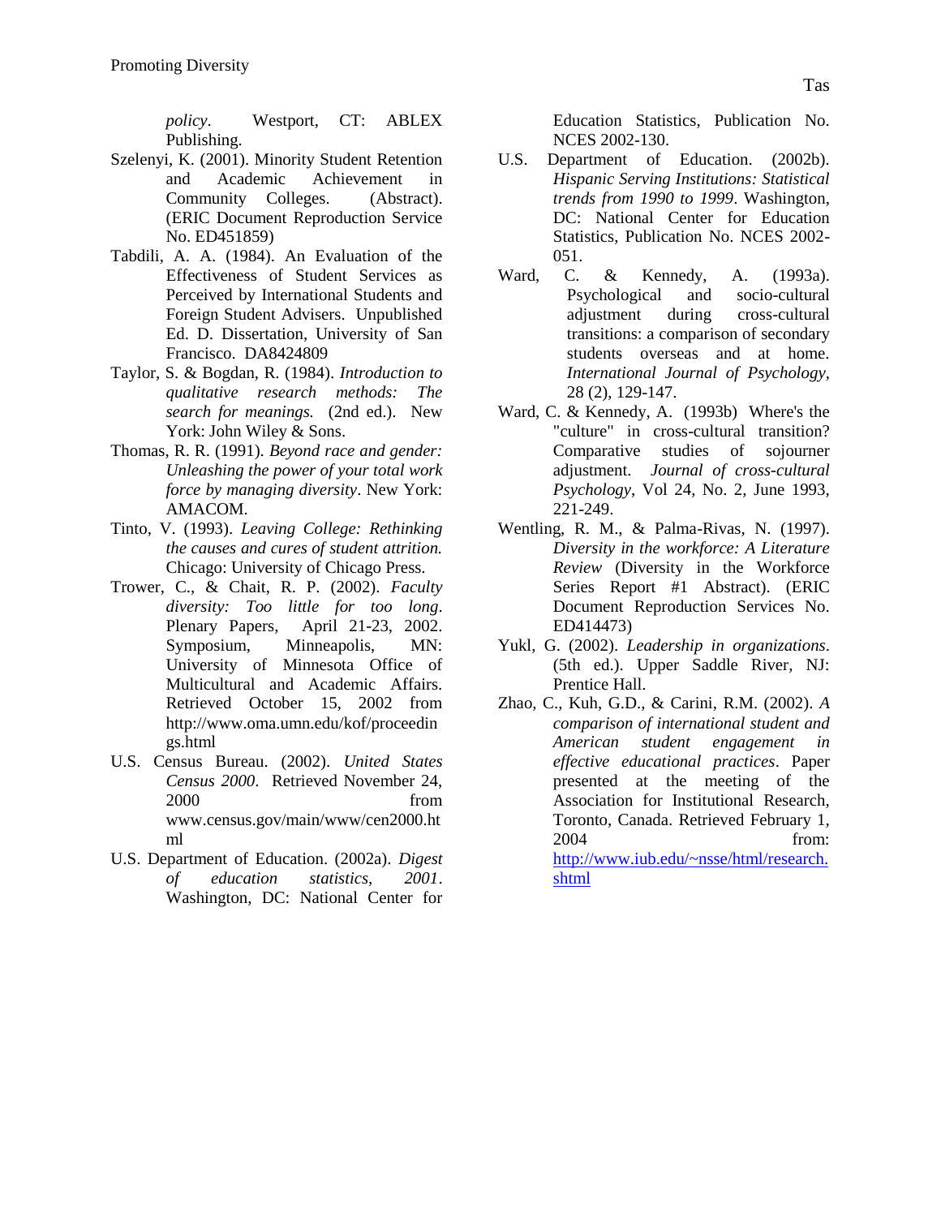*policy*. Westport, CT: ABLEX Publishing.

Szelenyi, K. (2001). Minority Student Retention and Academic Achievement in Community Colleges. (Abstract). (ERIC Document Reproduction Service No. ED451859)

Tabdili, A. A. (1984). An Evaluation of the Effectiveness of Student Services as Perceived by International Students and Foreign Student Advisers. Unpublished Ed. D. Dissertation, University of San Francisco. DA8424809

Taylor, S. & Bogdan, R. (1984). *Introduction to qualitative research methods: The search for meanings.* (2nd ed.). New York: John Wiley & Sons.

Thomas, R. R. (1991). *Beyond race and gender: Unleashing the power of your total work force by managing diversity*. New York: AMACOM.

Tinto, V. (1993). *Leaving College: Rethinking the causes and cures of student attrition.* Chicago: University of Chicago Press.

Trower, C., & Chait, R. P. (2002). *Faculty diversity: Too little for too long*. Plenary Papers, April 21-23, 2002. Symposium, Minneapolis, MN: University of Minnesota Office of Multicultural and Academic Affairs. Retrieved October 15, 2002 from http://www.oma.umn.edu/kof/proceedings.html

U.S. Census Bureau. (2002). *United States Census 2000*. Retrieved November 24, 2000 from www.census.gov/main/www/cen2000.html

U.S. Department of Education. (2002a). *Digest of education statistics, 2001*. Washington, DC: National Center for Education Statistics, Publication No. NCES 2002-130.

U.S. Department of Education. (2002b). *Hispanic Serving Institutions: Statistical trends from 1990 to 1999*. Washington, DC: National Center for Education Statistics, Publication No. NCES 2002-051.

Ward, C. & Kennedy, A. (1993a). Psychological and socio-cultural adjustment during cross-cultural transitions: a comparison of secondary students overseas and at home. *International Journal of Psychology*, 28 (2), 129-147.

Ward, C. & Kennedy, A. (1993b) Where's the "culture" in cross-cultural transition? Comparative studies of sojourner adjustment. *Journal of cross-cultural Psychology*, Vol 24, No. 2, June 1993, 221-249.

Wentling, R. M., & Palma-Rivas, N. (1997). *Diversity in the workforce: A Literature Review* (Diversity in the Workforce Series Report #1 Abstract). (ERIC Document Reproduction Services No. ED414473)

Yukl, G. (2002). *Leadership in organizations*. (5th ed.). Upper Saddle River, NJ: Prentice Hall.

Zhao, C., Kuh, G.D., & Carini, R.M. (2002). *A comparison of international student and American student engagement in effective educational practices*. Paper presented at the meeting of the Association for Institutional Research, Toronto, Canada. Retrieved February 1, 2004 from: http://www.iub.edu/~nsse/html/research.shtml